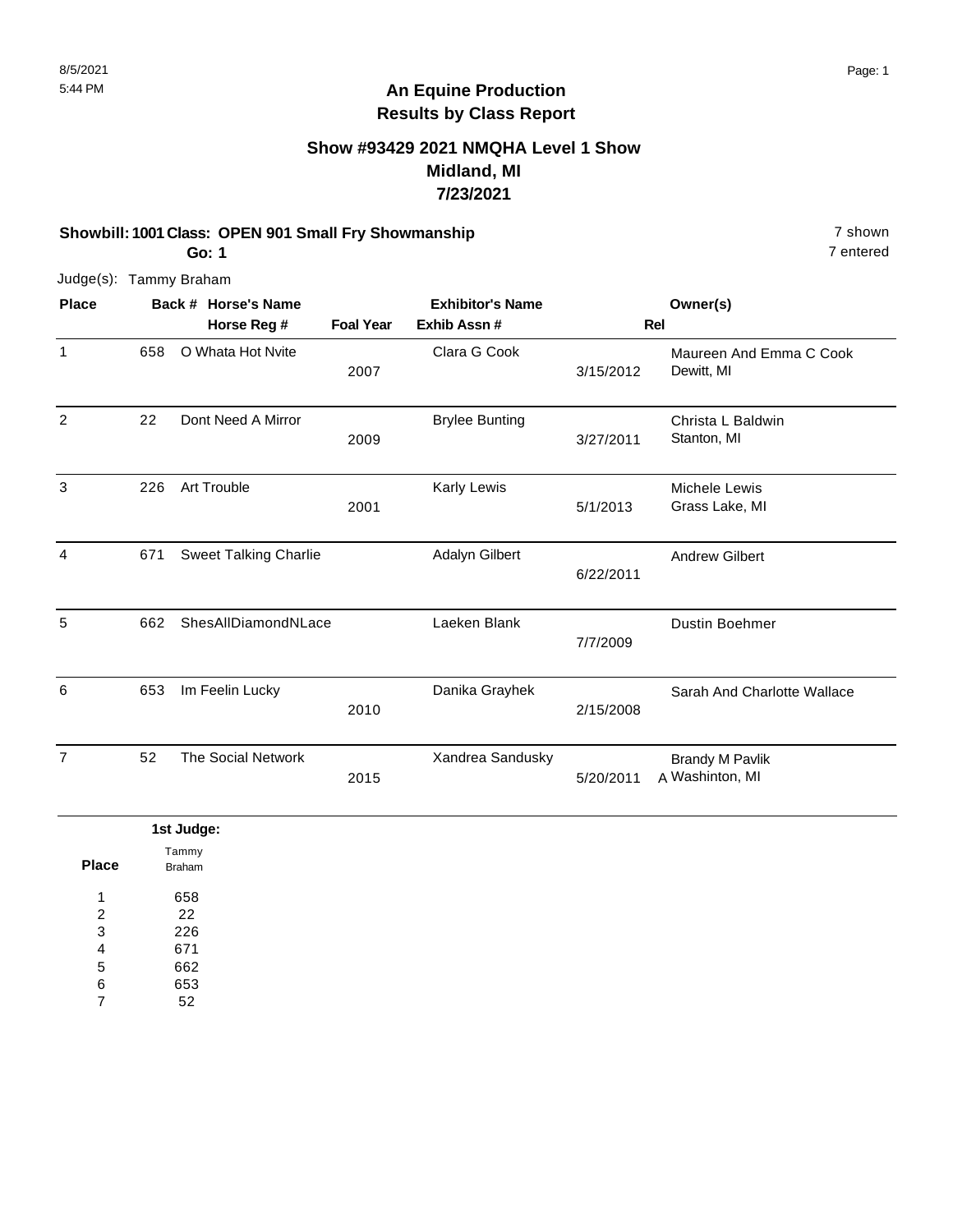# An Equine Production
## Results by Class Report

### Show #93429 2021 NMQHA Level 1 Show
### Midland, MI
### 7/23/2021

**Showbill: 1001 Class: OPEN 901 Small Fry Showmanship** 7 shown

**Go: 1** 7 entered

Judge(s): Tammy Braham

| Place | Back # | Horse's Name / Horse Reg # | Foal Year | Exhibitor's Name / Exhib Assn # | Rel | Owner(s) |
|---|---|---|---|---|---|---|
| 1 | 658 | O Whata Hot Nvite | 2007 | Clara G Cook | 3/15/2012 | Maureen And Emma C Cook<br>Dewitt, MI |
| 2 | 22 | Dont Need A Mirror | 2009 | Brylee Bunting | 3/27/2011 | Christa L Baldwin<br>Stanton, MI |
| 3 | 226 | Art Trouble | 2001 | Karly Lewis | 5/1/2013 | Michele Lewis<br>Grass Lake, MI |
| 4 | 671 | Sweet Talking Charlie | | Adalyn Gilbert | 6/22/2011 | Andrew Gilbert |
| 5 | 662 | ShesAllDiamondNLace | | Laeken Blank | 7/7/2009 | Dustin Boehmer |
| 6 | 653 | Im Feelin Lucky | 2010 | Danika Grayhek | 2/15/2008 | Sarah And Charlotte Wallace |
| 7 | 52 | The Social Network | 2015 | Xandrea Sandusky | 5/20/2011 A | Brandy M Pavlik<br>Washinton, MI |

**1st Judge:**

| Place | Tammy Braham |
|---|---|
| 1 | 658 |
| 2 | 22 |
| 3 | 226 |
| 4 | 671 |
| 5 | 662 |
| 6 | 653 |
| 7 | 52 |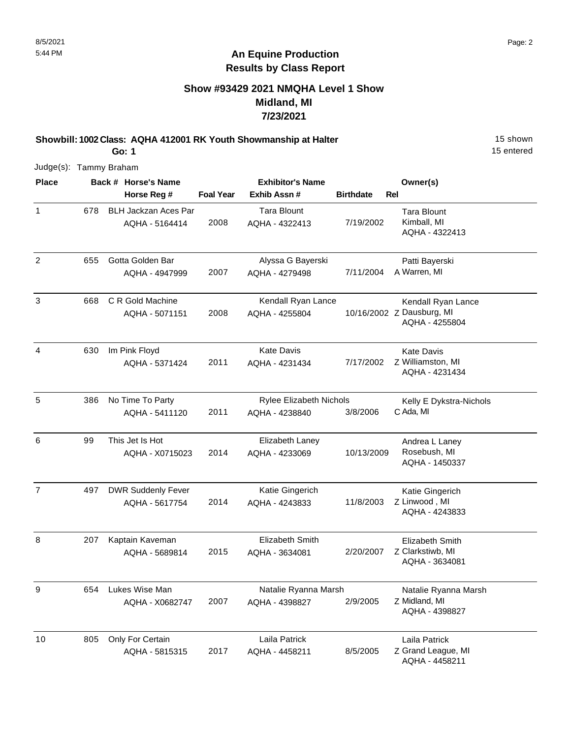8/5/2021
5:44 PM

# An Equine Production
## Results by Class Report

### Show #93429 2021 NMQHA Level 1 Show
### Midland, MI
### 7/23/2021

**Showbill: 1002 Class: AQHA 412001 RK Youth Showmanship at Halter** 15 shown
**Go: 1** 15 entered

Judge(s): Tammy Braham

| Place | Back # | Horse's Name / Horse Reg # | Foal Year | Exhibitor's Name / Exhib Assn # | Birthdate | Rel | Owner(s) |
|---|---|---|---|---|---|---|---|
| 1 | 678 | BLH Jackzan Aces Par<br>AQHA - 5164414 | 2008 | Tara Blount<br>AQHA - 4322413 | 7/19/2002 | | Tara Blount<br>Kimball, MI<br>AQHA - 4322413 |
| 2 | 655 | Gotta Golden Bar<br>AQHA - 4947999 | 2007 | Alyssa G Bayerski<br>AQHA - 4279498 | 7/11/2004 | A | Patti Bayerski<br>Warren, MI |
| 3 | 668 | C R Gold Machine<br>AQHA - 5071151 | 2008 | Kendall Ryan Lance<br>AQHA - 4255804 | 10/16/2002 | Z | Kendall Ryan Lance<br>Dausburg, MI<br>AQHA - 4255804 |
| 4 | 630 | Im Pink Floyd<br>AQHA - 5371424 | 2011 | Kate Davis<br>AQHA - 4231434 | 7/17/2002 | Z | Kate Davis<br>Williamston, MI<br>AQHA - 4231434 |
| 5 | 386 | No Time To Party<br>AQHA - 5411120 | 2011 | Rylee Elizabeth Nichols<br>AQHA - 4238840 | 3/8/2006 | C | Kelly E Dykstra-Nichols<br>Ada, MI |
| 6 | 99 | This Jet Is Hot<br>AQHA - X0715023 | 2014 | Elizabeth Laney<br>AQHA - 4233069 | 10/13/2009 | | Andrea L Laney<br>Rosebush, MI<br>AQHA - 1450337 |
| 7 | 497 | DWR Suddenly Fever<br>AQHA - 5617754 | 2014 | Katie Gingerich<br>AQHA - 4243833 | 11/8/2003 | Z | Katie Gingerich<br>Linwood , MI<br>AQHA - 4243833 |
| 8 | 207 | Kaptain Kaveman<br>AQHA - 5689814 | 2015 | Elizabeth Smith<br>AQHA - 3634081 | 2/20/2007 | Z | Elizabeth Smith<br>Clarkstiwb, MI<br>AQHA - 3634081 |
| 9 | 654 | Lukes Wise Man<br>AQHA - X0682747 | 2007 | Natalie Ryanna Marsh<br>AQHA - 4398827 | 2/9/2005 | Z | Natalie Ryanna Marsh<br>Midland, MI<br>AQHA - 4398827 |
| 10 | 805 | Only For Certain<br>AQHA - 5815315 | 2017 | Laila Patrick<br>AQHA - 4458211 | 8/5/2005 | Z | Laila Patrick<br>Grand League, MI<br>AQHA - 4458211 |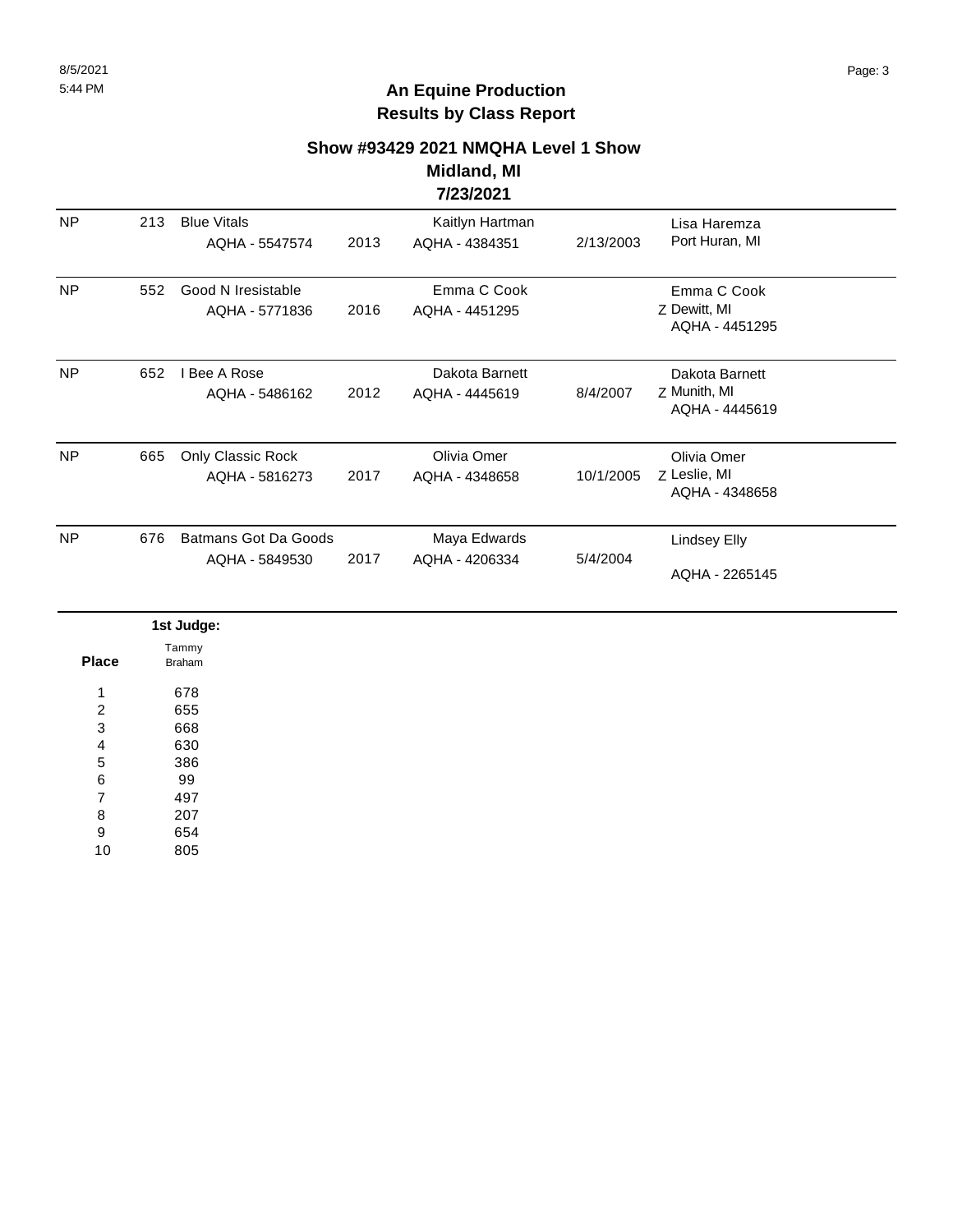## An Equine Production
## Results by Class Report

### Show #93429 2021 NMQHA Level 1 Show
### Midland, MI
### 7/23/2021

| Place | Back # | Horse | Year | Rider | Rider DOB | Owner |
|---|---|---|---|---|---|---|
| NP | 213 | Blue Vitals<br>AQHA - 5547574 | 2013 | Kaitlyn Hartman<br>AQHA - 4384351 | 2/13/2003 | Lisa Haremza<br>Port Huran, MI |
| NP | 552 | Good N Iresistable<br>AQHA - 5771836 | 2016 | Emma C Cook<br>AQHA - 4451295 | | Emma C Cook<br>Z Dewitt, MI<br>AQHA - 4451295 |
| NP | 652 | I Bee A Rose<br>AQHA - 5486162 | 2012 | Dakota Barnett<br>AQHA - 4445619 | 8/4/2007 | Dakota Barnett<br>Z Munith, MI<br>AQHA - 4445619 |
| NP | 665 | Only Classic Rock<br>AQHA - 5816273 | 2017 | Olivia Omer<br>AQHA - 4348658 | 10/1/2005 | Olivia Omer<br>Z Leslie, MI<br>AQHA - 4348658 |
| NP | 676 | Batmans Got Da Goods<br>AQHA - 5849530 | 2017 | Maya Edwards<br>AQHA - 4206334 | 5/4/2004 | Lindsey Elly<br>AQHA - 2265145 |

**1st Judge:**

| Place | Tammy Braham |
|---|---|
| 1 | 678 |
| 2 | 655 |
| 3 | 668 |
| 4 | 630 |
| 5 | 386 |
| 6 | 99 |
| 7 | 497 |
| 8 | 207 |
| 9 | 654 |
| 10 | 805 |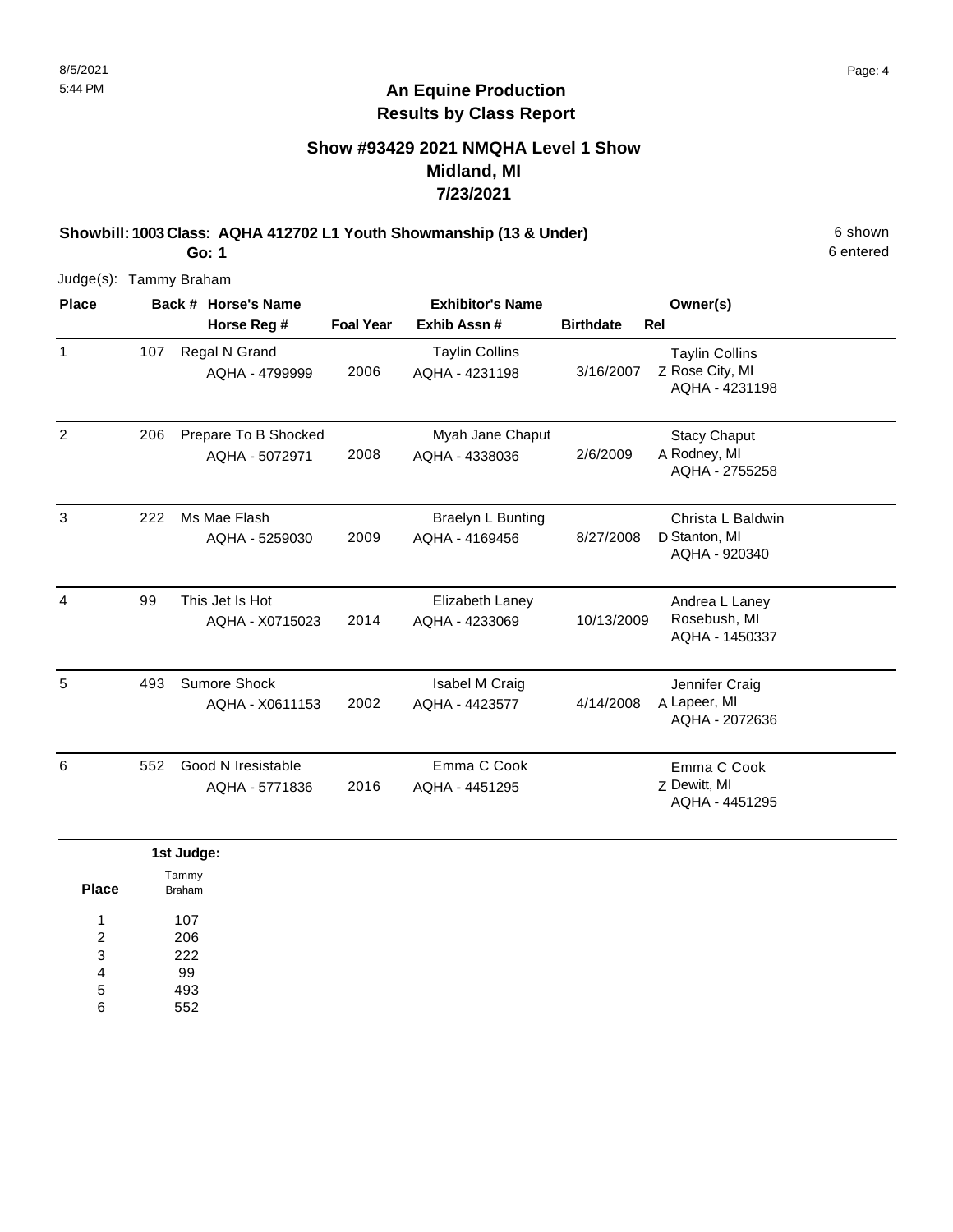## An Equine Production
## Results by Class Report

### Show #93429 2021 NMQHA Level 1 Show
### Midland, MI
### 7/23/2021

**Showbill: 1003 Class: AQHA 412702 L1 Youth Showmanship (13 & Under)** 6 shown
**Go: 1** 6 entered

Judge(s): Tammy Braham

| Place | Back # | Horse's Name / Horse Reg # | Foal Year | Exhibitor's Name / Exhib Assn # | Birthdate | Rel | Owner(s) |
|---|---|---|---|---|---|---|---|
| 1 | 107 | Regal N Grand<br>AQHA - 4799999 | 2006 | Taylin Collins<br>AQHA - 4231198 | 3/16/2007 | Z | Taylin Collins<br>Rose City, MI<br>AQHA - 4231198 |
| 2 | 206 | Prepare To B Shocked<br>AQHA - 5072971 | 2008 | Myah Jane Chaput<br>AQHA - 4338036 | 2/6/2009 | A | Stacy Chaput<br>Rodney, MI<br>AQHA - 2755258 |
| 3 | 222 | Ms Mae Flash<br>AQHA - 5259030 | 2009 | Braelyn L Bunting<br>AQHA - 4169456 | 8/27/2008 | D | Christa L Baldwin<br>Stanton, MI<br>AQHA - 920340 |
| 4 | 99 | This Jet Is Hot<br>AQHA - X0715023 | 2014 | Elizabeth Laney<br>AQHA - 4233069 | 10/13/2009 | | Andrea L Laney<br>Rosebush, MI<br>AQHA - 1450337 |
| 5 | 493 | Sumore Shock<br>AQHA - X0611153 | 2002 | Isabel M Craig<br>AQHA - 4423577 | 4/14/2008 | A | Jennifer Craig<br>Lapeer, MI<br>AQHA - 2072636 |
| 6 | 552 | Good N Iresistable<br>AQHA - 5771836 | 2016 | Emma C Cook<br>AQHA - 4451295 | | Z | Emma C Cook<br>Dewitt, MI<br>AQHA - 4451295 |

**1st Judge:**

| Place | Tammy Braham |
|---|---|
| 1 | 107 |
| 2 | 206 |
| 3 | 222 |
| 4 | 99 |
| 5 | 493 |
| 6 | 552 |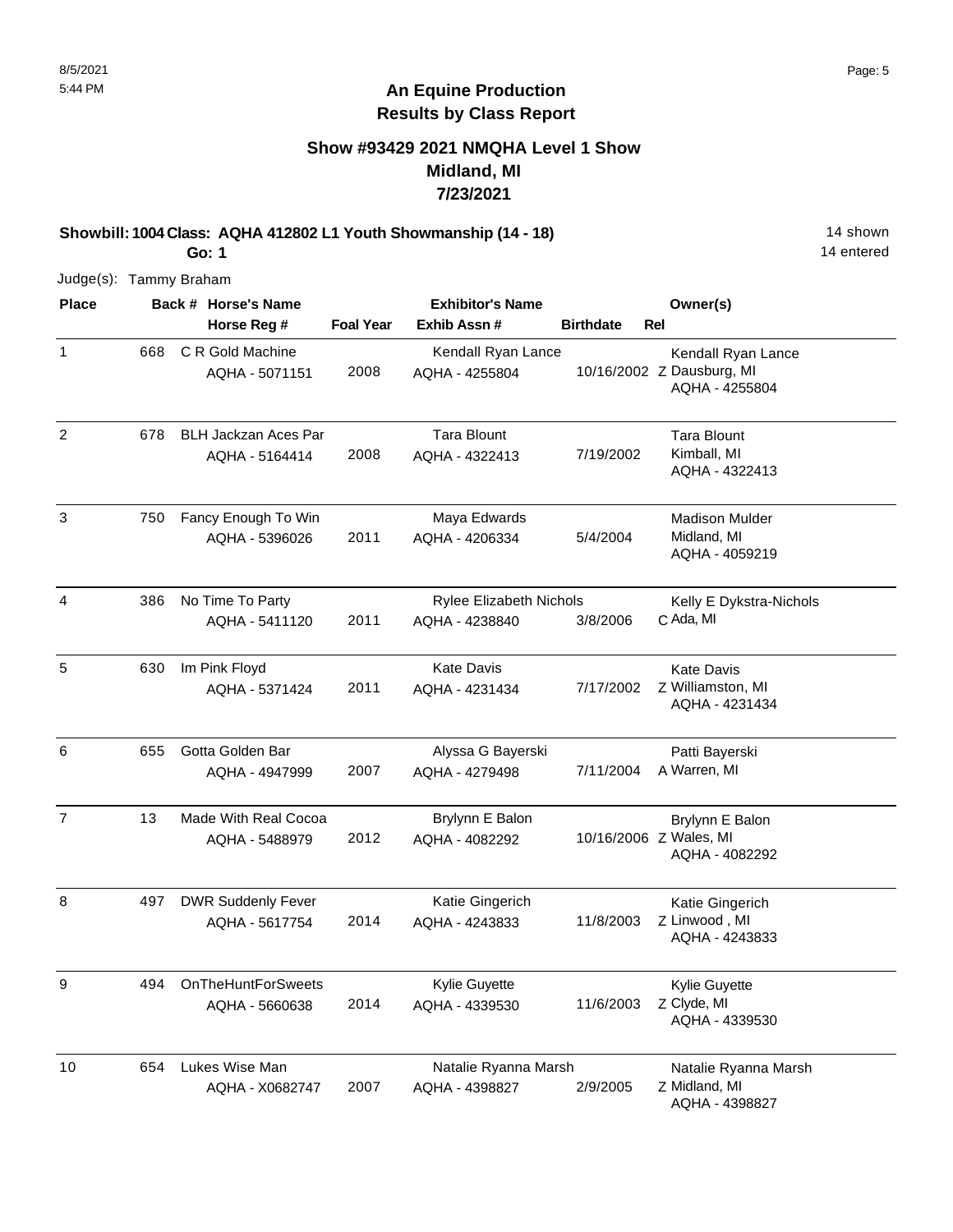# An Equine Production
## Results by Class Report

### Show #93429 2021 NMQHA Level 1 Show
### Midland, MI
### 7/23/2021

**Showbill: 1004 Class: AQHA 412802 L1 Youth Showmanship (14 - 18)** — 14 shown

**Go: 1** — 14 entered

Judge(s): Tammy Braham

| Place | Back # | Horse's Name / Horse Reg # | Foal Year | Exhibitor's Name / Exhib Assn # | Birthdate | Rel | Owner(s) |
|---|---|---|---|---|---|---|---|
| 1 | 668 | C R Gold Machine<br>AQHA - 5071151 | 2008 | Kendall Ryan Lance<br>AQHA - 4255804 | 10/16/2002 | Z | Kendall Ryan Lance<br>Dausburg, MI<br>AQHA - 4255804 |
| 2 | 678 | BLH Jackzan Aces Par<br>AQHA - 5164414 | 2008 | Tara Blount<br>AQHA - 4322413 | 7/19/2002 | | Tara Blount<br>Kimball, MI<br>AQHA - 4322413 |
| 3 | 750 | Fancy Enough To Win<br>AQHA - 5396026 | 2011 | Maya Edwards<br>AQHA - 4206334 | 5/4/2004 | | Madison Mulder<br>Midland, MI<br>AQHA - 4059219 |
| 4 | 386 | No Time To Party<br>AQHA - 5411120 | 2011 | Rylee Elizabeth Nichols<br>AQHA - 4238840 | 3/8/2006 | C | Kelly E Dykstra-Nichols<br>Ada, MI |
| 5 | 630 | Im Pink Floyd<br>AQHA - 5371424 | 2011 | Kate Davis<br>AQHA - 4231434 | 7/17/2002 | Z | Kate Davis<br>Williamston, MI<br>AQHA - 4231434 |
| 6 | 655 | Gotta Golden Bar<br>AQHA - 4947999 | 2007 | Alyssa G Bayerski<br>AQHA - 4279498 | 7/11/2004 | A | Patti Bayerski<br>Warren, MI |
| 7 | 13 | Made With Real Cocoa<br>AQHA - 5488979 | 2012 | Brylynn E Balon<br>AQHA - 4082292 | 10/16/2006 | Z | Brylynn E Balon<br>Wales, MI<br>AQHA - 4082292 |
| 8 | 497 | DWR Suddenly Fever<br>AQHA - 5617754 | 2014 | Katie Gingerich<br>AQHA - 4243833 | 11/8/2003 | Z | Katie Gingerich<br>Linwood , MI<br>AQHA - 4243833 |
| 9 | 494 | OnTheHuntForSweets<br>AQHA - 5660638 | 2014 | Kylie Guyette<br>AQHA - 4339530 | 11/6/2003 | Z | Kylie Guyette<br>Clyde, MI<br>AQHA - 4339530 |
| 10 | 654 | Lukes Wise Man<br>AQHA - X0682747 | 2007 | Natalie Ryanna Marsh<br>AQHA - 4398827 | 2/9/2005 | Z | Natalie Ryanna Marsh<br>Midland, MI<br>AQHA - 4398827 |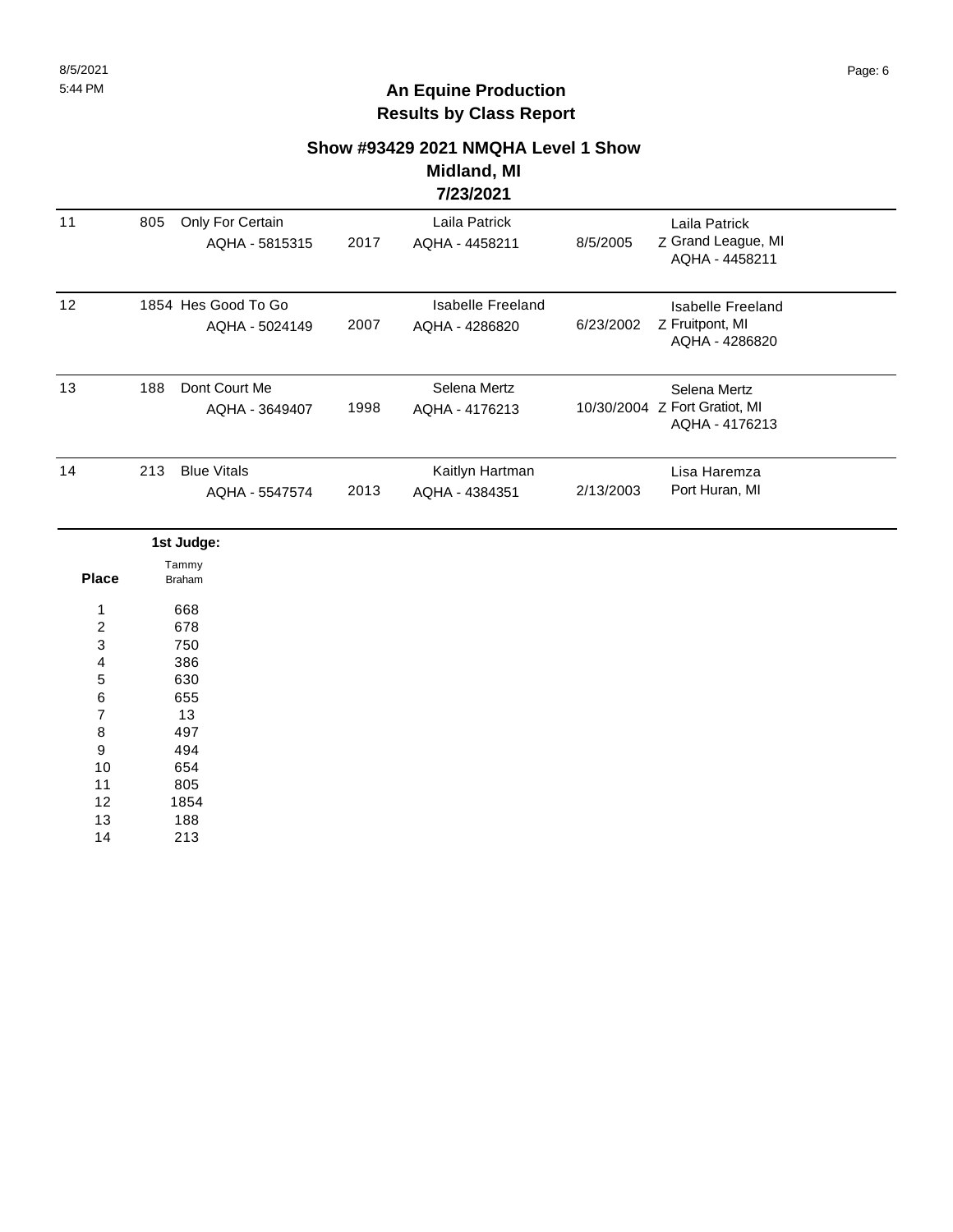## An Equine Production
## Results by Class Report

### Show #93429 2021 NMQHA Level 1 Show
### Midland, MI
### 7/23/2021

| Place | Back # | Horse | Year | Rider | Rider DOB | Owner |
|---|---|---|---|---|---|---|
| 11 | 805 | Only For Certain AQHA - 5815315 | 2017 | Laila Patrick AQHA - 4458211 | 8/5/2005 | Z Laila Patrick Grand League, MI AQHA - 4458211 |
| 12 | 1854 | Hes Good To Go AQHA - 5024149 | 2007 | Isabelle Freeland AQHA - 4286820 | 6/23/2002 | Z Isabelle Freeland Fruitpont, MI AQHA - 4286820 |
| 13 | 188 | Dont Court Me AQHA - 3649407 | 1998 | Selena Mertz AQHA - 4176213 | 10/30/2004 | Z Selena Mertz Fort Gratiot, MI AQHA - 4176213 |
| 14 | 213 | Blue Vitals AQHA - 5547574 | 2013 | Kaitlyn Hartman AQHA - 4384351 | 2/13/2003 | Lisa Haremza Port Huran, MI |

**1st Judge:**

| Place | Tammy Braham |
|---|---|
| 1 | 668 |
| 2 | 678 |
| 3 | 750 |
| 4 | 386 |
| 5 | 630 |
| 6 | 655 |
| 7 | 13 |
| 8 | 497 |
| 9 | 494 |
| 10 | 654 |
| 11 | 805 |
| 12 | 1854 |
| 13 | 188 |
| 14 | 213 |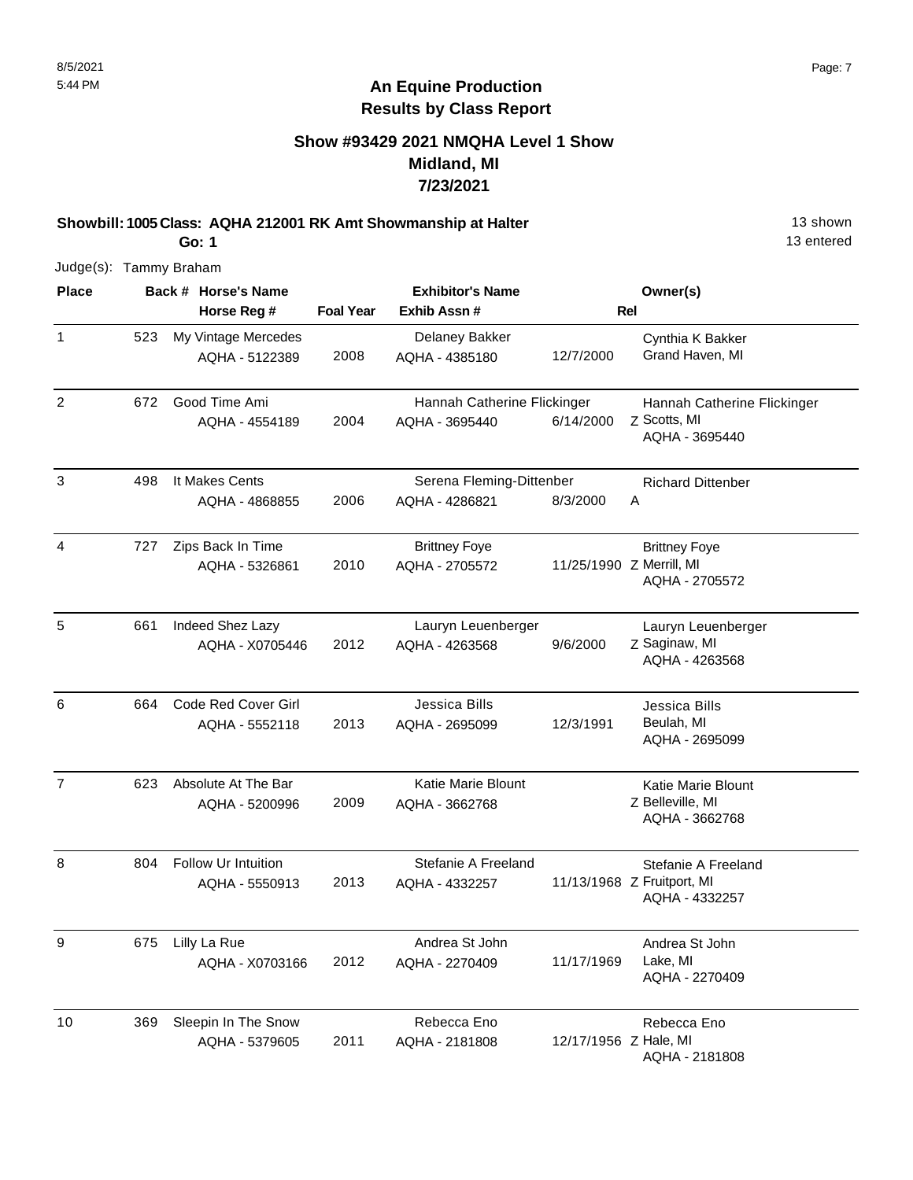# An Equine Production
## Results by Class Report

### Show #93429 2021 NMQHA Level 1 Show
### Midland, MI
### 7/23/2021

**Showbill: 1005 Class: AQHA 212001 RK Amt Showmanship at Halter** — 13 shown

**Go: 1** — 13 entered

Judge(s): Tammy Braham

| Place | Back # | Horse's Name / Horse Reg # | Foal Year | Exhibitor's Name / Exhib Assn # | | Rel | Owner(s) |
|---|---|---|---|---|---|---|---|
| 1 | 523 | My Vintage Mercedes<br>AQHA - 5122389 | 2008 | Delaney Bakker<br>AQHA - 4385180 | 12/7/2000 | | Cynthia K Bakker<br>Grand Haven, MI |
| 2 | 672 | Good Time Ami<br>AQHA - 4554189 | 2004 | Hannah Catherine Flickinger<br>AQHA - 3695440 | 6/14/2000 | Z | Hannah Catherine Flickinger<br>Scotts, MI<br>AQHA - 3695440 |
| 3 | 498 | It Makes Cents<br>AQHA - 4868855 | 2006 | Serena Fleming-Dittenber<br>AQHA - 4286821 | 8/3/2000 | A | Richard Dittenber |
| 4 | 727 | Zips Back In Time<br>AQHA - 5326861 | 2010 | Brittney Foye<br>AQHA - 2705572 | 11/25/1990 | Z | Brittney Foye<br>Merrill, MI<br>AQHA - 2705572 |
| 5 | 661 | Indeed Shez Lazy<br>AQHA - X0705446 | 2012 | Lauryn Leuenberger<br>AQHA - 4263568 | 9/6/2000 | Z | Lauryn Leuenberger<br>Saginaw, MI<br>AQHA - 4263568 |
| 6 | 664 | Code Red Cover Girl<br>AQHA - 5552118 | 2013 | Jessica Bills<br>AQHA - 2695099 | 12/3/1991 | | Jessica Bills<br>Beulah, MI<br>AQHA - 2695099 |
| 7 | 623 | Absolute At The Bar<br>AQHA - 5200996 | 2009 | Katie Marie Blount<br>AQHA - 3662768 | | Z | Katie Marie Blount<br>Belleville, MI<br>AQHA - 3662768 |
| 8 | 804 | Follow Ur Intuition<br>AQHA - 5550913 | 2013 | Stefanie A Freeland<br>AQHA - 4332257 | 11/13/1968 | Z | Stefanie A Freeland<br>Fruitport, MI<br>AQHA - 4332257 |
| 9 | 675 | Lilly La Rue<br>AQHA - X0703166 | 2012 | Andrea St John<br>AQHA - 2270409 | 11/17/1969 | | Andrea St John<br>Lake, MI<br>AQHA - 2270409 |
| 10 | 369 | Sleepin In The Snow<br>AQHA - 5379605 | 2011 | Rebecca Eno<br>AQHA - 2181808 | 12/17/1956 | Z | Rebecca Eno<br>Hale, MI<br>AQHA - 2181808 |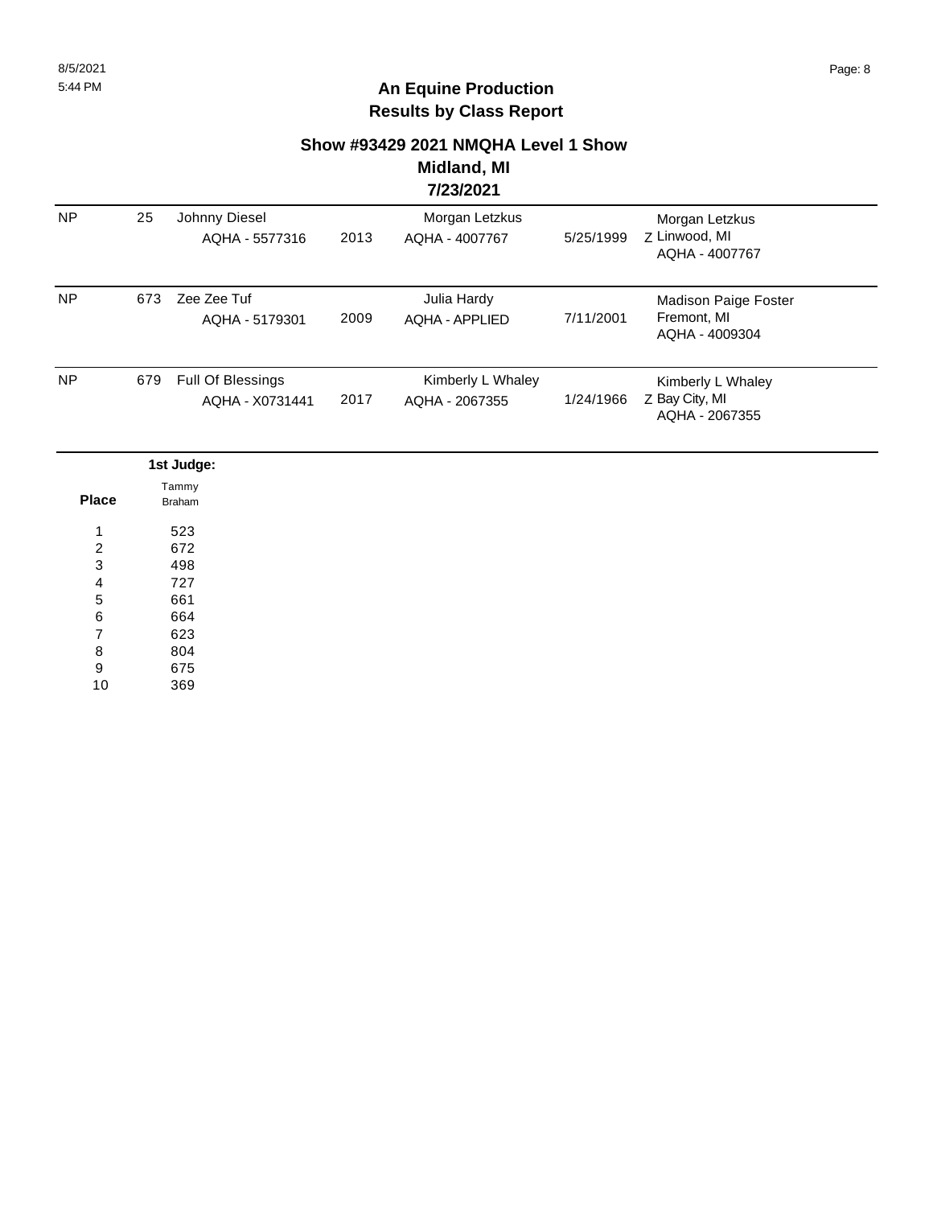## An Equine Production
## Results by Class Report

### Show #93429 2021 NMQHA Level 1 Show
### Midland, MI
### 7/23/2021

| | | | | | | | |
|---|---|---|---|---|---|---|---|
| NP | 25 | Johnny Diesel<br>AQHA - 5577316 | 2013 | Morgan Letzkus<br>AQHA - 4007767 | 5/25/1999 | Z | Morgan Letzkus<br>Linwood, MI<br>AQHA - 4007767 |
| NP | 673 | Zee Zee Tuf<br>AQHA - 5179301 | 2009 | Julia Hardy<br>AQHA - APPLIED | 7/11/2001 | | Madison Paige Foster<br>Fremont, MI<br>AQHA - 4009304 |
| NP | 679 | Full Of Blessings<br>AQHA - X0731441 | 2017 | Kimberly L Whaley<br>AQHA - 2067355 | 1/24/1966 | Z | Kimberly L Whaley<br>Bay City, MI<br>AQHA - 2067355 |

| Place | 1st Judge:<br>Tammy Braham |
|---|---|
| 1 | 523 |
| 2 | 672 |
| 3 | 498 |
| 4 | 727 |
| 5 | 661 |
| 6 | 664 |
| 7 | 623 |
| 8 | 804 |
| 9 | 675 |
| 10 | 369 |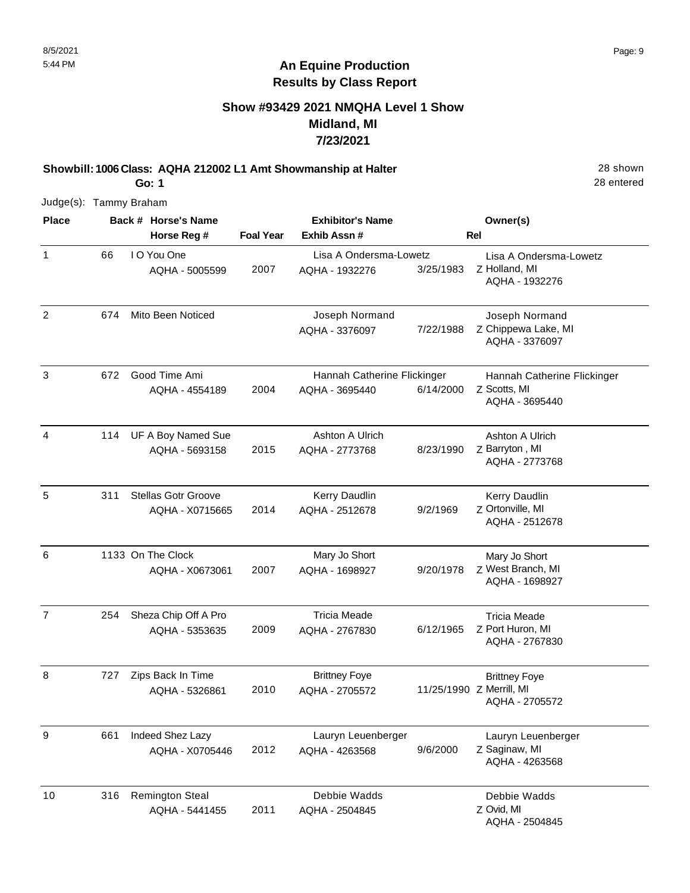# An Equine Production
## Results by Class Report

### Show #93429 2021 NMQHA Level 1 Show
### Midland, MI
### 7/23/2021

**Showbill: 1006 Class: AQHA 212002 L1 Amt Showmanship at Halter** 28 shown
**Go: 1** 28 entered

Judge(s): Tammy Braham

| Place | Back # | Horse's Name / Horse Reg # | Foal Year | Exhibitor's Name / Exhib Assn # | Rel | Owner(s) |
|---|---|---|---|---|---|---|
| 1 | 66 | I O You One<br>AQHA - 5005599 | 2007 | Lisa A Ondersma-Lowetz<br>AQHA - 1932276 | 3/25/1983 Z | Lisa A Ondersma-Lowetz<br>Holland, MI<br>AQHA - 1932276 |
| 2 | 674 | Mito Been Noticed | | Joseph Normand<br>AQHA - 3376097 | 7/22/1988 Z | Joseph Normand<br>Chippewa Lake, MI<br>AQHA - 3376097 |
| 3 | 672 | Good Time Ami<br>AQHA - 4554189 | 2004 | Hannah Catherine Flickinger<br>AQHA - 3695440 | 6/14/2000 Z | Hannah Catherine Flickinger<br>Scotts, MI<br>AQHA - 3695440 |
| 4 | 114 | UF A Boy Named Sue<br>AQHA - 5693158 | 2015 | Ashton A Ulrich<br>AQHA - 2773768 | 8/23/1990 Z | Ashton A Ulrich<br>Barryton , MI<br>AQHA - 2773768 |
| 5 | 311 | Stellas Gotr Groove<br>AQHA - X0715665 | 2014 | Kerry Daudlin<br>AQHA - 2512678 | 9/2/1969 Z | Kerry Daudlin<br>Ortonville, MI<br>AQHA - 2512678 |
| 6 | 1133 | On The Clock<br>AQHA - X0673061 | 2007 | Mary Jo Short<br>AQHA - 1698927 | 9/20/1978 Z | Mary Jo Short<br>West Branch, MI<br>AQHA - 1698927 |
| 7 | 254 | Sheza Chip Off A Pro<br>AQHA - 5353635 | 2009 | Tricia Meade<br>AQHA - 2767830 | 6/12/1965 Z | Tricia Meade<br>Port Huron, MI<br>AQHA - 2767830 |
| 8 | 727 | Zips Back In Time<br>AQHA - 5326861 | 2010 | Brittney Foye<br>AQHA - 2705572 | 11/25/1990 Z | Brittney Foye<br>Merrill, MI<br>AQHA - 2705572 |
| 9 | 661 | Indeed Shez Lazy<br>AQHA - X0705446 | 2012 | Lauryn Leuenberger<br>AQHA - 4263568 | 9/6/2000 Z | Lauryn Leuenberger<br>Saginaw, MI<br>AQHA - 4263568 |
| 10 | 316 | Remington Steal<br>AQHA - 5441455 | 2011 | Debbie Wadds<br>AQHA - 2504845 | Z | Debbie Wadds<br>Ovid, MI<br>AQHA - 2504845 |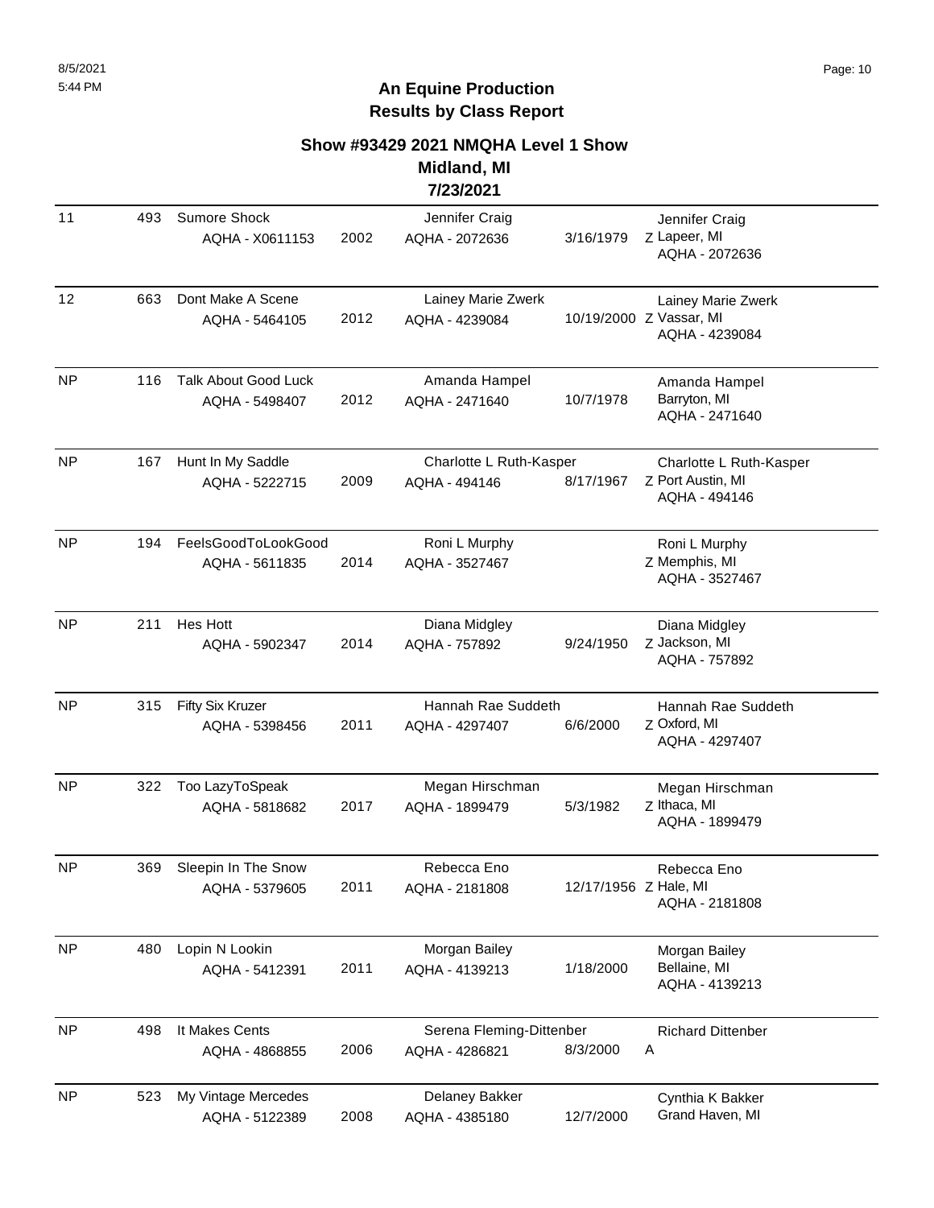## An Equine Production
## Results by Class Report

### Show #93429 2021 NMQHA Level 1 Show
### Midland, MI
### 7/23/2021

| Place | Back # | Horse | Year | Rider | DOB | Owner |
|---|---|---|---|---|---|---|
| 11 | 493 | Sumore Shock<br>AQHA - X0611153 | 2002 | Jennifer Craig<br>AQHA - 2072636 | 3/16/1979 | Z Jennifer Craig<br>Lapeer, MI<br>AQHA - 2072636 |
| 12 | 663 | Dont Make A Scene<br>AQHA - 5464105 | 2012 | Lainey Marie Zwerk<br>AQHA - 4239084 | 10/19/2000 | Z Lainey Marie Zwerk<br>Vassar, MI<br>AQHA - 4239084 |
| NP | 116 | Talk About Good Luck<br>AQHA - 5498407 | 2012 | Amanda Hampel<br>AQHA - 2471640 | 10/7/1978 | Amanda Hampel<br>Barryton, MI<br>AQHA - 2471640 |
| NP | 167 | Hunt In My Saddle<br>AQHA - 5222715 | 2009 | Charlotte L Ruth-Kasper<br>AQHA - 494146 | 8/17/1967 | Z Charlotte L Ruth-Kasper<br>Port Austin, MI<br>AQHA - 494146 |
| NP | 194 | FeelsGoodToLookGood<br>AQHA - 5611835 | 2014 | Roni L Murphy<br>AQHA - 3527467 | | Z Roni L Murphy<br>Memphis, MI<br>AQHA - 3527467 |
| NP | 211 | Hes Hott<br>AQHA - 5902347 | 2014 | Diana Midgley<br>AQHA - 757892 | 9/24/1950 | Z Diana Midgley<br>Jackson, MI<br>AQHA - 757892 |
| NP | 315 | Fifty Six Kruzer<br>AQHA - 5398456 | 2011 | Hannah Rae Suddeth<br>AQHA - 4297407 | 6/6/2000 | Z Hannah Rae Suddeth<br>Oxford, MI<br>AQHA - 4297407 |
| NP | 322 | Too LazyToSpeak<br>AQHA - 5818682 | 2017 | Megan Hirschman<br>AQHA - 1899479 | 5/3/1982 | Z Megan Hirschman<br>Ithaca, MI<br>AQHA - 1899479 |
| NP | 369 | Sleepin In The Snow<br>AQHA - 5379605 | 2011 | Rebecca Eno<br>AQHA - 2181808 | 12/17/1956 | Z Rebecca Eno<br>Hale, MI<br>AQHA - 2181808 |
| NP | 480 | Lopin N Lookin<br>AQHA - 5412391 | 2011 | Morgan Bailey<br>AQHA - 4139213 | 1/18/2000 | Morgan Bailey<br>Bellaine, MI<br>AQHA - 4139213 |
| NP | 498 | It Makes Cents<br>AQHA - 4868855 | 2006 | Serena Fleming-Dittenber<br>AQHA - 4286821 | 8/3/2000 | A Richard Dittenber |
| NP | 523 | My Vintage Mercedes<br>AQHA - 5122389 | 2008 | Delaney Bakker<br>AQHA - 4385180 | 12/7/2000 | Cynthia K Bakker<br>Grand Haven, MI |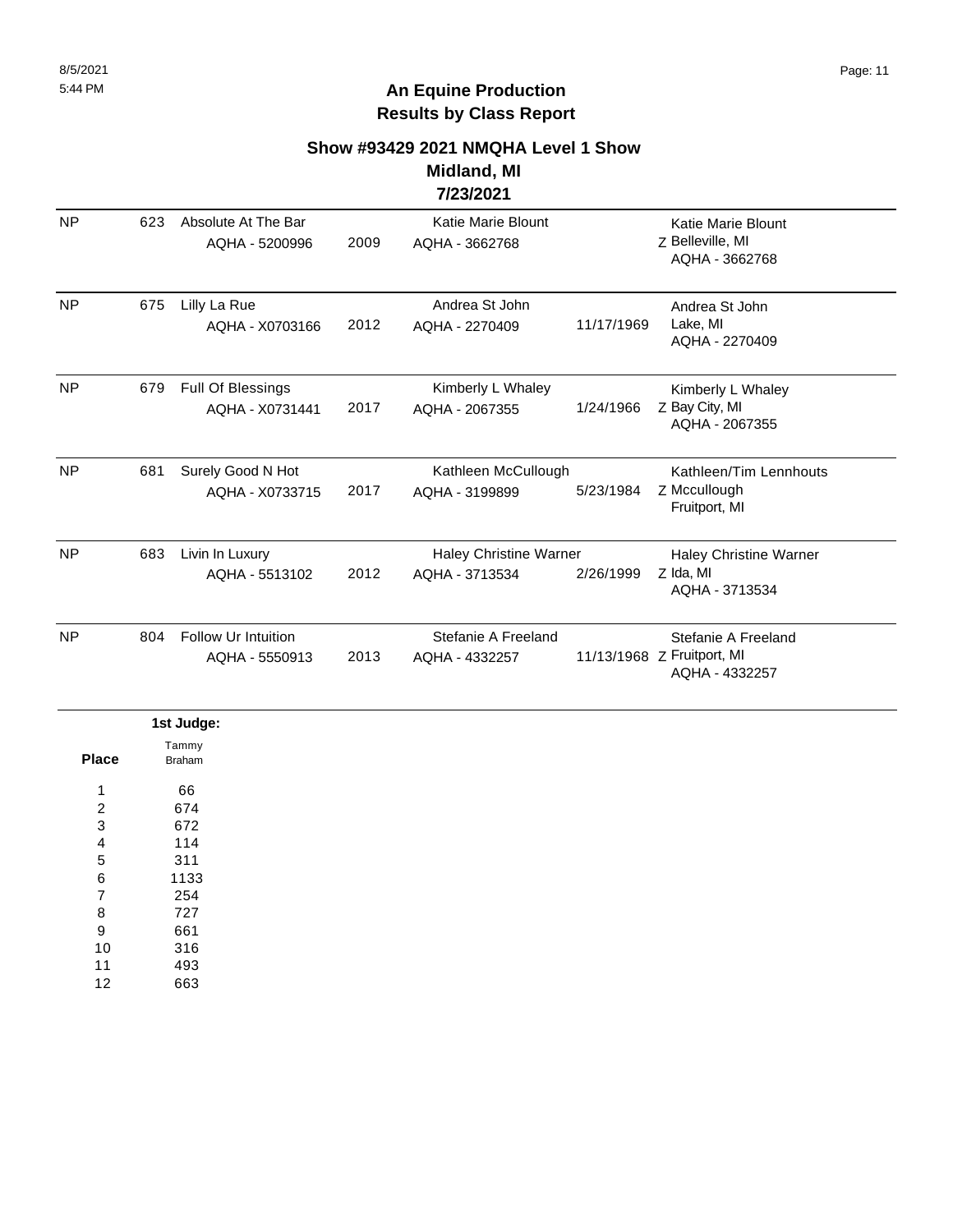## An Equine Production
## Results by Class Report

### Show #93429 2021 NMQHA Level 1 Show
### Midland, MI
### 7/23/2021

| Place | # | Horse | Year | Rider | DOB | Owner |
|---|---|---|---|---|---|---|
| NP | 623 | Absolute At The Bar<br>AQHA - 5200996 | 2009 | Katie Marie Blount<br>AQHA - 3662768 | | Katie Marie Blount<br>Z Belleville, MI<br>AQHA - 3662768 |
| NP | 675 | Lilly La Rue<br>AQHA - X0703166 | 2012 | Andrea St John<br>AQHA - 2270409 | 11/17/1969 | Andrea St John<br>Lake, MI<br>AQHA - 2270409 |
| NP | 679 | Full Of Blessings<br>AQHA - X0731441 | 2017 | Kimberly L Whaley<br>AQHA - 2067355 | 1/24/1966 | Kimberly L Whaley<br>Z Bay City, MI<br>AQHA - 2067355 |
| NP | 681 | Surely Good N Hot<br>AQHA - X0733715 | 2017 | Kathleen McCullough<br>AQHA - 3199899 | 5/23/1984 | Kathleen/Tim Lennhouts<br>Z Mccullough<br>Fruitport, MI |
| NP | 683 | Livin In Luxury<br>AQHA - 5513102 | 2012 | Haley Christine Warner<br>AQHA - 3713534 | 2/26/1999 | Haley Christine Warner<br>Z Ida, MI<br>AQHA - 3713534 |
| NP | 804 | Follow Ur Intuition<br>AQHA - 5550913 | 2013 | Stefanie A Freeland<br>AQHA - 4332257 | 11/13/1968 | Stefanie A Freeland<br>Z Fruitport, MI<br>AQHA - 4332257 |

**1st Judge:**

| Place | Tammy Braham |
|---|---|
| 1 | 66 |
| 2 | 674 |
| 3 | 672 |
| 4 | 114 |
| 5 | 311 |
| 6 | 1133 |
| 7 | 254 |
| 8 | 727 |
| 9 | 661 |
| 10 | 316 |
| 11 | 493 |
| 12 | 663 |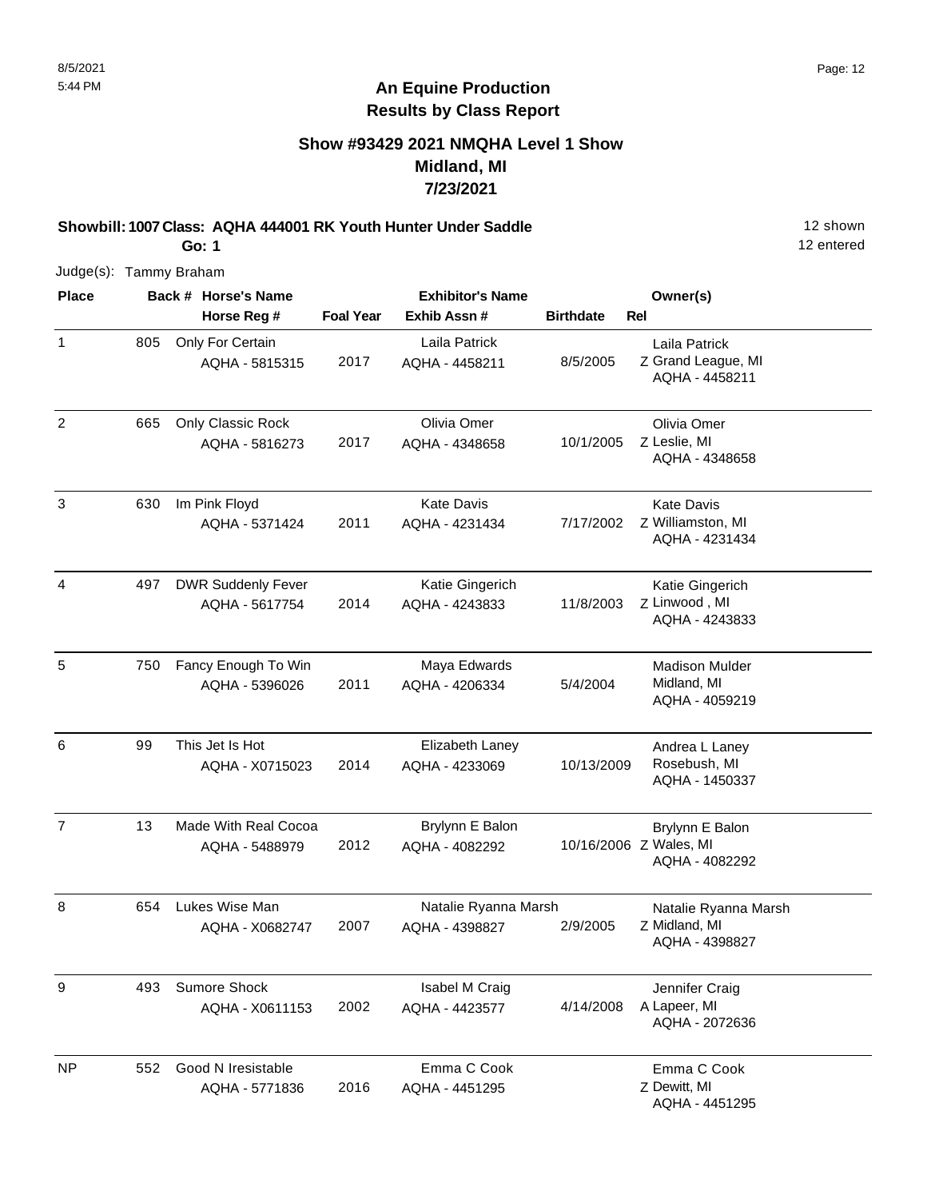8/5/2021
5:44 PM

# An Equine Production
## Results by Class Report

### Show #93429 2021 NMQHA Level 1 Show
### Midland, MI
### 7/23/2021

**Showbill: 1007 Class: AQHA 444001 RK Youth Hunter Under Saddle** 12 shown
**Go: 1** 12 entered

Judge(s): Tammy Braham

| Place | Back # | Horse's Name / Horse Reg # | Foal Year | Exhibitor's Name / Exhib Assn # | Birthdate | Rel | Owner(s) |
|---|---|---|---|---|---|---|---|
| 1 | 805 | Only For Certain<br>AQHA - 5815315 | 2017 | Laila Patrick<br>AQHA - 4458211 | 8/5/2005 | Z | Laila Patrick<br>Grand League, MI<br>AQHA - 4458211 |
| 2 | 665 | Only Classic Rock<br>AQHA - 5816273 | 2017 | Olivia Omer<br>AQHA - 4348658 | 10/1/2005 | Z | Olivia Omer<br>Leslie, MI<br>AQHA - 4348658 |
| 3 | 630 | Im Pink Floyd<br>AQHA - 5371424 | 2011 | Kate Davis<br>AQHA - 4231434 | 7/17/2002 | Z | Kate Davis<br>Williamston, MI<br>AQHA - 4231434 |
| 4 | 497 | DWR Suddenly Fever<br>AQHA - 5617754 | 2014 | Katie Gingerich<br>AQHA - 4243833 | 11/8/2003 | Z | Katie Gingerich<br>Linwood , MI<br>AQHA - 4243833 |
| 5 | 750 | Fancy Enough To Win<br>AQHA - 5396026 | 2011 | Maya Edwards<br>AQHA - 4206334 | 5/4/2004 | | Madison Mulder<br>Midland, MI<br>AQHA - 4059219 |
| 6 | 99 | This Jet Is Hot<br>AQHA - X0715023 | 2014 | Elizabeth Laney<br>AQHA - 4233069 | 10/13/2009 | | Andrea L Laney<br>Rosebush, MI<br>AQHA - 1450337 |
| 7 | 13 | Made With Real Cocoa<br>AQHA - 5488979 | 2012 | Brylynn E Balon<br>AQHA - 4082292 | 10/16/2006 | Z | Brylynn E Balon<br>Wales, MI<br>AQHA - 4082292 |
| 8 | 654 | Lukes Wise Man<br>AQHA - X0682747 | 2007 | Natalie Ryanna Marsh<br>AQHA - 4398827 | 2/9/2005 | Z | Natalie Ryanna Marsh<br>Midland, MI<br>AQHA - 4398827 |
| 9 | 493 | Sumore Shock<br>AQHA - X0611153 | 2002 | Isabel M Craig<br>AQHA - 4423577 | 4/14/2008 | A | Jennifer Craig<br>Lapeer, MI<br>AQHA - 2072636 |
| NP | 552 | Good N Iresistable<br>AQHA - 5771836 | 2016 | Emma C Cook<br>AQHA - 4451295 | | Z | Emma C Cook<br>Dewitt, MI<br>AQHA - 4451295 |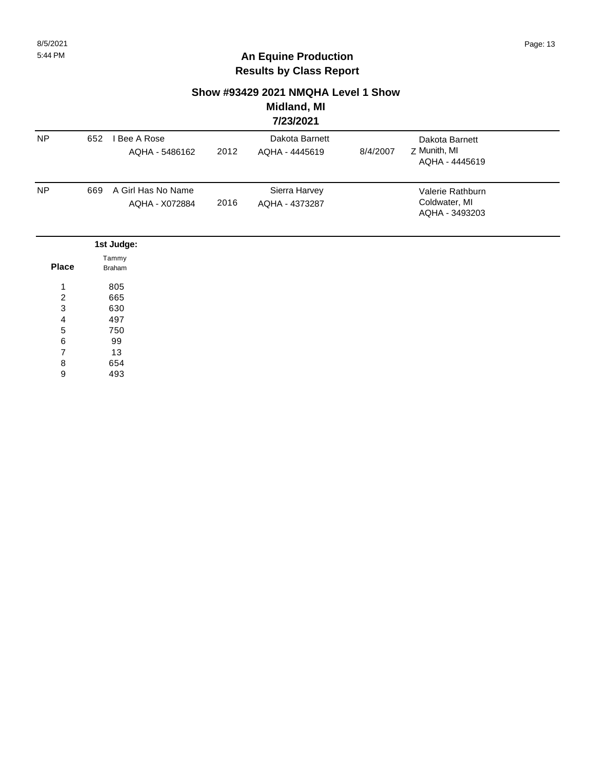# An Equine Production
## Results by Class Report

### Show #93429 2021 NMQHA Level 1 Show
### Midland, MI
### 7/23/2021

| Place | Back # | Horse | Year | Rider | DOB | Owner |
|---|---|---|---|---|---|---|
| NP | 652 | I Bee A Rose<br>AQHA - 5486162 | 2012 | Dakota Barnett<br>AQHA - 4445619 | 8/4/2007 | Z Dakota Barnett<br>Munith, MI<br>AQHA - 4445619 |
| NP | 669 | A Girl Has No Name<br>AQHA - X072884 | 2016 | Sierra Harvey<br>AQHA - 4373287 | | Valerie Rathburn<br>Coldwater, MI<br>AQHA - 3493203 |

| Place | 1st Judge: Tammy Braham |
|---|---|
| 1 | 805 |
| 2 | 665 |
| 3 | 630 |
| 4 | 497 |
| 5 | 750 |
| 6 | 99 |
| 7 | 13 |
| 8 | 654 |
| 9 | 493 |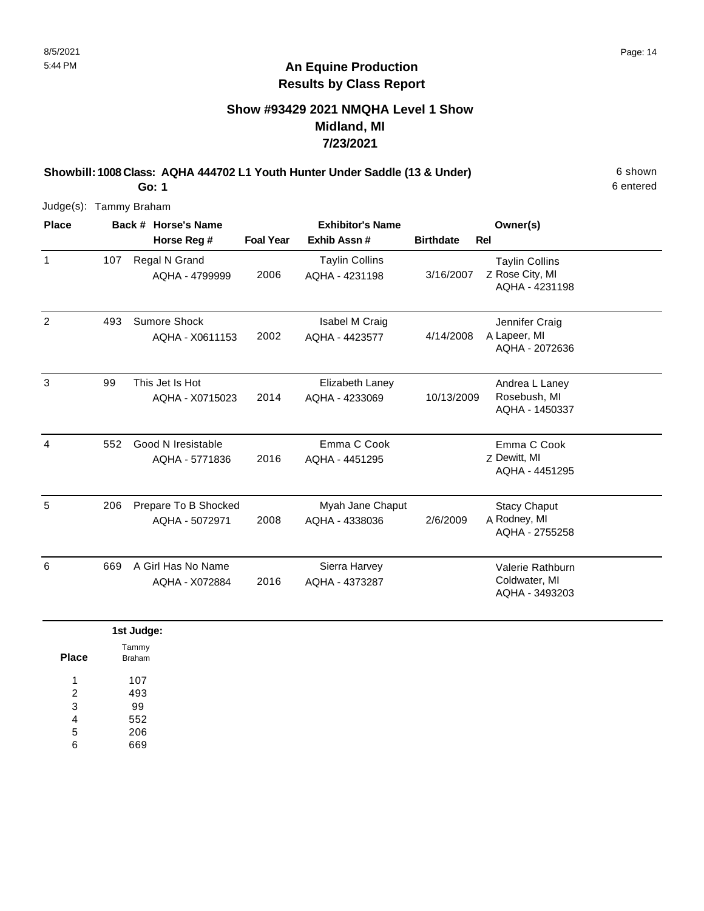## An Equine Production
## Results by Class Report

### Show #93429 2021 NMQHA Level 1 Show
### Midland, MI
### 7/23/2021

**Showbill: 1008 Class: AQHA 444702 L1 Youth Hunter Under Saddle (13 & Under)** 6 shown

**Go: 1** 6 entered

Judge(s): Tammy Braham

| Place | Back # | Horse's Name / Horse Reg # | Foal Year | Exhibitor's Name / Exhib Assn # | Birthdate | Rel | Owner(s) |
|---|---|---|---|---|---|---|---|
| 1 | 107 | Regal N Grand<br>AQHA - 4799999 | 2006 | Taylin Collins<br>AQHA - 4231198 | 3/16/2007 | Z | Taylin Collins<br>Rose City, MI<br>AQHA - 4231198 |
| 2 | 493 | Sumore Shock<br>AQHA - X0611153 | 2002 | Isabel M Craig<br>AQHA - 4423577 | 4/14/2008 | A | Jennifer Craig<br>Lapeer, MI<br>AQHA - 2072636 |
| 3 | 99 | This Jet Is Hot<br>AQHA - X0715023 | 2014 | Elizabeth Laney<br>AQHA - 4233069 | 10/13/2009 | | Andrea L Laney<br>Rosebush, MI<br>AQHA - 1450337 |
| 4 | 552 | Good N Iresistable<br>AQHA - 5771836 | 2016 | Emma C Cook<br>AQHA - 4451295 | | Z | Emma C Cook<br>Dewitt, MI<br>AQHA - 4451295 |
| 5 | 206 | Prepare To B Shocked<br>AQHA - 5072971 | 2008 | Myah Jane Chaput<br>AQHA - 4338036 | 2/6/2009 | A | Stacy Chaput<br>Rodney, MI<br>AQHA - 2755258 |
| 6 | 669 | A Girl Has No Name<br>AQHA - X072884 | 2016 | Sierra Harvey<br>AQHA - 4373287 | | | Valerie Rathburn<br>Coldwater, MI<br>AQHA - 3493203 |

**1st Judge:**

| Place | Tammy Braham |
|---|---|
| 1 | 107 |
| 2 | 493 |
| 3 | 99 |
| 4 | 552 |
| 5 | 206 |
| 6 | 669 |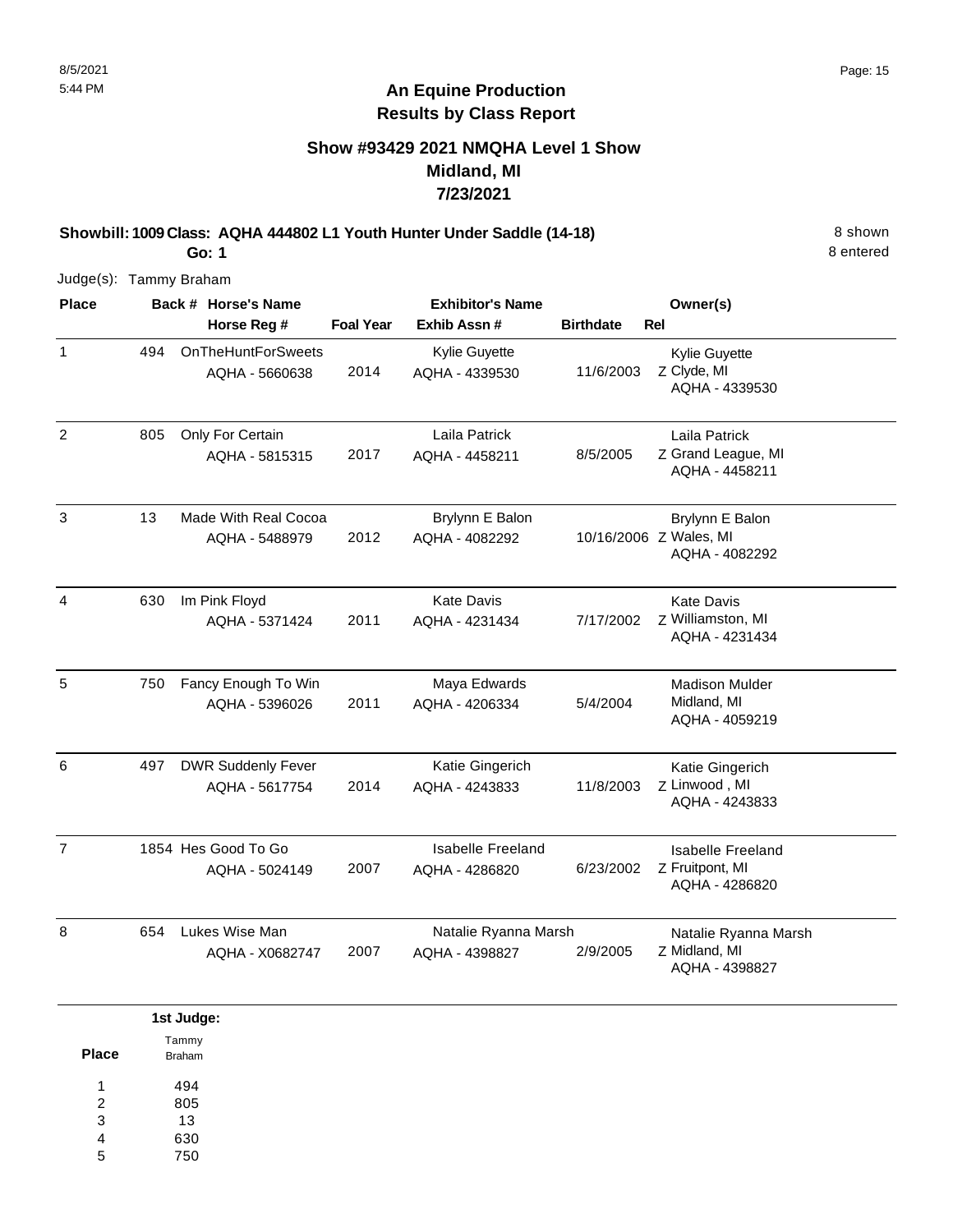# An Equine Production
## Results by Class Report

### Show #93429 2021 NMQHA Level 1 Show
### Midland, MI
### 7/23/2021

**Showbill: 1009 Class: AQHA 444802 L1 Youth Hunter Under Saddle (14-18)** — 8 shown, 8 entered

**Go: 1**

Judge(s): Tammy Braham

| Place | Back # | Horse's Name / Horse Reg # | Foal Year | Exhibitor's Name / Exhib Assn # | Birthdate | Rel | Owner(s) |
|---|---|---|---|---|---|---|---|
| 1 | 494 | OnTheHuntForSweets<br>AQHA - 5660638 | 2014 | Kylie Guyette<br>AQHA - 4339530 | 11/6/2003 | Z | Kylie Guyette<br>Clyde, MI<br>AQHA - 4339530 |
| 2 | 805 | Only For Certain<br>AQHA - 5815315 | 2017 | Laila Patrick<br>AQHA - 4458211 | 8/5/2005 | Z | Laila Patrick<br>Grand League, MI<br>AQHA - 4458211 |
| 3 | 13 | Made With Real Cocoa<br>AQHA - 5488979 | 2012 | Brylynn E Balon<br>AQHA - 4082292 | 10/16/2006 | Z | Brylynn E Balon<br>Wales, MI<br>AQHA - 4082292 |
| 4 | 630 | Im Pink Floyd<br>AQHA - 5371424 | 2011 | Kate Davis<br>AQHA - 4231434 | 7/17/2002 | Z | Kate Davis<br>Williamston, MI<br>AQHA - 4231434 |
| 5 | 750 | Fancy Enough To Win<br>AQHA - 5396026 | 2011 | Maya Edwards<br>AQHA - 4206334 | 5/4/2004 | | Madison Mulder<br>Midland, MI<br>AQHA - 4059219 |
| 6 | 497 | DWR Suddenly Fever<br>AQHA - 5617754 | 2014 | Katie Gingerich<br>AQHA - 4243833 | 11/8/2003 | Z | Katie Gingerich<br>Linwood , MI<br>AQHA - 4243833 |
| 7 | 1854 | Hes Good To Go<br>AQHA - 5024149 | 2007 | Isabelle Freeland<br>AQHA - 4286820 | 6/23/2002 | Z | Isabelle Freeland<br>Fruitpont, MI<br>AQHA - 4286820 |
| 8 | 654 | Lukes Wise Man<br>AQHA - X0682747 | 2007 | Natalie Ryanna Marsh<br>AQHA - 4398827 | 2/9/2005 | Z | Natalie Ryanna Marsh<br>Midland, MI<br>AQHA - 4398827 |

**1st Judge:**

| Place | Tammy Braham |
|---|---|
| 1 | 494 |
| 2 | 805 |
| 3 | 13 |
| 4 | 630 |
| 5 | 750 |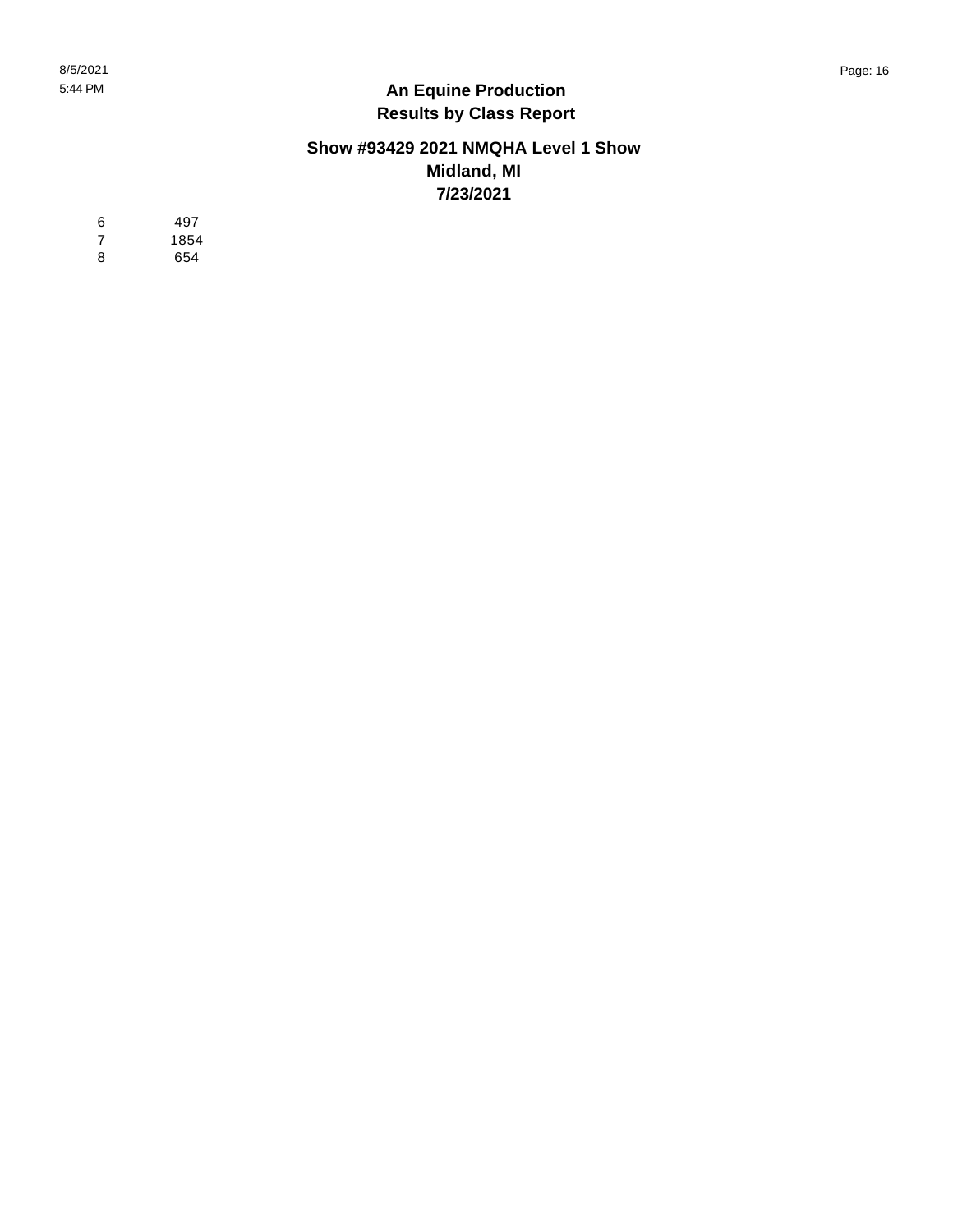| | |
|---|---|
| 6 | 497 |
| 7 | 1854 |
| 8 | 654 |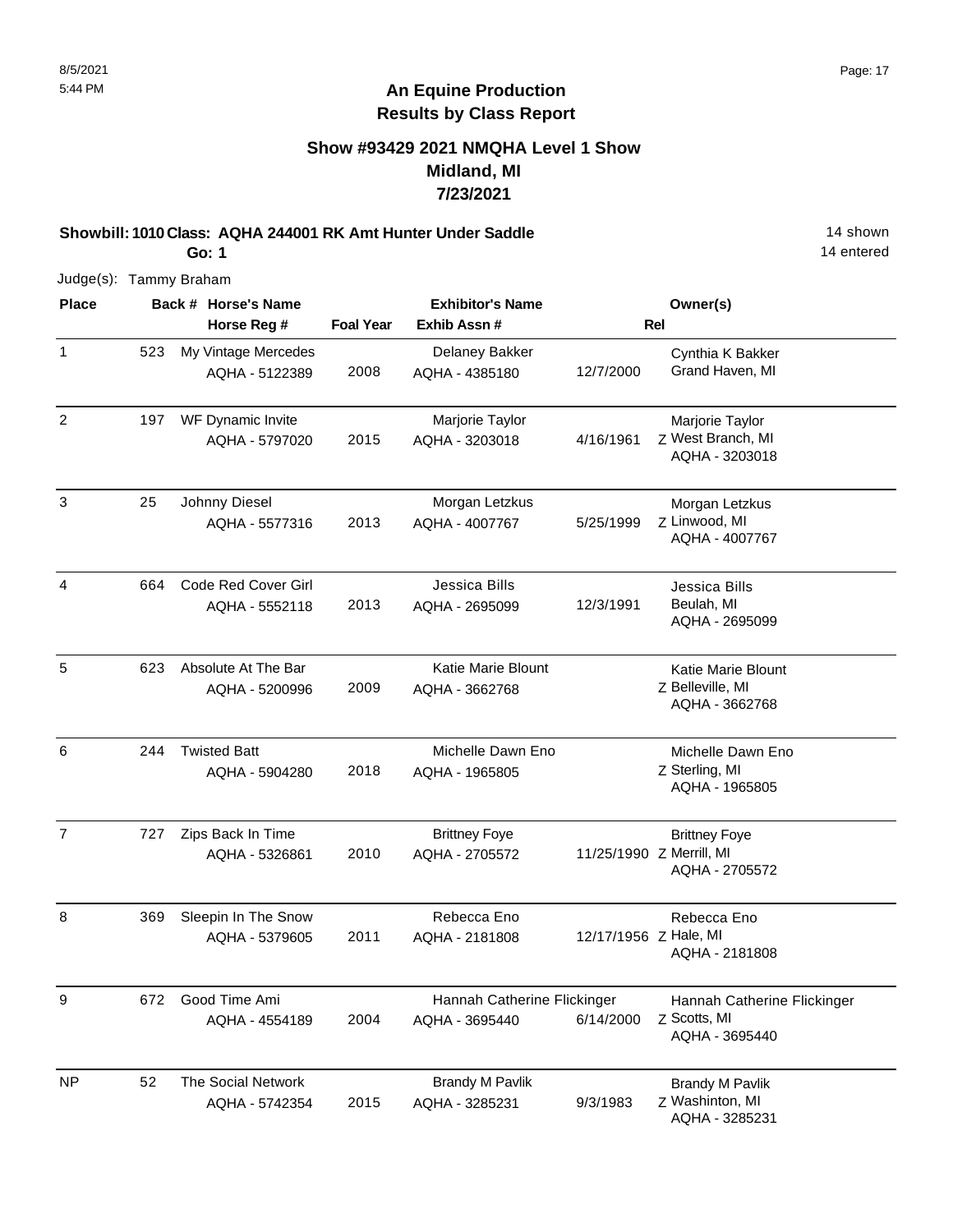# An Equine Production
## Results by Class Report

### Show #93429 2021 NMQHA Level 1 Show
### Midland, MI
### 7/23/2021

**Showbill: 1010 Class: AQHA 244001 RK Amt Hunter Under Saddle** 14 shown

**Go: 1** 14 entered

Judge(s): Tammy Braham

| Place | Back # | Horse's Name / Horse Reg # | Foal Year | Exhibitor's Name / Exhib Assn # | | Rel | Owner(s) |
|---|---|---|---|---|---|---|---|
| 1 | 523 | My Vintage Mercedes<br>AQHA - 5122389 | 2008 | Delaney Bakker<br>AQHA - 4385180 | 12/7/2000 | | Cynthia K Bakker<br>Grand Haven, MI |
| 2 | 197 | WF Dynamic Invite<br>AQHA - 5797020 | 2015 | Marjorie Taylor<br>AQHA - 3203018 | 4/16/1961 | Z | Marjorie Taylor<br>West Branch, MI<br>AQHA - 3203018 |
| 3 | 25 | Johnny Diesel<br>AQHA - 5577316 | 2013 | Morgan Letzkus<br>AQHA - 4007767 | 5/25/1999 | Z | Morgan Letzkus<br>Linwood, MI<br>AQHA - 4007767 |
| 4 | 664 | Code Red Cover Girl<br>AQHA - 5552118 | 2013 | Jessica Bills<br>AQHA - 2695099 | 12/3/1991 | | Jessica Bills<br>Beulah, MI<br>AQHA - 2695099 |
| 5 | 623 | Absolute At The Bar<br>AQHA - 5200996 | 2009 | Katie Marie Blount<br>AQHA - 3662768 | | Z | Katie Marie Blount<br>Belleville, MI<br>AQHA - 3662768 |
| 6 | 244 | Twisted Batt<br>AQHA - 5904280 | 2018 | Michelle Dawn Eno<br>AQHA - 1965805 | | Z | Michelle Dawn Eno<br>Sterling, MI<br>AQHA - 1965805 |
| 7 | 727 | Zips Back In Time<br>AQHA - 5326861 | 2010 | Brittney Foye<br>AQHA - 2705572 | 11/25/1990 | Z | Brittney Foye<br>Merrill, MI<br>AQHA - 2705572 |
| 8 | 369 | Sleepin In The Snow<br>AQHA - 5379605 | 2011 | Rebecca Eno<br>AQHA - 2181808 | 12/17/1956 | Z | Rebecca Eno<br>Hale, MI<br>AQHA - 2181808 |
| 9 | 672 | Good Time Ami<br>AQHA - 4554189 | 2004 | Hannah Catherine Flickinger<br>AQHA - 3695440 | 6/14/2000 | Z | Hannah Catherine Flickinger<br>Scotts, MI<br>AQHA - 3695440 |
| NP | 52 | The Social Network<br>AQHA - 5742354 | 2015 | Brandy M Pavlik<br>AQHA - 3285231 | 9/3/1983 | Z | Brandy M Pavlik<br>Washinton, MI<br>AQHA - 3285231 |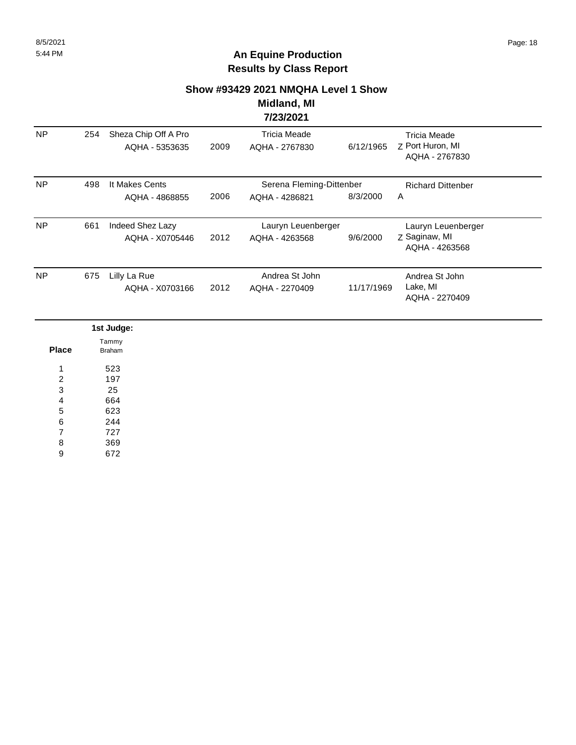## An Equine Production
## Results by Class Report

### Show #93429 2021 NMQHA Level 1 Show
### Midland, MI
### 7/23/2021

| Place | Back # | Horse | Year | Rider | Rider DOB | Owner |
|---|---|---|---|---|---|---|
| NP | 254 | Sheza Chip Off A Pro AQHA - 5353635 | 2009 | Tricia Meade AQHA - 2767830 | 6/12/1965 | Z Tricia Meade Port Huron, MI AQHA - 2767830 |
| NP | 498 | It Makes Cents AQHA - 4868855 | 2006 | Serena Fleming-Dittenber AQHA - 4286821 | 8/3/2000 | A Richard Dittenber |
| NP | 661 | Indeed Shez Lazy AQHA - X0705446 | 2012 | Lauryn Leuenberger AQHA - 4263568 | 9/6/2000 | Z Lauryn Leuenberger Saginaw, MI AQHA - 4263568 |
| NP | 675 | Lilly La Rue AQHA - X0703166 | 2012 | Andrea St John AQHA - 2270409 | 11/17/1969 | Andrea St John Lake, MI AQHA - 2270409 |

**1st Judge:**

| Place | Tammy Braham |
|---|---|
| 1 | 523 |
| 2 | 197 |
| 3 | 25 |
| 4 | 664 |
| 5 | 623 |
| 6 | 244 |
| 7 | 727 |
| 8 | 369 |
| 9 | 672 |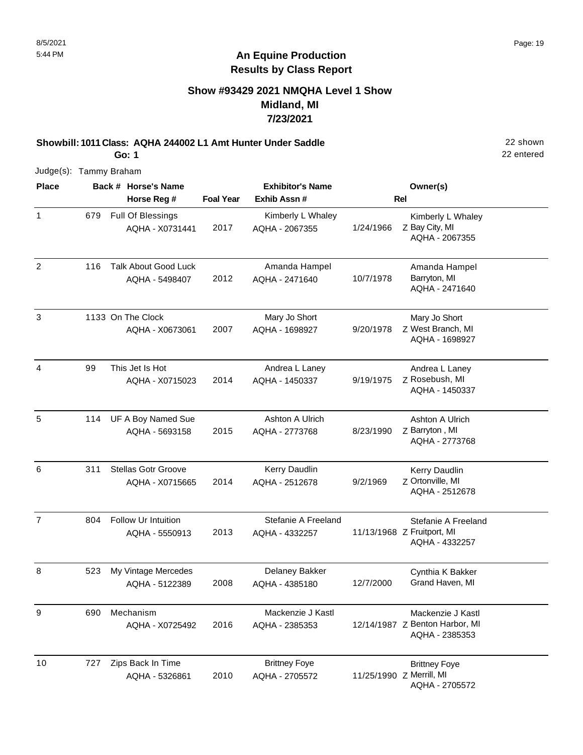# An Equine Production
## Results by Class Report

### Show #93429 2021 NMQHA Level 1 Show
### Midland, MI
### 7/23/2021

**Showbill: 1011 Class: AQHA 244002 L1 Amt Hunter Under Saddle** — 22 shown, 22 entered

**Go: 1**

Judge(s): Tammy Braham

| Place | Back # | Horse's Name / Horse Reg # | Foal Year | Exhibitor's Name / Exhib Assn # | | Rel | Owner(s) |
|---|---|---|---|---|---|---|---|
| 1 | 679 | Full Of Blessings<br>AQHA - X0731441 | 2017 | Kimberly L Whaley<br>AQHA - 2067355 | 1/24/1966 | Z | Kimberly L Whaley<br>Bay City, MI<br>AQHA - 2067355 |
| 2 | 116 | Talk About Good Luck<br>AQHA - 5498407 | 2012 | Amanda Hampel<br>AQHA - 2471640 | 10/7/1978 | | Amanda Hampel<br>Barryton, MI<br>AQHA - 2471640 |
| 3 | 1133 | On The Clock<br>AQHA - X0673061 | 2007 | Mary Jo Short<br>AQHA - 1698927 | 9/20/1978 | Z | Mary Jo Short<br>West Branch, MI<br>AQHA - 1698927 |
| 4 | 99 | This Jet Is Hot<br>AQHA - X0715023 | 2014 | Andrea L Laney<br>AQHA - 1450337 | 9/19/1975 | Z | Andrea L Laney<br>Rosebush, MI<br>AQHA - 1450337 |
| 5 | 114 | UF A Boy Named Sue<br>AQHA - 5693158 | 2015 | Ashton A Ulrich<br>AQHA - 2773768 | 8/23/1990 | Z | Ashton A Ulrich<br>Barryton , MI<br>AQHA - 2773768 |
| 6 | 311 | Stellas Gotr Groove<br>AQHA - X0715665 | 2014 | Kerry Daudlin<br>AQHA - 2512678 | 9/2/1969 | Z | Kerry Daudlin<br>Ortonville, MI<br>AQHA - 2512678 |
| 7 | 804 | Follow Ur Intuition<br>AQHA - 5550913 | 2013 | Stefanie A Freeland<br>AQHA - 4332257 | 11/13/1968 | Z | Stefanie A Freeland<br>Fruitport, MI<br>AQHA - 4332257 |
| 8 | 523 | My Vintage Mercedes<br>AQHA - 5122389 | 2008 | Delaney Bakker<br>AQHA - 4385180 | 12/7/2000 | | Cynthia K Bakker<br>Grand Haven, MI |
| 9 | 690 | Mechanism<br>AQHA - X0725492 | 2016 | Mackenzie J Kastl<br>AQHA - 2385353 | 12/14/1987 | Z | Mackenzie J Kastl<br>Benton Harbor, MI<br>AQHA - 2385353 |
| 10 | 727 | Zips Back In Time<br>AQHA - 5326861 | 2010 | Brittney Foye<br>AQHA - 2705572 | 11/25/1990 | Z | Brittney Foye<br>Merrill, MI<br>AQHA - 2705572 |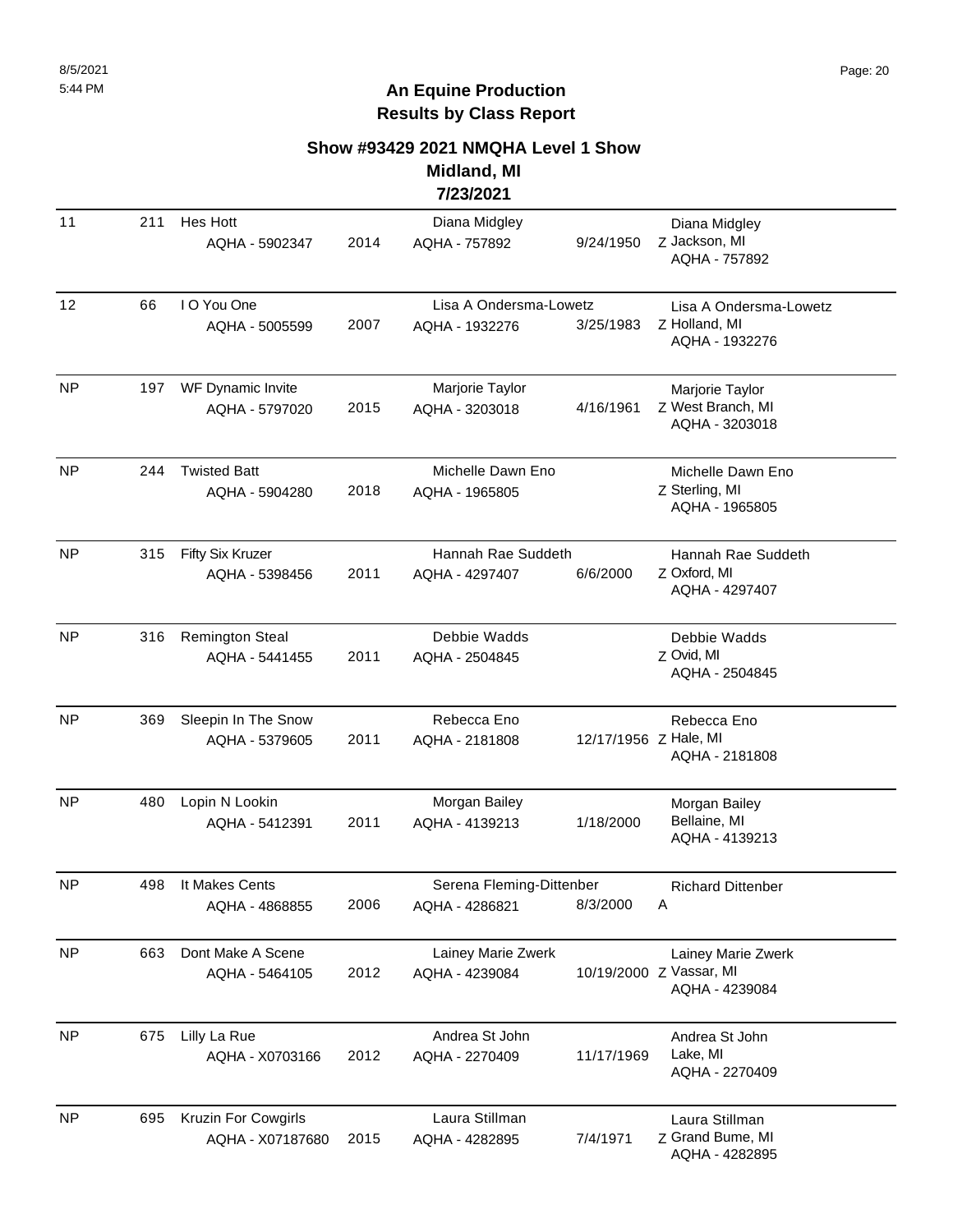## An Equine Production
## Results by Class Report

### Show #93429 2021 NMQHA Level 1 Show
### Midland, MI
### 7/23/2021

| Place | Back # | Horse | Year | Rider | DOB | Owner |
|---|---|---|---|---|---|---|
| 11 | 211 | Hes Hott<br>AQHA - 5902347 | 2014 | Diana Midgley<br>AQHA - 757892 | 9/24/1950 | Diana Midgley<br>Z Jackson, MI<br>AQHA - 757892 |
| 12 | 66 | I O You One<br>AQHA - 5005599 | 2007 | Lisa A Ondersma-Lowetz<br>AQHA - 1932276 | 3/25/1983 | Lisa A Ondersma-Lowetz<br>Z Holland, MI<br>AQHA - 1932276 |
| NP | 197 | WF Dynamic Invite<br>AQHA - 5797020 | 2015 | Marjorie Taylor<br>AQHA - 3203018 | 4/16/1961 | Marjorie Taylor<br>Z West Branch, MI<br>AQHA - 3203018 |
| NP | 244 | Twisted Batt<br>AQHA - 5904280 | 2018 | Michelle Dawn Eno<br>AQHA - 1965805 | | Michelle Dawn Eno<br>Z Sterling, MI<br>AQHA - 1965805 |
| NP | 315 | Fifty Six Kruzer<br>AQHA - 5398456 | 2011 | Hannah Rae Suddeth<br>AQHA - 4297407 | 6/6/2000 | Hannah Rae Suddeth<br>Z Oxford, MI<br>AQHA - 4297407 |
| NP | 316 | Remington Steal<br>AQHA - 5441455 | 2011 | Debbie Wadds<br>AQHA - 2504845 | | Debbie Wadds<br>Z Ovid, MI<br>AQHA - 2504845 |
| NP | 369 | Sleepin In The Snow<br>AQHA - 5379605 | 2011 | Rebecca Eno<br>AQHA - 2181808 | 12/17/1956 | Rebecca Eno<br>Z Hale, MI<br>AQHA - 2181808 |
| NP | 480 | Lopin N Lookin<br>AQHA - 5412391 | 2011 | Morgan Bailey<br>AQHA - 4139213 | 1/18/2000 | Morgan Bailey<br>Bellaine, MI<br>AQHA - 4139213 |
| NP | 498 | It Makes Cents<br>AQHA - 4868855 | 2006 | Serena Fleming-Dittenber<br>AQHA - 4286821 | 8/3/2000 | Richard Dittenber<br>A |
| NP | 663 | Dont Make A Scene<br>AQHA - 5464105 | 2012 | Lainey Marie Zwerk<br>AQHA - 4239084 | 10/19/2000 | Lainey Marie Zwerk<br>Z Vassar, MI<br>AQHA - 4239084 |
| NP | 675 | Lilly La Rue<br>AQHA - X0703166 | 2012 | Andrea St John<br>AQHA - 2270409 | 11/17/1969 | Andrea St John<br>Lake, MI<br>AQHA - 2270409 |
| NP | 695 | Kruzin For Cowgirls<br>AQHA - X07187680 | 2015 | Laura Stillman<br>AQHA - 4282895 | 7/4/1971 | Laura Stillman<br>Z Grand Bume, MI<br>AQHA - 4282895 |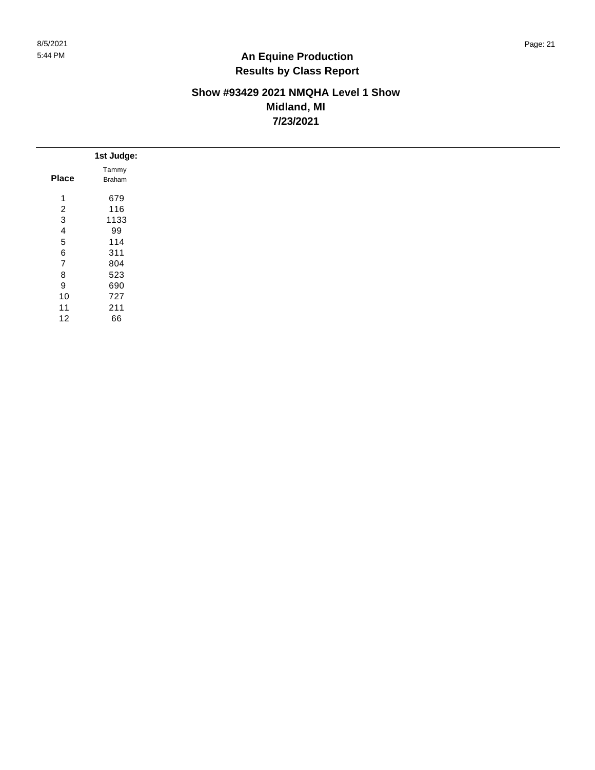# An Equine Production
# Results by Class Report

## Show #93429 2021 NMQHA Level 1 Show
## Midland, MI
## 7/23/2021

| Place | 1st Judge: Tammy Braham |
|---|---|
| 1 | 679 |
| 2 | 116 |
| 3 | 1133 |
| 4 | 99 |
| 5 | 114 |
| 6 | 311 |
| 7 | 804 |
| 8 | 523 |
| 9 | 690 |
| 10 | 727 |
| 11 | 211 |
| 12 | 66 |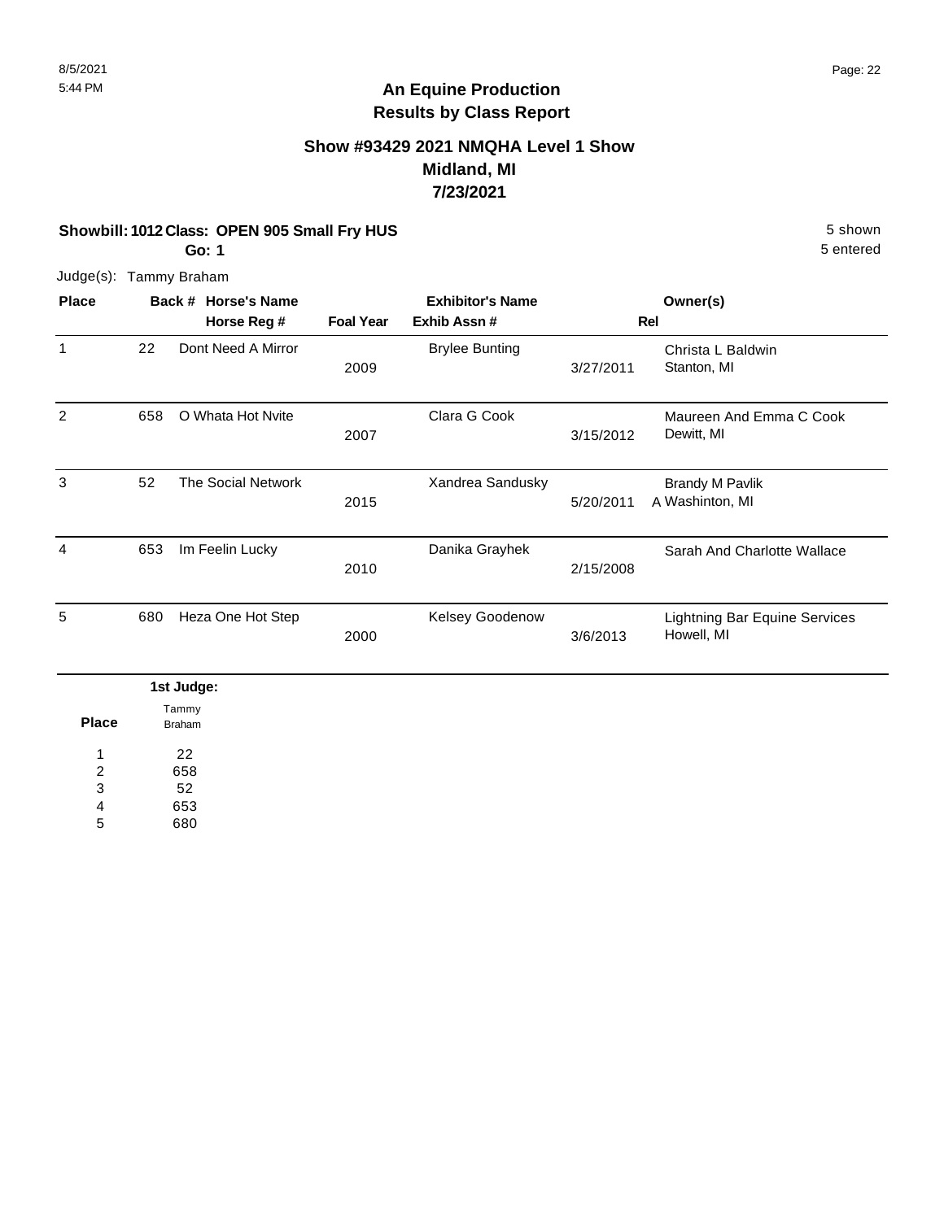# An Equine Production
## Results by Class Report

### Show #93429 2021 NMQHA Level 1 Show
### Midland, MI
### 7/23/2021

**Showbill: 1012 Class: OPEN 905 Small Fry HUS** — 5 shown

**Go: 1** — 5 entered

Judge(s): Tammy Braham

| Place | Back # | Horse's Name / Horse Reg # | Foal Year | Exhibitor's Name / Exhib Assn # | Rel | Owner(s) |
|---|---|---|---|---|---|---|
| 1 | 22 | Dont Need A Mirror | 2009 | Brylee Bunting | 3/27/2011 | Christa L Baldwin<br>Stanton, MI |
| 2 | 658 | O Whata Hot Nvite | 2007 | Clara G Cook | 3/15/2012 | Maureen And Emma C Cook<br>Dewitt, MI |
| 3 | 52 | The Social Network | 2015 | Xandrea Sandusky | 5/20/2011 A | Brandy M Pavlik<br>Washinton, MI |
| 4 | 653 | Im Feelin Lucky | 2010 | Danika Grayhek | 2/15/2008 | Sarah And Charlotte Wallace |
| 5 | 680 | Heza One Hot Step | 2000 | Kelsey Goodenow | 3/6/2013 | Lightning Bar Equine Services<br>Howell, MI |

**1st Judge:**

| Place | Tammy Braham |
|---|---|
| 1 | 22 |
| 2 | 658 |
| 3 | 52 |
| 4 | 653 |
| 5 | 680 |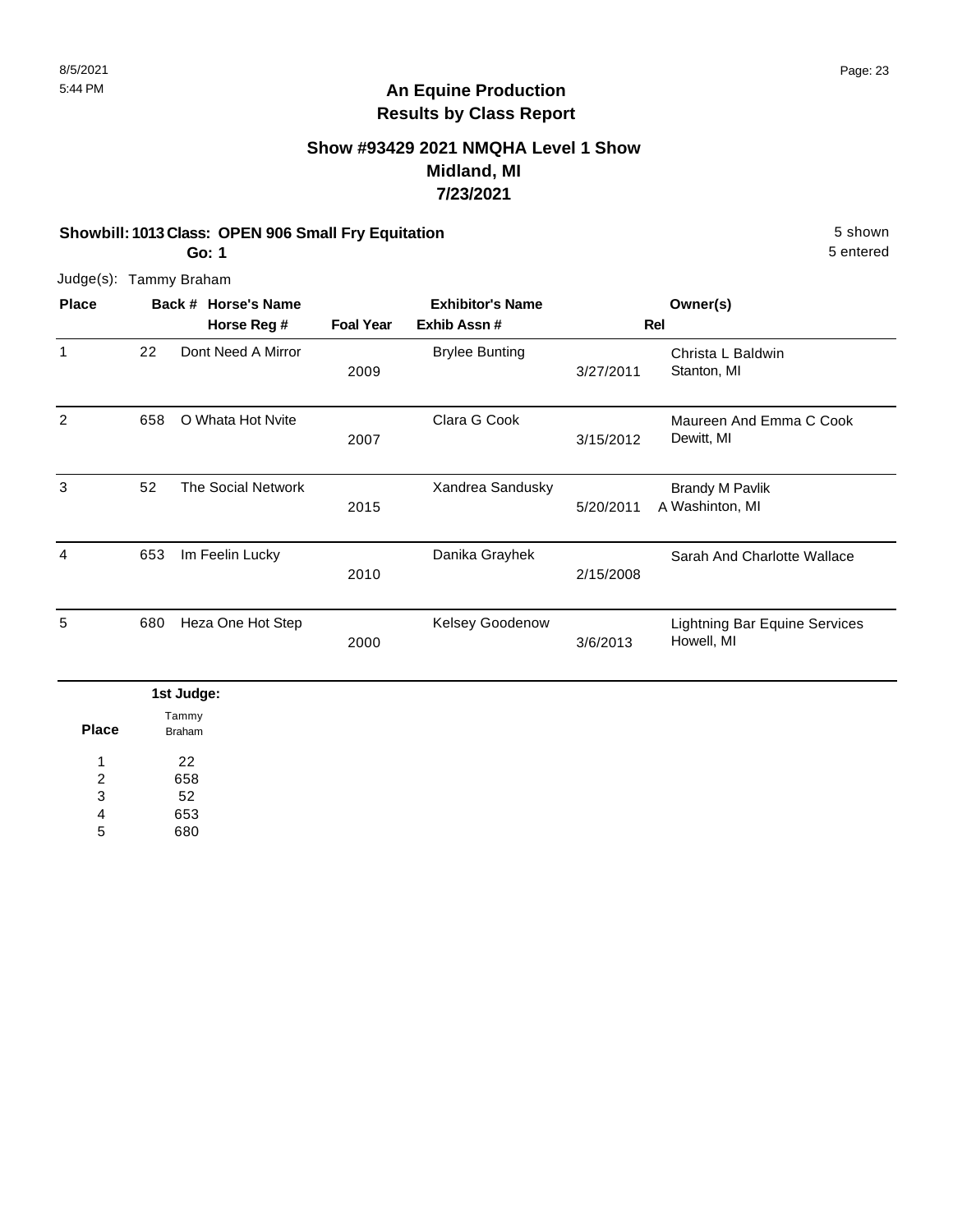## An Equine Production
## Results by Class Report

### Show #93429 2021 NMQHA Level 1 Show
### Midland, MI
### 7/23/2021

**Showbill: 1013 Class: OPEN 906 Small Fry Equitation** — 5 shown

**Go: 1** — 5 entered

Judge(s): Tammy Braham

| Place | Back # | Horse's Name / Horse Reg # | Foal Year | Exhibitor's Name / Exhib Assn # | Rel | Owner(s) |
|---|---|---|---|---|---|---|
| 1 | 22 | Dont Need A Mirror | 2009 | Brylee Bunting | 3/27/2011 | Christa L Baldwin<br>Stanton, MI |
| 2 | 658 | O Whata Hot Nvite | 2007 | Clara G Cook | 3/15/2012 | Maureen And Emma C Cook<br>Dewitt, MI |
| 3 | 52 | The Social Network | 2015 | Xandrea Sandusky | 5/20/2011 | Brandy M Pavlik<br>A Washinton, MI |
| 4 | 653 | Im Feelin Lucky | 2010 | Danika Grayhek | 2/15/2008 | Sarah And Charlotte Wallace |
| 5 | 680 | Heza One Hot Step | 2000 | Kelsey Goodenow | 3/6/2013 | Lightning Bar Equine Services<br>Howell, MI |

**1st Judge:**

| Place | Tammy Braham |
|---|---|
| 1 | 22 |
| 2 | 658 |
| 3 | 52 |
| 4 | 653 |
| 5 | 680 |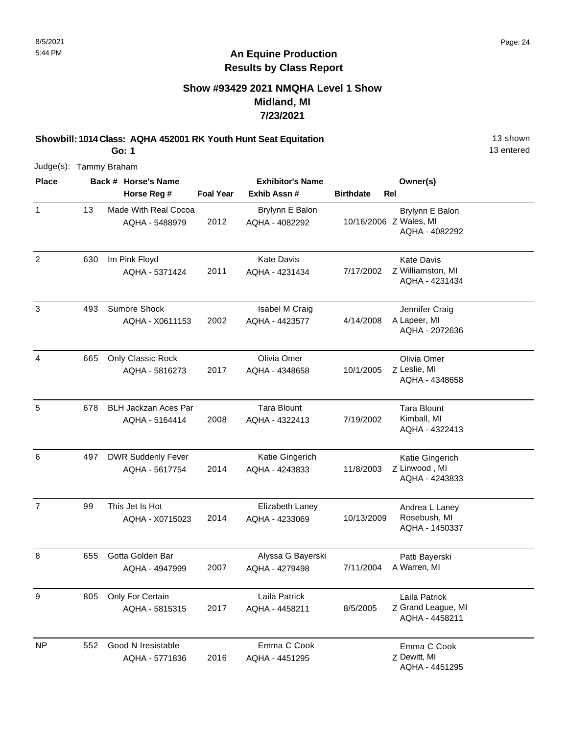# An Equine Production
## Results by Class Report

### Show #93429 2021 NMQHA Level 1 Show
### Midland, MI
### 7/23/2021

**Showbill: 1014 Class: AQHA 452001 RK Youth Hunt Seat Equitation** — 13 shown, 13 entered

**Go: 1**

Judge(s): Tammy Braham

| Place | Back # | Horse's Name / Horse Reg # | Foal Year | Exhibitor's Name / Exhib Assn # | Birthdate | Rel | Owner(s) |
|---|---|---|---|---|---|---|---|
| 1 | 13 | Made With Real Cocoa<br>AQHA - 5488979 | 2012 | Brylynn E Balon<br>AQHA - 4082292 | 10/16/2006 | Z | Brylynn E Balon<br>Wales, MI<br>AQHA - 4082292 |
| 2 | 630 | Im Pink Floyd<br>AQHA - 5371424 | 2011 | Kate Davis<br>AQHA - 4231434 | 7/17/2002 | Z | Kate Davis<br>Williamston, MI<br>AQHA - 4231434 |
| 3 | 493 | Sumore Shock<br>AQHA - X0611153 | 2002 | Isabel M Craig<br>AQHA - 4423577 | 4/14/2008 | A | Jennifer Craig<br>Lapeer, MI<br>AQHA - 2072636 |
| 4 | 665 | Only Classic Rock<br>AQHA - 5816273 | 2017 | Olivia Omer<br>AQHA - 4348658 | 10/1/2005 | Z | Olivia Omer<br>Leslie, MI<br>AQHA - 4348658 |
| 5 | 678 | BLH Jackzan Aces Par<br>AQHA - 5164414 | 2008 | Tara Blount<br>AQHA - 4322413 | 7/19/2002 | | Tara Blount<br>Kimball, MI<br>AQHA - 4322413 |
| 6 | 497 | DWR Suddenly Fever<br>AQHA - 5617754 | 2014 | Katie Gingerich<br>AQHA - 4243833 | 11/8/2003 | Z | Katie Gingerich<br>Linwood , MI<br>AQHA - 4243833 |
| 7 | 99 | This Jet Is Hot<br>AQHA - X0715023 | 2014 | Elizabeth Laney<br>AQHA - 4233069 | 10/13/2009 | | Andrea L Laney<br>Rosebush, MI<br>AQHA - 1450337 |
| 8 | 655 | Gotta Golden Bar<br>AQHA - 4947999 | 2007 | Alyssa G Bayerski<br>AQHA - 4279498 | 7/11/2004 | A | Patti Bayerski<br>Warren, MI |
| 9 | 805 | Only For Certain<br>AQHA - 5815315 | 2017 | Laila Patrick<br>AQHA - 4458211 | 8/5/2005 | Z | Laila Patrick<br>Grand League, MI<br>AQHA - 4458211 |
| NP | 552 | Good N Iresistable<br>AQHA - 5771836 | 2016 | Emma C Cook<br>AQHA - 4451295 | | Z | Emma C Cook<br>Dewitt, MI<br>AQHA - 4451295 |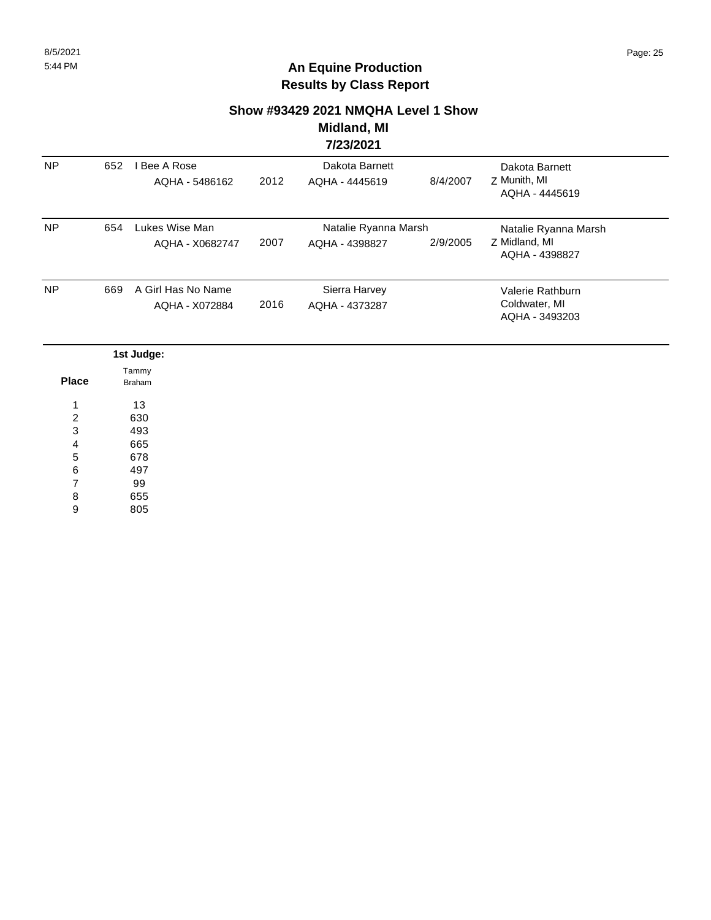## An Equine Production
## Results by Class Report

### Show #93429 2021 NMQHA Level 1 Show
### Midland, MI
### 7/23/2021

| | | | | | | |
|---|---|---|---|---|---|---|
| NP | 652 | I Bee A Rose<br>AQHA - 5486162 | 2012 | Dakota Barnett<br>AQHA - 4445619 | 8/4/2007 | Dakota Barnett<br>Z Munith, MI<br>AQHA - 4445619 |
| NP | 654 | Lukes Wise Man<br>AQHA - X0682747 | 2007 | Natalie Ryanna Marsh<br>AQHA - 4398827 | 2/9/2005 | Natalie Ryanna Marsh<br>Z Midland, MI<br>AQHA - 4398827 |
| NP | 669 | A Girl Has No Name<br>AQHA - X072884 | 2016 | Sierra Harvey<br>AQHA - 4373287 | | Valerie Rathburn<br>Coldwater, MI<br>AQHA - 3493203 |

| Place | 1st Judge: Tammy Braham |
|---|---|
| 1 | 13 |
| 2 | 630 |
| 3 | 493 |
| 4 | 665 |
| 5 | 678 |
| 6 | 497 |
| 7 | 99 |
| 8 | 655 |
| 9 | 805 |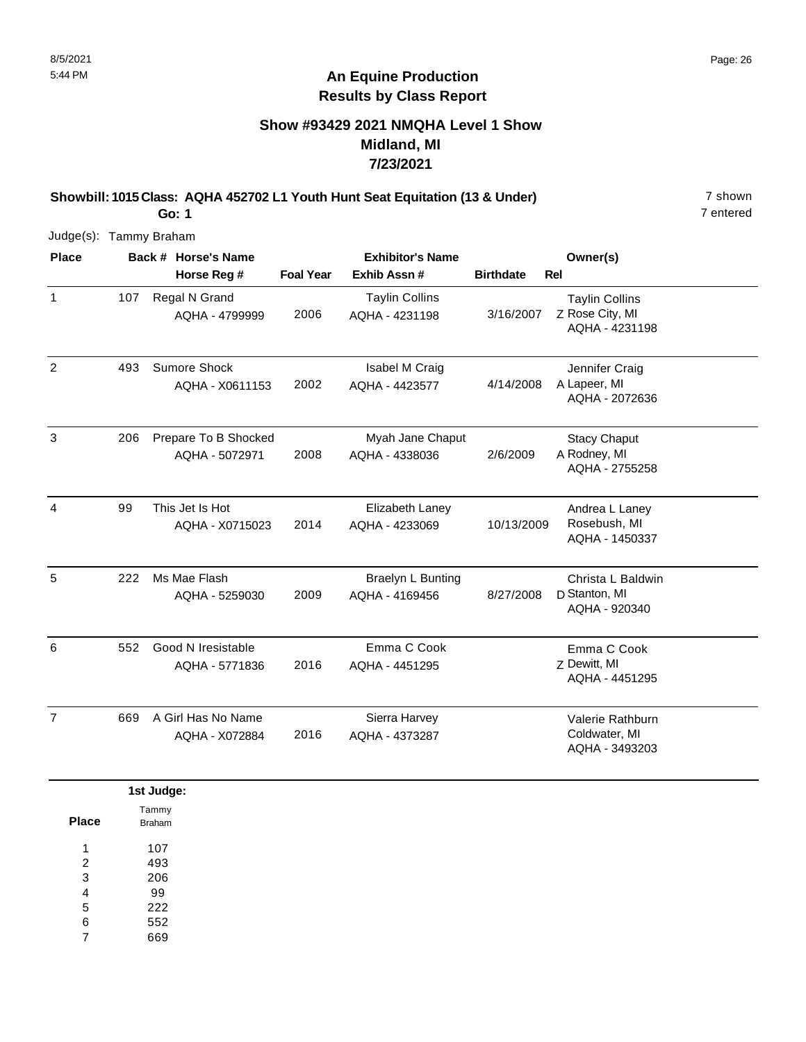# An Equine Production
## Results by Class Report

### Show #93429 2021 NMQHA Level 1 Show
### Midland, MI
### 7/23/2021

**Showbill: 1015 Class: AQHA 452702 L1 Youth Hunt Seat Equitation (13 & Under)** 7 shown
**Go: 1** 7 entered

Judge(s): Tammy Braham

| Place | Back # | Horse's Name / Horse Reg # | Foal Year | Exhibitor's Name / Exhib Assn # | Birthdate | Rel | Owner(s) |
|---|---|---|---|---|---|---|---|
| 1 | 107 | Regal N Grand<br>AQHA - 4799999 | 2006 | Taylin Collins<br>AQHA - 4231198 | 3/16/2007 | Z | Taylin Collins<br>Rose City, MI<br>AQHA - 4231198 |
| 2 | 493 | Sumore Shock<br>AQHA - X0611153 | 2002 | Isabel M Craig<br>AQHA - 4423577 | 4/14/2008 | A | Jennifer Craig<br>Lapeer, MI<br>AQHA - 2072636 |
| 3 | 206 | Prepare To B Shocked<br>AQHA - 5072971 | 2008 | Myah Jane Chaput<br>AQHA - 4338036 | 2/6/2009 | A | Stacy Chaput<br>Rodney, MI<br>AQHA - 2755258 |
| 4 | 99 | This Jet Is Hot<br>AQHA - X0715023 | 2014 | Elizabeth Laney<br>AQHA - 4233069 | 10/13/2009 | | Andrea L Laney<br>Rosebush, MI<br>AQHA - 1450337 |
| 5 | 222 | Ms Mae Flash<br>AQHA - 5259030 | 2009 | Braelyn L Bunting<br>AQHA - 4169456 | 8/27/2008 | D | Christa L Baldwin<br>Stanton, MI<br>AQHA - 920340 |
| 6 | 552 | Good N Iresistable<br>AQHA - 5771836 | 2016 | Emma C Cook<br>AQHA - 4451295 | | Z | Emma C Cook<br>Dewitt, MI<br>AQHA - 4451295 |
| 7 | 669 | A Girl Has No Name<br>AQHA - X072884 | 2016 | Sierra Harvey<br>AQHA - 4373287 | | | Valerie Rathburn<br>Coldwater, MI<br>AQHA - 3493203 |

**1st Judge:**

| Place | Tammy Braham |
|---|---|
| 1 | 107 |
| 2 | 493 |
| 3 | 206 |
| 4 | 99 |
| 5 | 222 |
| 6 | 552 |
| 7 | 669 |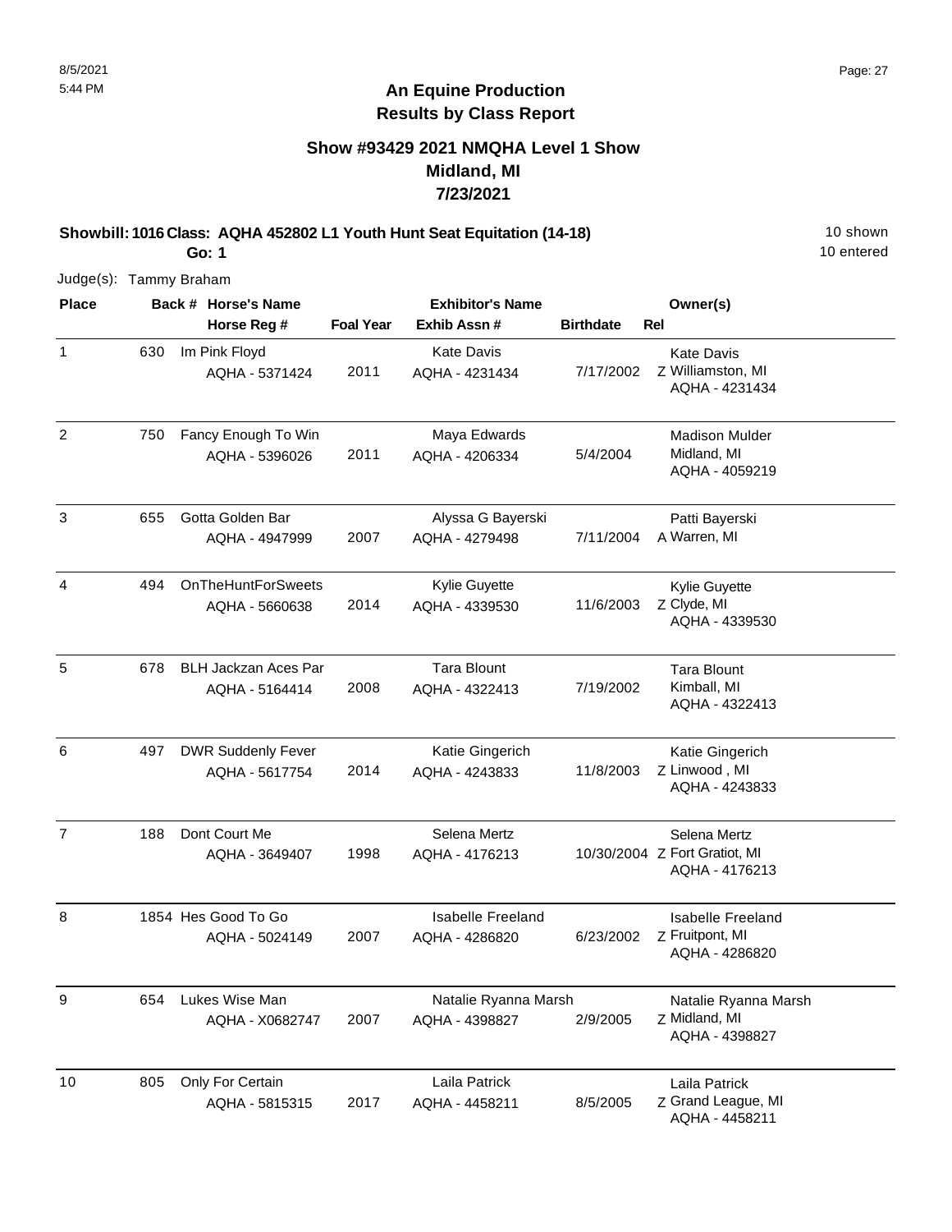# An Equine Production
## Results by Class Report

### Show #93429 2021 NMQHA Level 1 Show
### Midland, MI
### 7/23/2021

**Showbill: 1016 Class: AQHA 452802 L1 Youth Hunt Seat Equitation (14-18)** 10 shown
**Go: 1** 10 entered

Judge(s): Tammy Braham

| Place | Back # | Horse's Name / Horse Reg # | Foal Year | Exhibitor's Name / Exhib Assn # | Birthdate | Rel | Owner(s) |
|---|---|---|---|---|---|---|---|
| 1 | 630 | Im Pink Floyd<br>AQHA - 5371424 | 2011 | Kate Davis<br>AQHA - 4231434 | 7/17/2002 | Z | Kate Davis<br>Williamston, MI<br>AQHA - 4231434 |
| 2 | 750 | Fancy Enough To Win<br>AQHA - 5396026 | 2011 | Maya Edwards<br>AQHA - 4206334 | 5/4/2004 | | Madison Mulder<br>Midland, MI<br>AQHA - 4059219 |
| 3 | 655 | Gotta Golden Bar<br>AQHA - 4947999 | 2007 | Alyssa G Bayerski<br>AQHA - 4279498 | 7/11/2004 | A | Patti Bayerski<br>Warren, MI |
| 4 | 494 | OnTheHuntForSweets<br>AQHA - 5660638 | 2014 | Kylie Guyette<br>AQHA - 4339530 | 11/6/2003 | Z | Kylie Guyette<br>Clyde, MI<br>AQHA - 4339530 |
| 5 | 678 | BLH Jackzan Aces Par<br>AQHA - 5164414 | 2008 | Tara Blount<br>AQHA - 4322413 | 7/19/2002 | | Tara Blount<br>Kimball, MI<br>AQHA - 4322413 |
| 6 | 497 | DWR Suddenly Fever<br>AQHA - 5617754 | 2014 | Katie Gingerich<br>AQHA - 4243833 | 11/8/2003 | Z | Katie Gingerich<br>Linwood , MI<br>AQHA - 4243833 |
| 7 | 188 | Dont Court Me<br>AQHA - 3649407 | 1998 | Selena Mertz<br>AQHA - 4176213 | 10/30/2004 | Z | Selena Mertz<br>Fort Gratiot, MI<br>AQHA - 4176213 |
| 8 | 1854 | Hes Good To Go<br>AQHA - 5024149 | 2007 | Isabelle Freeland<br>AQHA - 4286820 | 6/23/2002 | Z | Isabelle Freeland<br>Fruitpont, MI<br>AQHA - 4286820 |
| 9 | 654 | Lukes Wise Man<br>AQHA - X0682747 | 2007 | Natalie Ryanna Marsh<br>AQHA - 4398827 | 2/9/2005 | Z | Natalie Ryanna Marsh<br>Midland, MI<br>AQHA - 4398827 |
| 10 | 805 | Only For Certain<br>AQHA - 5815315 | 2017 | Laila Patrick<br>AQHA - 4458211 | 8/5/2005 | Z | Laila Patrick<br>Grand League, MI<br>AQHA - 4458211 |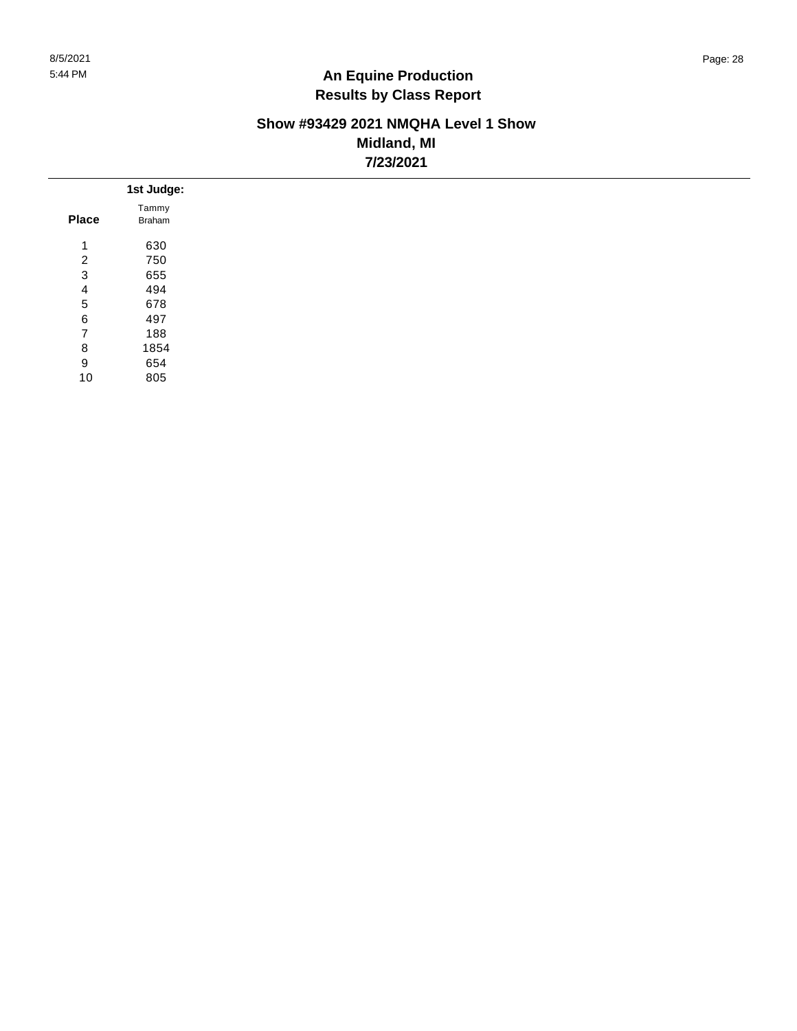# An Equine Production
## Results by Class Report

### Show #93429 2021 NMQHA Level 1 Show
### Midland, MI
### 7/23/2021

| Place | 1st Judge: Tammy Braham |
|---|---|
| 1 | 630 |
| 2 | 750 |
| 3 | 655 |
| 4 | 494 |
| 5 | 678 |
| 6 | 497 |
| 7 | 188 |
| 8 | 1854 |
| 9 | 654 |
| 10 | 805 |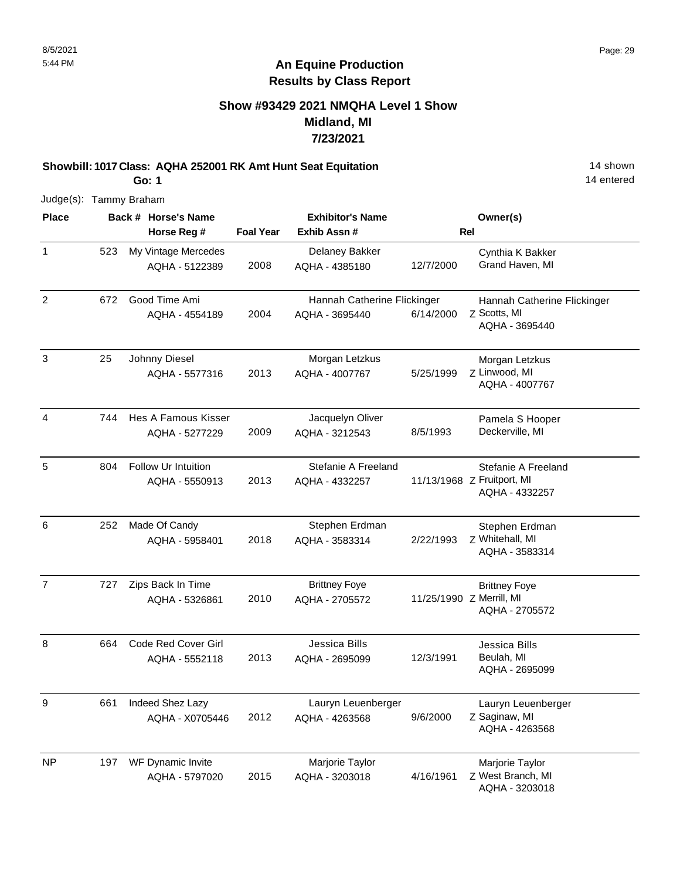# An Equine Production
## Results by Class Report

### Show #93429 2021 NMQHA Level 1 Show
### Midland, MI
### 7/23/2021

**Showbill: 1017 Class: AQHA 252001 RK Amt Hunt Seat Equitation** 14 shown

**Go: 1** 14 entered

Judge(s): Tammy Braham

| Place | Back # | Horse's Name / Horse Reg # | Foal Year | Exhibitor's Name / Exhib Assn # | | Rel | Owner(s) |
|---|---|---|---|---|---|---|---|
| 1 | 523 | My Vintage Mercedes<br>AQHA - 5122389 | 2008 | Delaney Bakker<br>AQHA - 4385180 | 12/7/2000 | | Cynthia K Bakker<br>Grand Haven, MI |
| 2 | 672 | Good Time Ami<br>AQHA - 4554189 | 2004 | Hannah Catherine Flickinger<br>AQHA - 3695440 | 6/14/2000 | Z | Hannah Catherine Flickinger<br>Scotts, MI<br>AQHA - 3695440 |
| 3 | 25 | Johnny Diesel<br>AQHA - 5577316 | 2013 | Morgan Letzkus<br>AQHA - 4007767 | 5/25/1999 | Z | Morgan Letzkus<br>Linwood, MI<br>AQHA - 4007767 |
| 4 | 744 | Hes A Famous Kisser<br>AQHA - 5277229 | 2009 | Jacquelyn Oliver<br>AQHA - 3212543 | 8/5/1993 | | Pamela S Hooper<br>Deckerville, MI |
| 5 | 804 | Follow Ur Intuition<br>AQHA - 5550913 | 2013 | Stefanie A Freeland<br>AQHA - 4332257 | 11/13/1968 | Z | Stefanie A Freeland<br>Fruitport, MI<br>AQHA - 4332257 |
| 6 | 252 | Made Of Candy<br>AQHA - 5958401 | 2018 | Stephen Erdman<br>AQHA - 3583314 | 2/22/1993 | Z | Stephen Erdman<br>Whitehall, MI<br>AQHA - 3583314 |
| 7 | 727 | Zips Back In Time<br>AQHA - 5326861 | 2010 | Brittney Foye<br>AQHA - 2705572 | 11/25/1990 | Z | Brittney Foye<br>Merrill, MI<br>AQHA - 2705572 |
| 8 | 664 | Code Red Cover Girl<br>AQHA - 5552118 | 2013 | Jessica Bills<br>AQHA - 2695099 | 12/3/1991 | | Jessica Bills<br>Beulah, MI<br>AQHA - 2695099 |
| 9 | 661 | Indeed Shez Lazy<br>AQHA - X0705446 | 2012 | Lauryn Leuenberger<br>AQHA - 4263568 | 9/6/2000 | Z | Lauryn Leuenberger<br>Saginaw, MI<br>AQHA - 4263568 |
| NP | 197 | WF Dynamic Invite<br>AQHA - 5797020 | 2015 | Marjorie Taylor<br>AQHA - 3203018 | 4/16/1961 | Z | Marjorie Taylor<br>West Branch, MI<br>AQHA - 3203018 |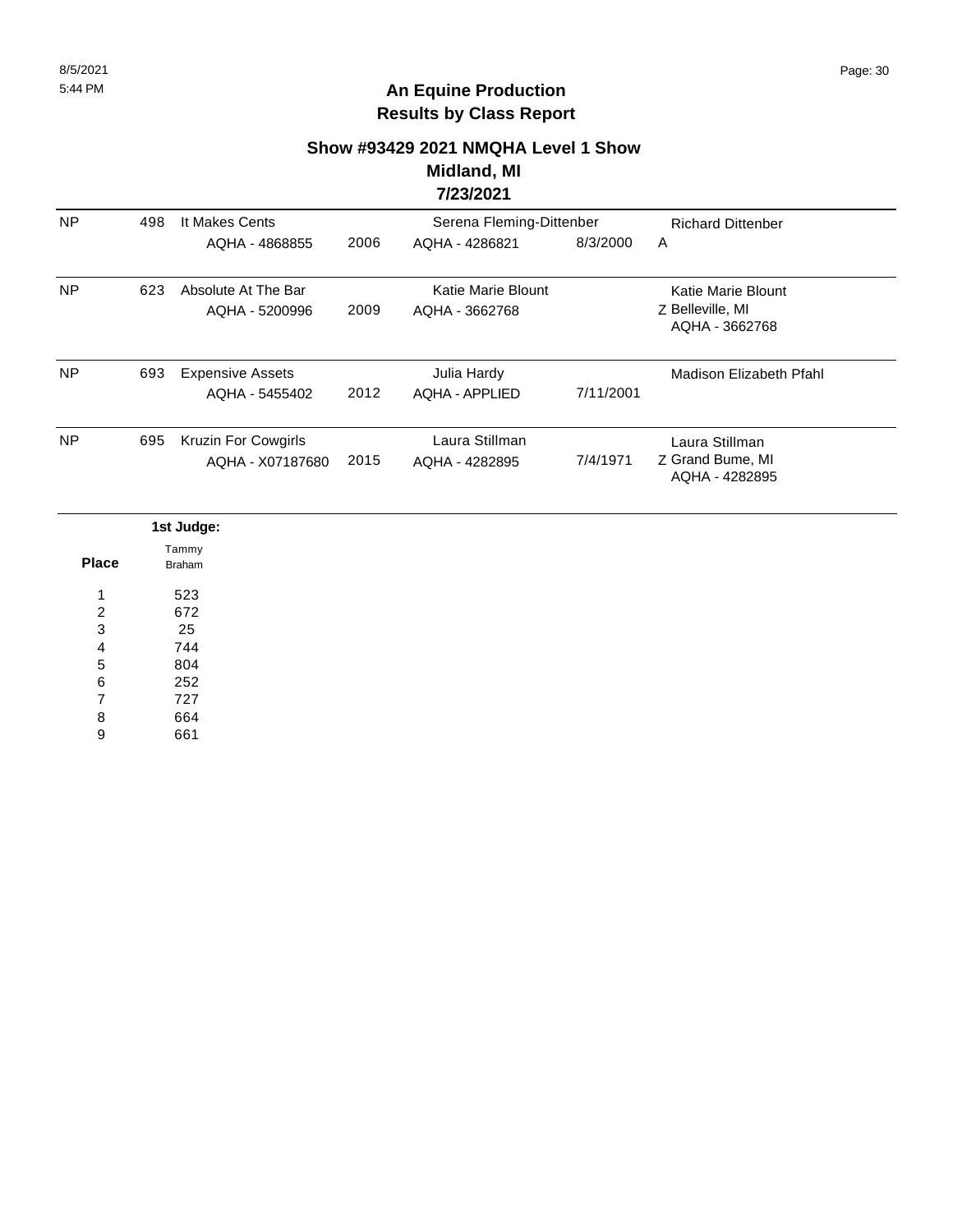## An Equine Production
## Results by Class Report

### Show #93429 2021 NMQHA Level 1 Show
### Midland, MI
### 7/23/2021

| | | | | | | |
|---|---|---|---|---|---|---|
| NP | 498 | It Makes Cents<br>AQHA - 4868855 | 2006 | Serena Fleming-Dittenber<br>AQHA - 4286821 | 8/3/2000 | Richard Dittenber<br>A |
| NP | 623 | Absolute At The Bar<br>AQHA - 5200996 | 2009 | Katie Marie Blount<br>AQHA - 3662768 | | Katie Marie Blount<br>Z Belleville, MI<br>AQHA - 3662768 |
| NP | 693 | Expensive Assets<br>AQHA - 5455402 | 2012 | Julia Hardy<br>AQHA - APPLIED | 7/11/2001 | Madison Elizabeth Pfahl |
| NP | 695 | Kruzin For Cowgirls<br>AQHA - X07187680 | 2015 | Laura Stillman<br>AQHA - 4282895 | 7/4/1971 | Laura Stillman<br>Z Grand Bume, MI<br>AQHA - 4282895 |

**1st Judge:**

| Place | Tammy Braham |
|---|---|
| 1 | 523 |
| 2 | 672 |
| 3 | 25 |
| 4 | 744 |
| 5 | 804 |
| 6 | 252 |
| 7 | 727 |
| 8 | 664 |
| 9 | 661 |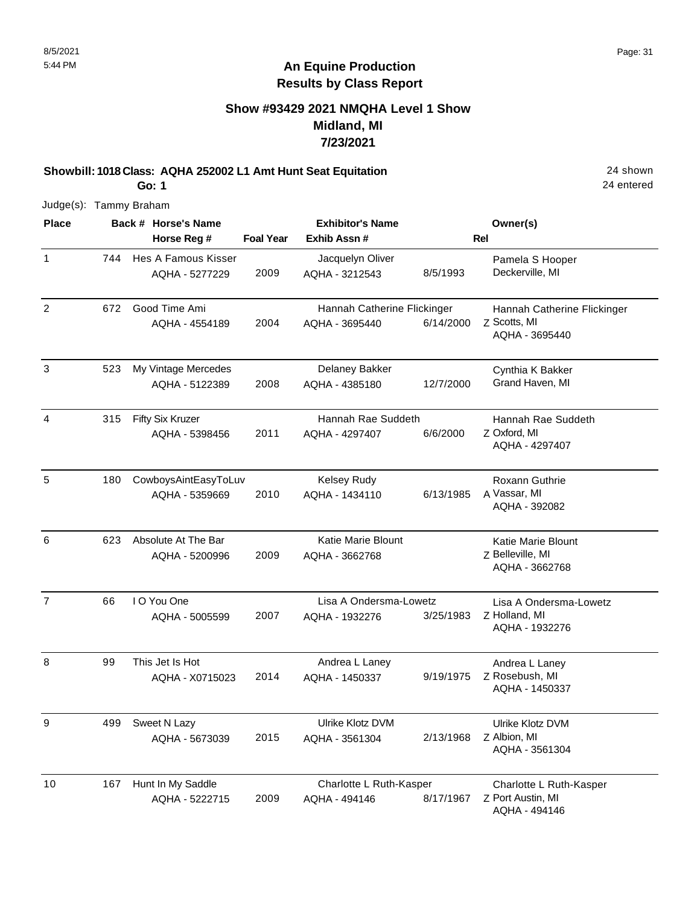## An Equine Production
## Results by Class Report

### Show #93429 2021 NMQHA Level 1 Show
### Midland, MI
### 7/23/2021

**Showbill: 1018 Class: AQHA 252002 L1 Amt Hunt Seat Equitation** — 24 shown

**Go: 1** — 24 entered

Judge(s): Tammy Braham

| Place | Back # | Horse's Name / Horse Reg # | Foal Year | Exhibitor's Name / Exhib Assn # | | Rel | Owner(s) |
|---|---|---|---|---|---|---|---|
| 1 | 744 | Hes A Famous Kisser<br>AQHA - 5277229 | 2009 | Jacquelyn Oliver<br>AQHA - 3212543 | 8/5/1993 | | Pamela S Hooper<br>Deckerville, MI |
| 2 | 672 | Good Time Ami<br>AQHA - 4554189 | 2004 | Hannah Catherine Flickinger<br>AQHA - 3695440 | 6/14/2000 | Z | Hannah Catherine Flickinger<br>Scotts, MI<br>AQHA - 3695440 |
| 3 | 523 | My Vintage Mercedes<br>AQHA - 5122389 | 2008 | Delaney Bakker<br>AQHA - 4385180 | 12/7/2000 | | Cynthia K Bakker<br>Grand Haven, MI |
| 4 | 315 | Fifty Six Kruzer<br>AQHA - 5398456 | 2011 | Hannah Rae Suddeth<br>AQHA - 4297407 | 6/6/2000 | Z | Hannah Rae Suddeth<br>Oxford, MI<br>AQHA - 4297407 |
| 5 | 180 | CowboysAintEasyToLuv<br>AQHA - 5359669 | 2010 | Kelsey Rudy<br>AQHA - 1434110 | 6/13/1985 | A | Roxann Guthrie<br>Vassar, MI<br>AQHA - 392082 |
| 6 | 623 | Absolute At The Bar<br>AQHA - 5200996 | 2009 | Katie Marie Blount<br>AQHA - 3662768 | | Z | Katie Marie Blount<br>Belleville, MI<br>AQHA - 3662768 |
| 7 | 66 | I O You One<br>AQHA - 5005599 | 2007 | Lisa A Ondersma-Lowetz<br>AQHA - 1932276 | 3/25/1983 | Z | Lisa A Ondersma-Lowetz<br>Holland, MI<br>AQHA - 1932276 |
| 8 | 99 | This Jet Is Hot<br>AQHA - X0715023 | 2014 | Andrea L Laney<br>AQHA - 1450337 | 9/19/1975 | Z | Andrea L Laney<br>Rosebush, MI<br>AQHA - 1450337 |
| 9 | 499 | Sweet N Lazy<br>AQHA - 5673039 | 2015 | Ulrike Klotz DVM<br>AQHA - 3561304 | 2/13/1968 | Z | Ulrike Klotz DVM<br>Albion, MI<br>AQHA - 3561304 |
| 10 | 167 | Hunt In My Saddle<br>AQHA - 5222715 | 2009 | Charlotte L Ruth-Kasper<br>AQHA - 494146 | 8/17/1967 | Z | Charlotte L Ruth-Kasper<br>Port Austin, MI<br>AQHA - 494146 |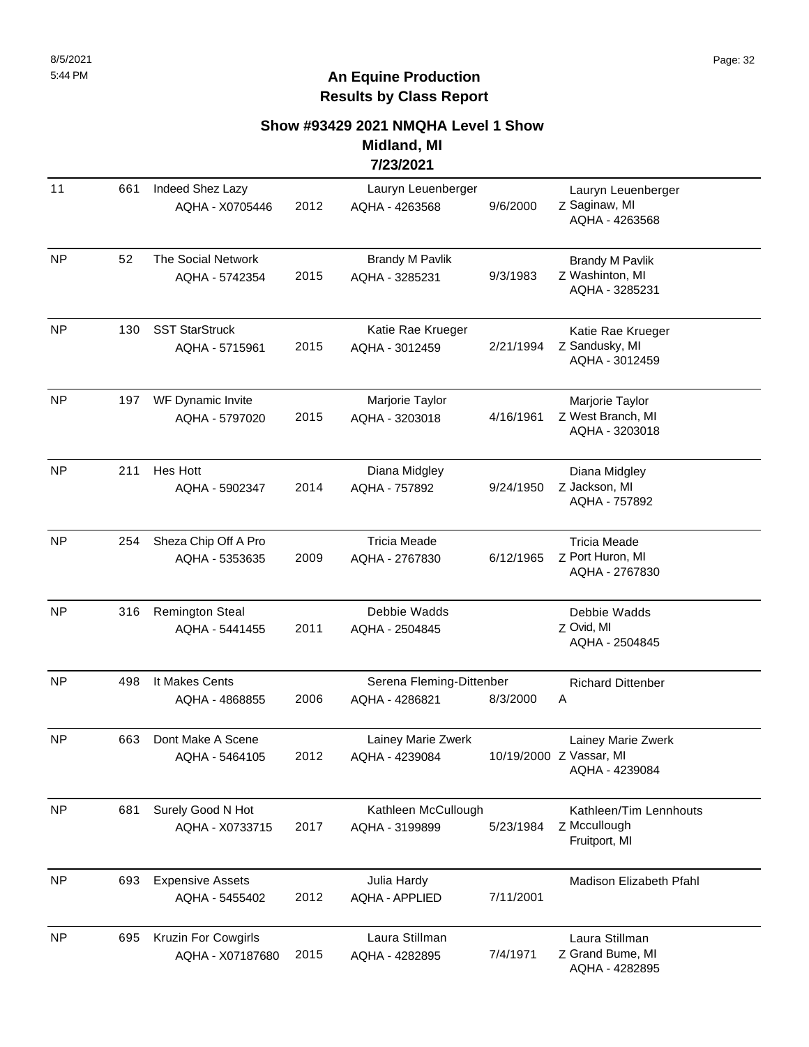## An Equine Production
## Results by Class Report

### Show #93429 2021 NMQHA Level 1 Show
### Midland, MI
### 7/23/2021

| Place | Back # | Horse | Year | Rider | DOB | Owner |
|---|---|---|---|---|---|---|
| 11 | 661 | Indeed Shez Lazy AQHA - X0705446 | 2012 | Lauryn Leuenberger AQHA - 4263568 | 9/6/2000 | Lauryn Leuenberger Z Saginaw, MI AQHA - 4263568 |
| NP | 52 | The Social Network AQHA - 5742354 | 2015 | Brandy M Pavlik AQHA - 3285231 | 9/3/1983 | Brandy M Pavlik Z Washinton, MI AQHA - 3285231 |
| NP | 130 | SST StarStruck AQHA - 5715961 | 2015 | Katie Rae Krueger AQHA - 3012459 | 2/21/1994 | Katie Rae Krueger Z Sandusky, MI AQHA - 3012459 |
| NP | 197 | WF Dynamic Invite AQHA - 5797020 | 2015 | Marjorie Taylor AQHA - 3203018 | 4/16/1961 | Marjorie Taylor Z West Branch, MI AQHA - 3203018 |
| NP | 211 | Hes Hott AQHA - 5902347 | 2014 | Diana Midgley AQHA - 757892 | 9/24/1950 | Diana Midgley Z Jackson, MI AQHA - 757892 |
| NP | 254 | Sheza Chip Off A Pro AQHA - 5353635 | 2009 | Tricia Meade AQHA - 2767830 | 6/12/1965 | Tricia Meade Z Port Huron, MI AQHA - 2767830 |
| NP | 316 | Remington Steal AQHA - 5441455 | 2011 | Debbie Wadds AQHA - 2504845 | | Debbie Wadds Z Ovid, MI AQHA - 2504845 |
| NP | 498 | It Makes Cents AQHA - 4868855 | 2006 | Serena Fleming-Dittenber AQHA - 4286821 | 8/3/2000 | Richard Dittenber A |
| NP | 663 | Dont Make A Scene AQHA - 5464105 | 2012 | Lainey Marie Zwerk AQHA - 4239084 | 10/19/2000 | Lainey Marie Zwerk Z Vassar, MI AQHA - 4239084 |
| NP | 681 | Surely Good N Hot AQHA - X0733715 | 2017 | Kathleen McCullough AQHA - 3199899 | 5/23/1984 | Kathleen/Tim Lennhouts Z Mccullough Fruitport, MI |
| NP | 693 | Expensive Assets AQHA - 5455402 | 2012 | Julia Hardy AQHA - APPLIED | 7/11/2001 | Madison Elizabeth Pfahl |
| NP | 695 | Kruzin For Cowgirls AQHA - X07187680 | 2015 | Laura Stillman AQHA - 4282895 | 7/4/1971 | Laura Stillman Z Grand Bume, MI AQHA - 4282895 |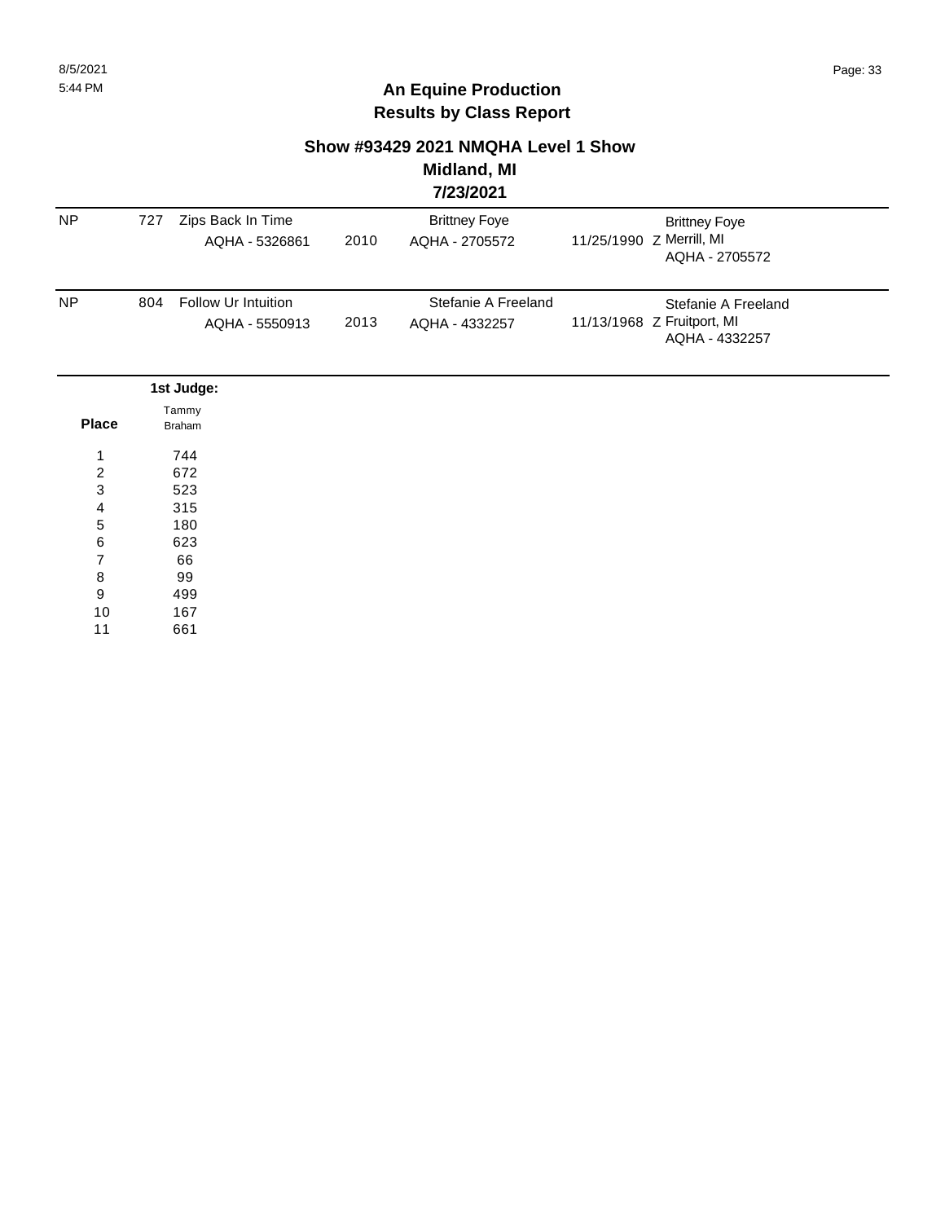# An Equine Production
## Results by Class Report

### Show #93429 2021 NMQHA Level 1 Show
### Midland, MI
### 7/23/2021

| | | | | | | |
|---|---|---|---|---|---|---|
| NP | 727 | Zips Back In Time<br>AQHA - 5326861 | 2010 | Brittney Foye<br>AQHA - 2705572 | 11/25/1990 Z | Brittney Foye<br>Merrill, MI<br>AQHA - 2705572 |
| NP | 804 | Follow Ur Intuition<br>AQHA - 5550913 | 2013 | Stefanie A Freeland<br>AQHA - 4332257 | 11/13/1968 Z | Stefanie A Freeland<br>Fruitport, MI<br>AQHA - 4332257 |

| Place | 1st Judge: Tammy Braham |
|---|---|
| 1 | 744 |
| 2 | 672 |
| 3 | 523 |
| 4 | 315 |
| 5 | 180 |
| 6 | 623 |
| 7 | 66 |
| 8 | 99 |
| 9 | 499 |
| 10 | 167 |
| 11 | 661 |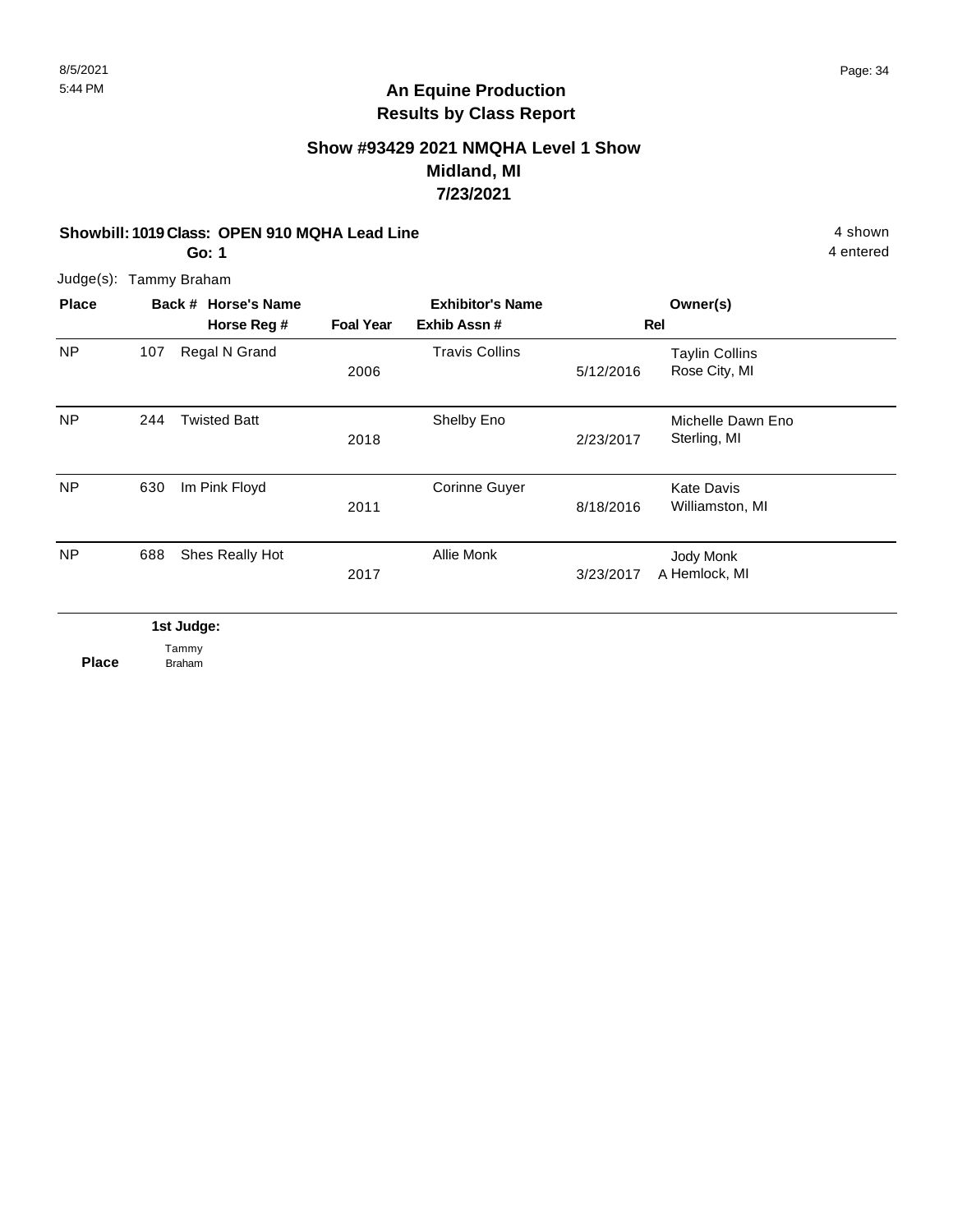8/5/2021
5:44 PM

# An Equine Production
## Results by Class Report

### Show #93429 2021 NMQHA Level 1 Show
### Midland, MI
### 7/23/2021

**Showbill: 1019 Class: OPEN 910 MQHA Lead Line** — 4 shown

**Go: 1** — 4 entered

Judge(s): Tammy Braham

| Place | Back # | Horse's Name / Horse Reg # | Foal Year | Exhibitor's Name / Exhib Assn # | Rel | Owner(s) |
|---|---|---|---|---|---|---|
| NP | 107 | Regal N Grand | 2006 | Travis Collins | 5/12/2016 | Taylin Collins<br>Rose City, MI |
| NP | 244 | Twisted Batt | 2018 | Shelby Eno | 2/23/2017 | Michelle Dawn Eno<br>Sterling, MI |
| NP | 630 | Im Pink Floyd | 2011 | Corinne Guyer | 8/18/2016 | Kate Davis<br>Williamston, MI |
| NP | 688 | Shes Really Hot | 2017 | Allie Monk | 3/23/2017 | A | Jody Monk<br>Hemlock, MI |

**1st Judge:** Tammy Braham

**Place**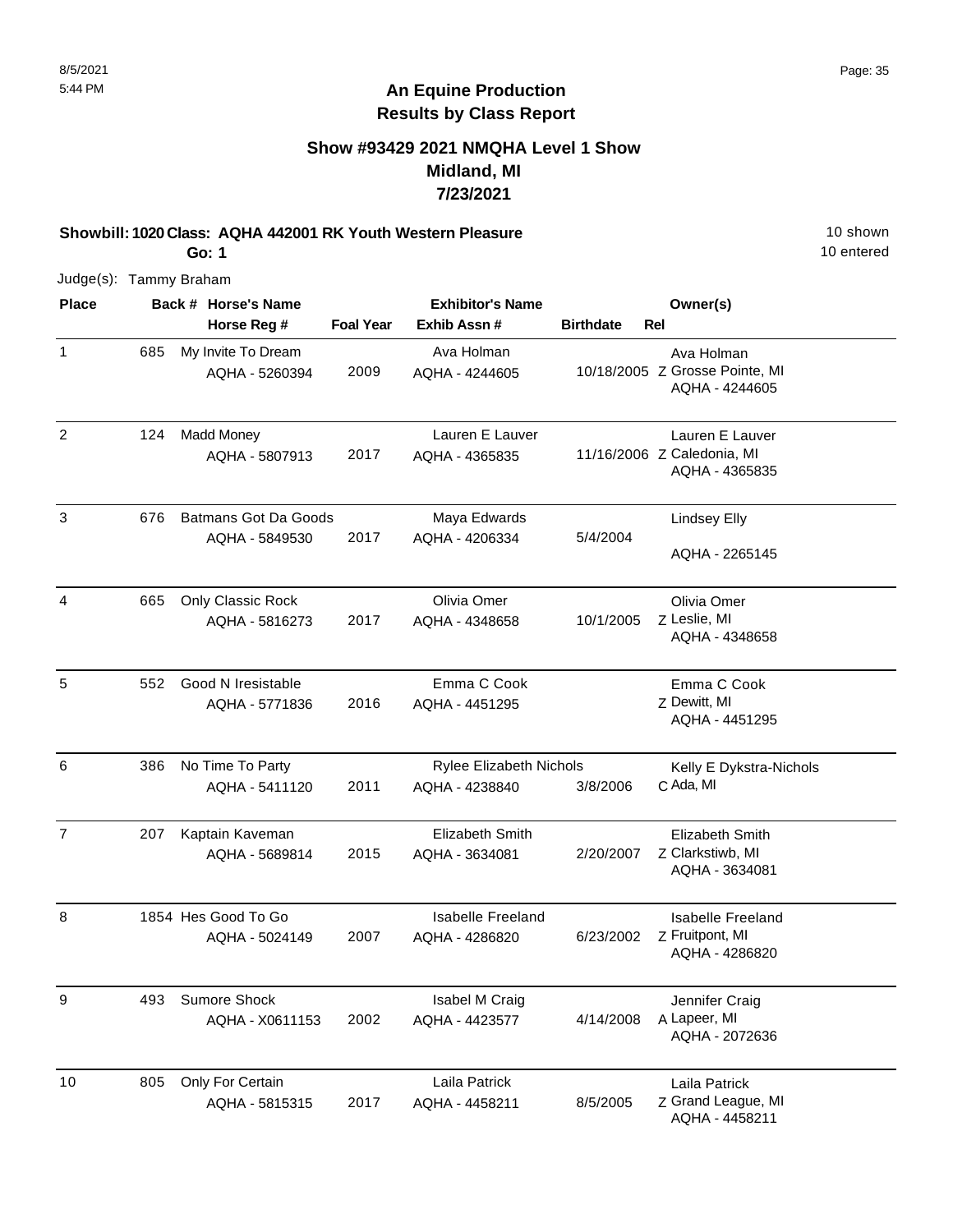# An Equine Production
## Results by Class Report

### Show #93429 2021 NMQHA Level 1 Show
### Midland, MI
### 7/23/2021

**Showbill: 1020 Class: AQHA 442001 RK Youth Western Pleasure** — 10 shown, 10 entered

**Go: 1**

Judge(s): Tammy Braham

| Place | Back # | Horse's Name / Horse Reg # | Foal Year | Exhibitor's Name / Exhib Assn # | Birthdate | Rel | Owner(s) |
|---|---|---|---|---|---|---|---|
| 1 | 685 | My Invite To Dream / AQHA - 5260394 | 2009 | Ava Holman / AQHA - 4244605 | 10/18/2005 | Z | Ava Holman, Grosse Pointe, MI, AQHA - 4244605 |
| 2 | 124 | Madd Money / AQHA - 5807913 | 2017 | Lauren E Lauver / AQHA - 4365835 | 11/16/2006 | Z | Lauren E Lauver, Caledonia, MI, AQHA - 4365835 |
| 3 | 676 | Batmans Got Da Goods / AQHA - 5849530 | 2017 | Maya Edwards / AQHA - 4206334 | 5/4/2004 | | Lindsey Elly, AQHA - 2265145 |
| 4 | 665 | Only Classic Rock / AQHA - 5816273 | 2017 | Olivia Omer / AQHA - 4348658 | 10/1/2005 | Z | Olivia Omer, Leslie, MI, AQHA - 4348658 |
| 5 | 552 | Good N Iresistable / AQHA - 5771836 | 2016 | Emma C Cook / AQHA - 4451295 | | Z | Emma C Cook, Dewitt, MI, AQHA - 4451295 |
| 6 | 386 | No Time To Party / AQHA - 5411120 | 2011 | Rylee Elizabeth Nichols / AQHA - 4238840 | 3/8/2006 | C | Kelly E Dykstra-Nichols, Ada, MI |
| 7 | 207 | Kaptain Kaveman / AQHA - 5689814 | 2015 | Elizabeth Smith / AQHA - 3634081 | 2/20/2007 | Z | Elizabeth Smith, Clarkstiwb, MI, AQHA - 3634081 |
| 8 | 1854 | Hes Good To Go / AQHA - 5024149 | 2007 | Isabelle Freeland / AQHA - 4286820 | 6/23/2002 | Z | Isabelle Freeland, Fruitpont, MI, AQHA - 4286820 |
| 9 | 493 | Sumore Shock / AQHA - X0611153 | 2002 | Isabel M Craig / AQHA - 4423577 | 4/14/2008 | A | Jennifer Craig, Lapeer, MI, AQHA - 2072636 |
| 10 | 805 | Only For Certain / AQHA - 5815315 | 2017 | Laila Patrick / AQHA - 4458211 | 8/5/2005 | Z | Laila Patrick, Grand League, MI, AQHA - 4458211 |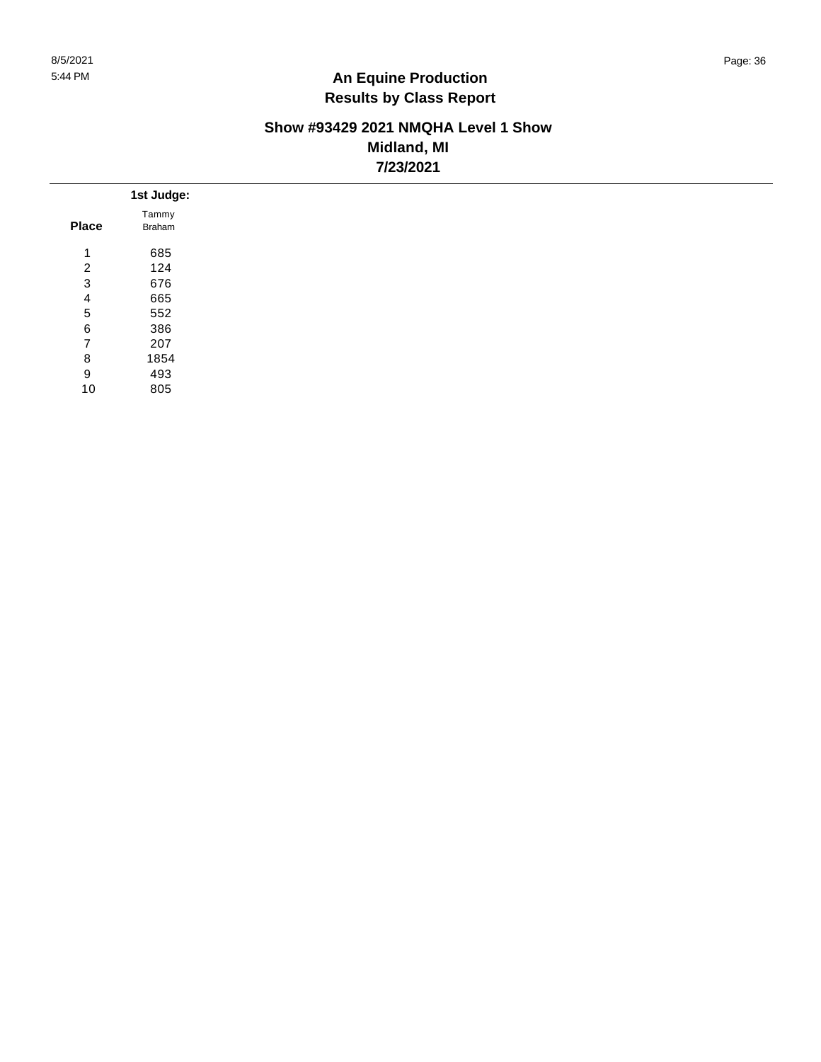# An Equine Production
## Results by Class Report

### Show #93429 2021 NMQHA Level 1 Show
### Midland, MI
### 7/23/2021

| Place | 1st Judge: Tammy Braham |
|---|---|
| 1 | 685 |
| 2 | 124 |
| 3 | 676 |
| 4 | 665 |
| 5 | 552 |
| 6 | 386 |
| 7 | 207 |
| 8 | 1854 |
| 9 | 493 |
| 10 | 805 |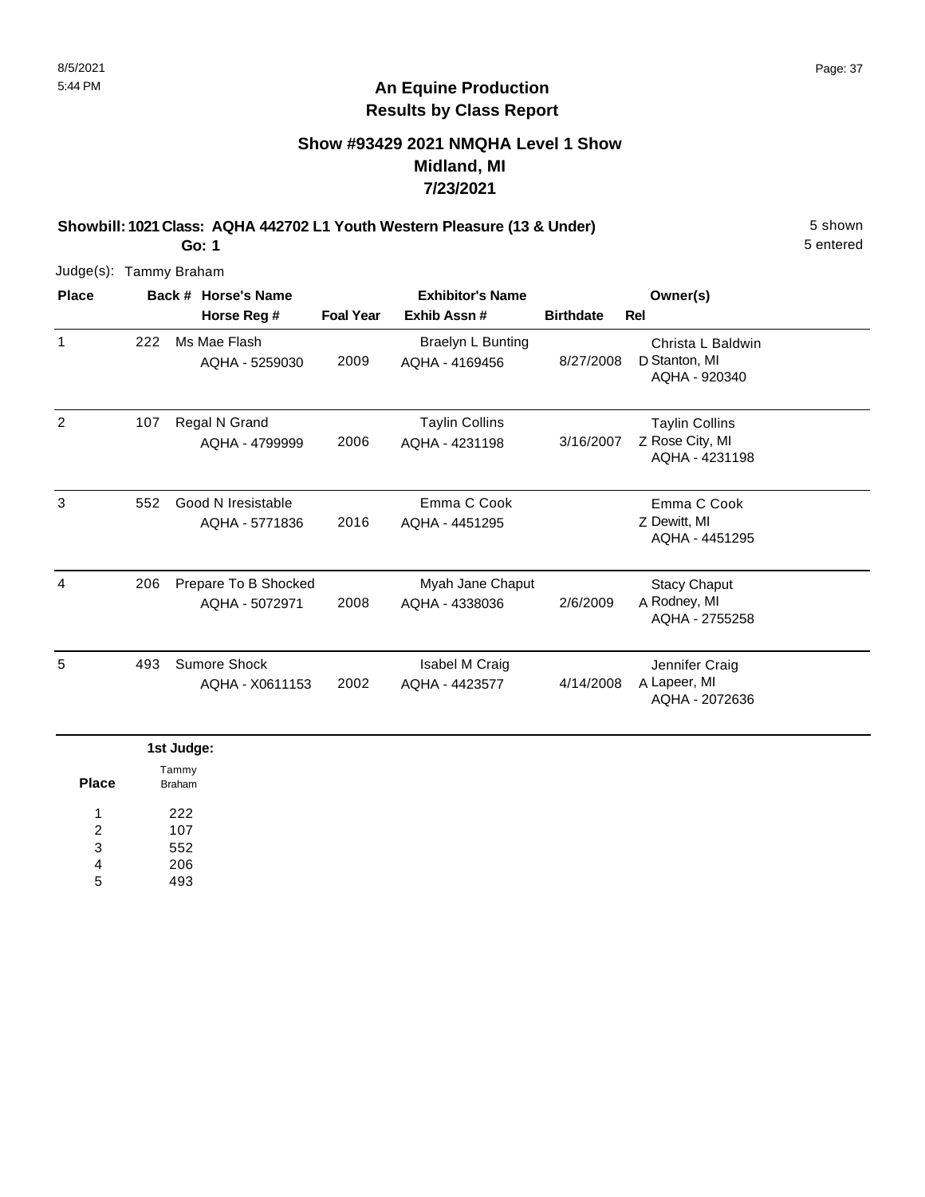# An Equine Production
## Results by Class Report

### Show #93429 2021 NMQHA Level 1 Show
### Midland, MI
### 7/23/2021

**Showbill: 1021 Class: AQHA 442702 L1 Youth Western Pleasure (13 & Under)** — 5 shown, 5 entered

**Go: 1**

Judge(s): Tammy Braham

| Place | Back # | Horse's Name / Horse Reg # | Foal Year | Exhibitor's Name / Exhib Assn # | Birthdate | Rel | Owner(s) |
|---|---|---|---|---|---|---|---|
| 1 | 222 | Ms Mae Flash<br>AQHA - 5259030 | 2009 | Braelyn L Bunting<br>AQHA - 4169456 | 8/27/2008 | D | Christa L Baldwin<br>Stanton, MI<br>AQHA - 920340 |
| 2 | 107 | Regal N Grand<br>AQHA - 4799999 | 2006 | Taylin Collins<br>AQHA - 4231198 | 3/16/2007 | Z | Taylin Collins<br>Rose City, MI<br>AQHA - 4231198 |
| 3 | 552 | Good N Iresistable<br>AQHA - 5771836 | 2016 | Emma C Cook<br>AQHA - 4451295 | | Z | Emma C Cook<br>Dewitt, MI<br>AQHA - 4451295 |
| 4 | 206 | Prepare To B Shocked<br>AQHA - 5072971 | 2008 | Myah Jane Chaput<br>AQHA - 4338036 | 2/6/2009 | A | Stacy Chaput<br>Rodney, MI<br>AQHA - 2755258 |
| 5 | 493 | Sumore Shock<br>AQHA - X0611153 | 2002 | Isabel M Craig<br>AQHA - 4423577 | 4/14/2008 | A | Jennifer Craig<br>Lapeer, MI<br>AQHA - 2072636 |

**1st Judge:**

| Place | Tammy Braham |
|---|---|
| 1 | 222 |
| 2 | 107 |
| 3 | 552 |
| 4 | 206 |
| 5 | 493 |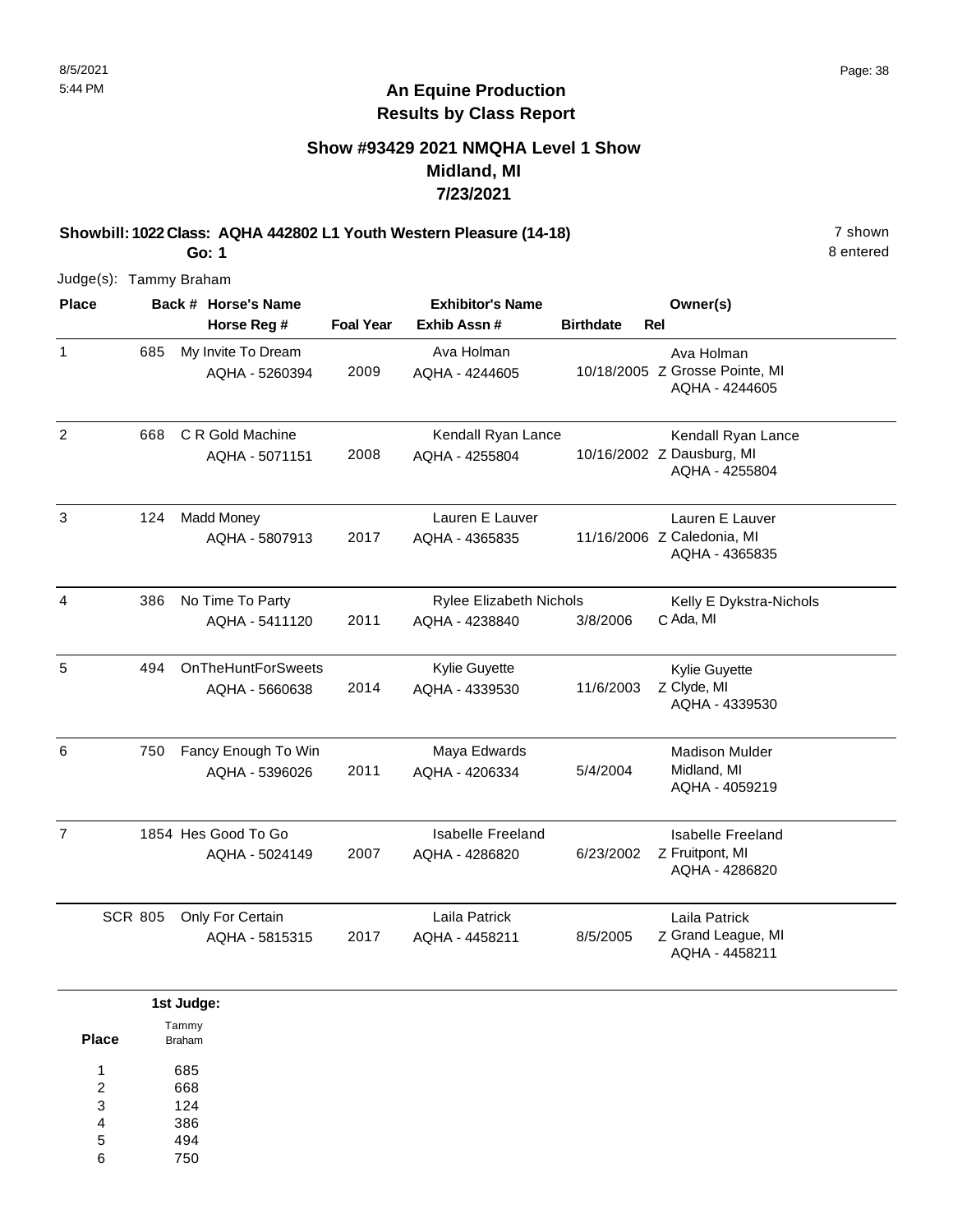# An Equine Production
## Results by Class Report

### Show #93429 2021 NMQHA Level 1 Show
### Midland, MI
### 7/23/2021

**Showbill: 1022 Class: AQHA 442802 L1 Youth Western Pleasure (14-18)** 7 shown
**Go: 1** 8 entered

Judge(s): Tammy Braham

| Place | Back # | Horse's Name / Horse Reg # | Foal Year | Exhibitor's Name / Exhib Assn # | Birthdate | Rel | Owner(s) |
|---|---|---|---|---|---|---|---|
| 1 | 685 | My Invite To Dream<br>AQHA - 5260394 | 2009 | Ava Holman<br>AQHA - 4244605 | 10/18/2005 | Z | Ava Holman<br>Grosse Pointe, MI<br>AQHA - 4244605 |
| 2 | 668 | C R Gold Machine<br>AQHA - 5071151 | 2008 | Kendall Ryan Lance<br>AQHA - 4255804 | 10/16/2002 | Z | Kendall Ryan Lance<br>Dausburg, MI<br>AQHA - 4255804 |
| 3 | 124 | Madd Money<br>AQHA - 5807913 | 2017 | Lauren E Lauver<br>AQHA - 4365835 | 11/16/2006 | Z | Lauren E Lauver<br>Caledonia, MI<br>AQHA - 4365835 |
| 4 | 386 | No Time To Party<br>AQHA - 5411120 | 2011 | Rylee Elizabeth Nichols<br>AQHA - 4238840 | 3/8/2006 | C | Kelly E Dykstra-Nichols<br>Ada, MI |
| 5 | 494 | OnTheHuntForSweets<br>AQHA - 5660638 | 2014 | Kylie Guyette<br>AQHA - 4339530 | 11/6/2003 | Z | Kylie Guyette<br>Clyde, MI<br>AQHA - 4339530 |
| 6 | 750 | Fancy Enough To Win<br>AQHA - 5396026 | 2011 | Maya Edwards<br>AQHA - 4206334 | 5/4/2004 | | Madison Mulder<br>Midland, MI<br>AQHA - 4059219 |
| 7 | 1854 | Hes Good To Go<br>AQHA - 5024149 | 2007 | Isabelle Freeland<br>AQHA - 4286820 | 6/23/2002 | Z | Isabelle Freeland<br>Fruitpont, MI<br>AQHA - 4286820 |
| SCR | 805 | Only For Certain<br>AQHA - 5815315 | 2017 | Laila Patrick<br>AQHA - 4458211 | 8/5/2005 | Z | Laila Patrick<br>Grand League, MI<br>AQHA - 4458211 |

**1st Judge:**

| Place | Tammy Braham |
|---|---|
| 1 | 685 |
| 2 | 668 |
| 3 | 124 |
| 4 | 386 |
| 5 | 494 |
| 6 | 750 |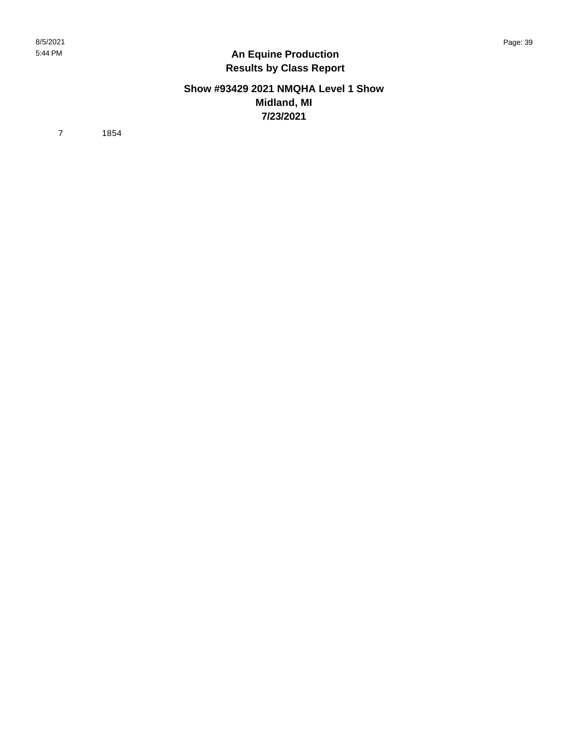# An Equine Production
## Results by Class Report

### Show #93429 2021 NMQHA Level 1 Show
### Midland, MI
### 7/23/2021

| | |
|---|---|
| 7 | 1854 |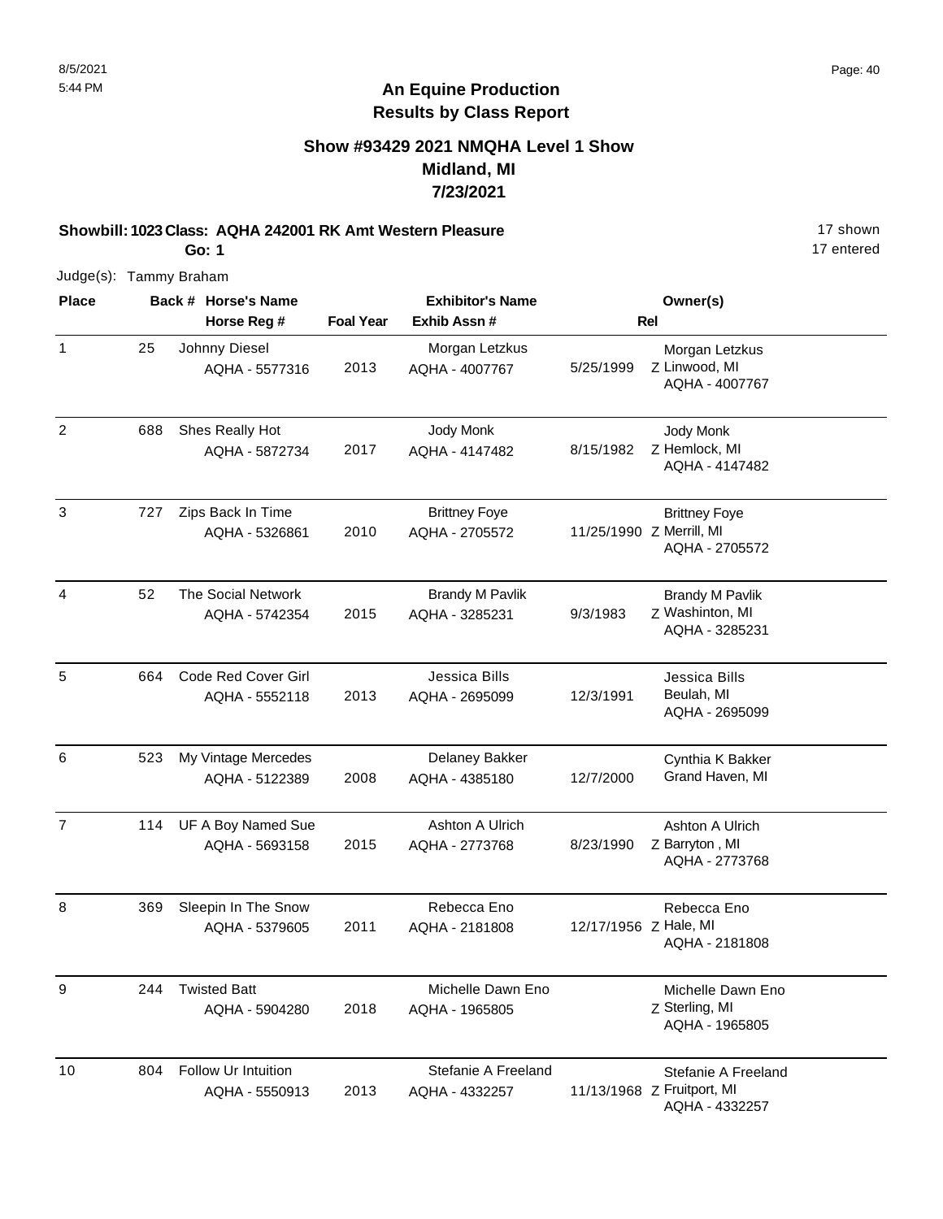# An Equine Production
## Results by Class Report

### Show #93429 2021 NMQHA Level 1 Show
### Midland, MI
### 7/23/2021

**Showbill: 1023 Class: AQHA 242001 RK Amt Western Pleasure** 17 shown

**Go: 1** 17 entered

Judge(s): Tammy Braham

| Place | Back # | Horse's Name / Horse Reg # | Foal Year | Exhibitor's Name / Exhib Assn # | | Rel | Owner(s) |
|---|---|---|---|---|---|---|---|
| 1 | 25 | Johnny Diesel<br>AQHA - 5577316 | 2013 | Morgan Letzkus<br>AQHA - 4007767 | 5/25/1999 | Z | Morgan Letzkus<br>Linwood, MI<br>AQHA - 4007767 |
| 2 | 688 | Shes Really Hot<br>AQHA - 5872734 | 2017 | Jody Monk<br>AQHA - 4147482 | 8/15/1982 | Z | Jody Monk<br>Hemlock, MI<br>AQHA - 4147482 |
| 3 | 727 | Zips Back In Time<br>AQHA - 5326861 | 2010 | Brittney Foye<br>AQHA - 2705572 | 11/25/1990 | Z | Brittney Foye<br>Merrill, MI<br>AQHA - 2705572 |
| 4 | 52 | The Social Network<br>AQHA - 5742354 | 2015 | Brandy M Pavlik<br>AQHA - 3285231 | 9/3/1983 | Z | Brandy M Pavlik<br>Washinton, MI<br>AQHA - 3285231 |
| 5 | 664 | Code Red Cover Girl<br>AQHA - 5552118 | 2013 | Jessica Bills<br>AQHA - 2695099 | 12/3/1991 | | Jessica Bills<br>Beulah, MI<br>AQHA - 2695099 |
| 6 | 523 | My Vintage Mercedes<br>AQHA - 5122389 | 2008 | Delaney Bakker<br>AQHA - 4385180 | 12/7/2000 | | Cynthia K Bakker<br>Grand Haven, MI |
| 7 | 114 | UF A Boy Named Sue<br>AQHA - 5693158 | 2015 | Ashton A Ulrich<br>AQHA - 2773768 | 8/23/1990 | Z | Ashton A Ulrich<br>Barryton , MI<br>AQHA - 2773768 |
| 8 | 369 | Sleepin In The Snow<br>AQHA - 5379605 | 2011 | Rebecca Eno<br>AQHA - 2181808 | 12/17/1956 | Z | Rebecca Eno<br>Hale, MI<br>AQHA - 2181808 |
| 9 | 244 | Twisted Batt<br>AQHA - 5904280 | 2018 | Michelle Dawn Eno<br>AQHA - 1965805 | | Z | Michelle Dawn Eno<br>Sterling, MI<br>AQHA - 1965805 |
| 10 | 804 | Follow Ur Intuition<br>AQHA - 5550913 | 2013 | Stefanie A Freeland<br>AQHA - 4332257 | 11/13/1968 | Z | Stefanie A Freeland<br>Fruitport, MI<br>AQHA - 4332257 |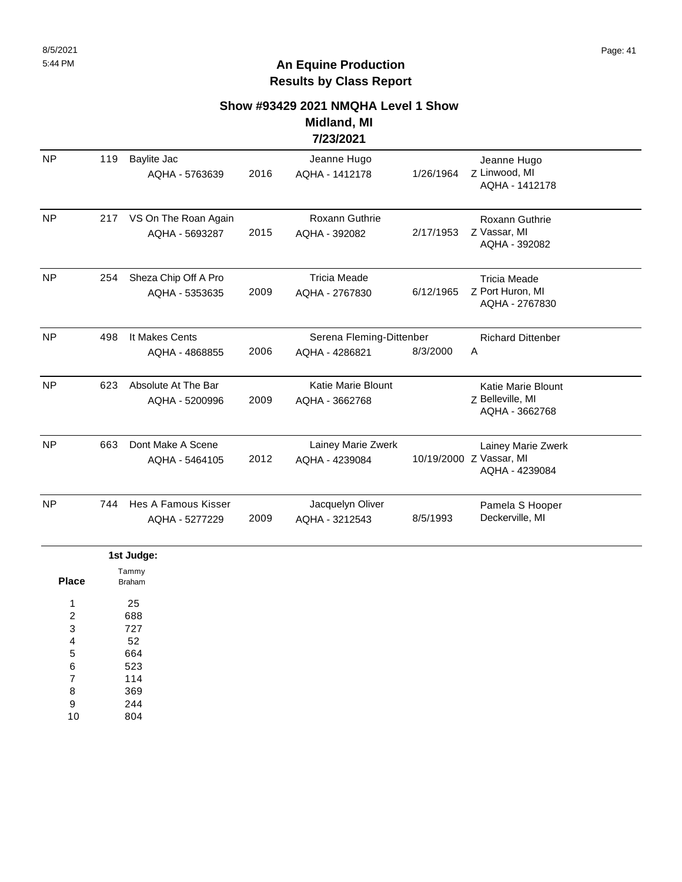# An Equine Production
## Results by Class Report

### Show #93429 2021 NMQHA Level 1 Show
### Midland, MI
### 7/23/2021

| Place | # | Horse | Year | Rider | DOB | Owner |
|---|---|---|---|---|---|---|
| NP | 119 | Baylite Jac AQHA - 5763639 | 2016 | Jeanne Hugo AQHA - 1412178 | 1/26/1964 | Z Jeanne Hugo Linwood, MI AQHA - 1412178 |
| NP | 217 | VS On The Roan Again AQHA - 5693287 | 2015 | Roxann Guthrie AQHA - 392082 | 2/17/1953 | Z Roxann Guthrie Vassar, MI AQHA - 392082 |
| NP | 254 | Sheza Chip Off A Pro AQHA - 5353635 | 2009 | Tricia Meade AQHA - 2767830 | 6/12/1965 | Z Tricia Meade Port Huron, MI AQHA - 2767830 |
| NP | 498 | It Makes Cents AQHA - 4868855 | 2006 | Serena Fleming-Dittenber AQHA - 4286821 | 8/3/2000 | A Richard Dittenber |
| NP | 623 | Absolute At The Bar AQHA - 5200996 | 2009 | Katie Marie Blount AQHA - 3662768 | | Z Katie Marie Blount Belleville, MI AQHA - 3662768 |
| NP | 663 | Dont Make A Scene AQHA - 5464105 | 2012 | Lainey Marie Zwerk AQHA - 4239084 | 10/19/2000 | Z Lainey Marie Zwerk Vassar, MI AQHA - 4239084 |
| NP | 744 | Hes A Famous Kisser AQHA - 5277229 | 2009 | Jacquelyn Oliver AQHA - 3212543 | 8/5/1993 | Pamela S Hooper Deckerville, MI |

**1st Judge:**

| Place | Tammy Braham |
|---|---|
| 1 | 25 |
| 2 | 688 |
| 3 | 727 |
| 4 | 52 |
| 5 | 664 |
| 6 | 523 |
| 7 | 114 |
| 8 | 369 |
| 9 | 244 |
| 10 | 804 |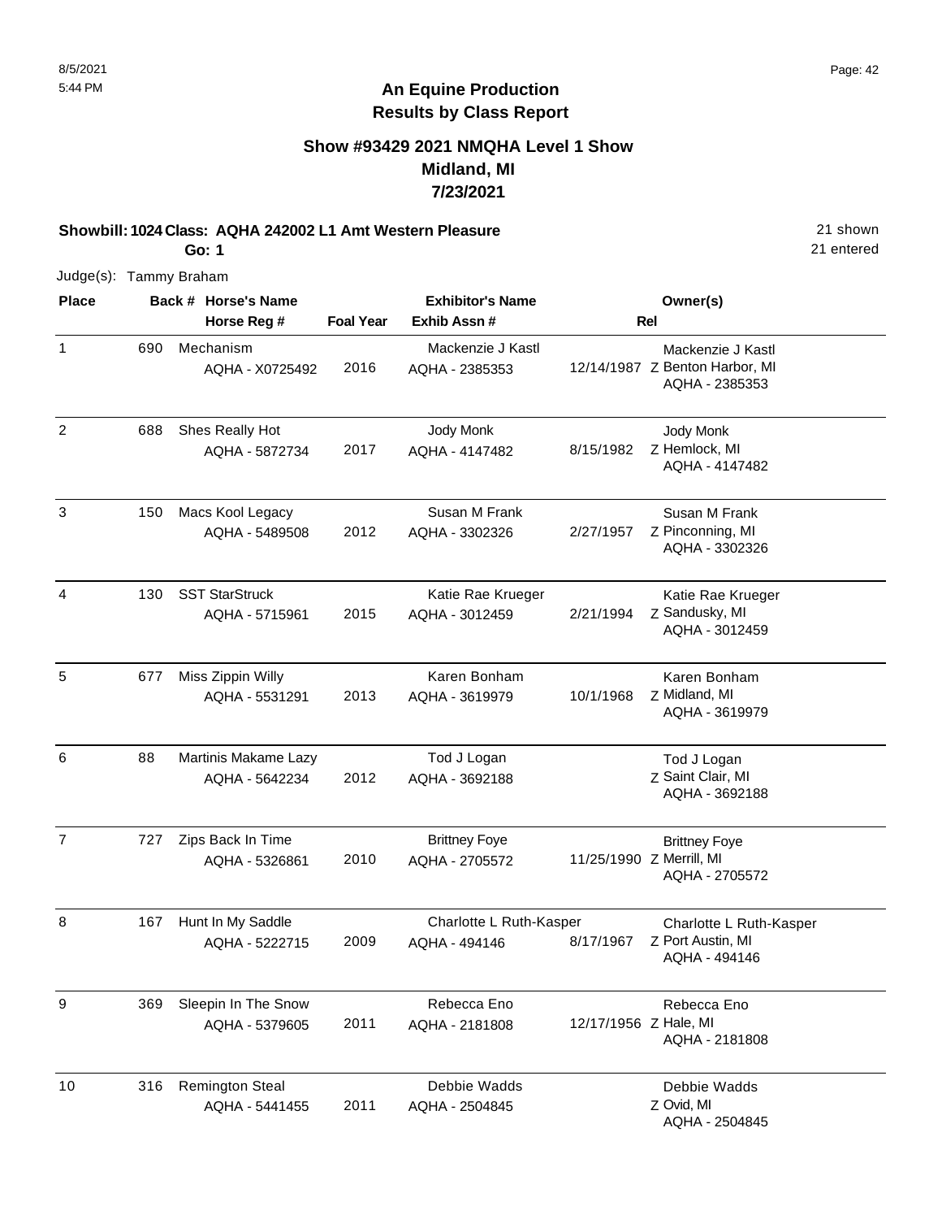# An Equine Production
## Results by Class Report

### Show #93429 2021 NMQHA Level 1 Show
### Midland, MI
### 7/23/2021

**Showbill: 1024 Class: AQHA 242002 L1 Amt Western Pleasure** — 21 shown, 21 entered

**Go: 1**

Judge(s): Tammy Braham

| Place | Back # | Horse's Name / Horse Reg # | Foal Year | Exhibitor's Name / Exhib Assn # | Rel | Owner(s) |
|---|---|---|---|---|---|---|
| 1 | 690 | Mechanism<br>AQHA - X0725492 | 2016 | Mackenzie J Kastl<br>AQHA - 2385353 | 12/14/1987 Z | Mackenzie J Kastl<br>Benton Harbor, MI<br>AQHA - 2385353 |
| 2 | 688 | Shes Really Hot<br>AQHA - 5872734 | 2017 | Jody Monk<br>AQHA - 4147482 | 8/15/1982 Z | Jody Monk<br>Hemlock, MI<br>AQHA - 4147482 |
| 3 | 150 | Macs Kool Legacy<br>AQHA - 5489508 | 2012 | Susan M Frank<br>AQHA - 3302326 | 2/27/1957 Z | Susan M Frank<br>Pinconning, MI<br>AQHA - 3302326 |
| 4 | 130 | SST StarStruck<br>AQHA - 5715961 | 2015 | Katie Rae Krueger<br>AQHA - 3012459 | 2/21/1994 Z | Katie Rae Krueger<br>Sandusky, MI<br>AQHA - 3012459 |
| 5 | 677 | Miss Zippin Willy<br>AQHA - 5531291 | 2013 | Karen Bonham<br>AQHA - 3619979 | 10/1/1968 Z | Karen Bonham<br>Midland, MI<br>AQHA - 3619979 |
| 6 | 88 | Martinis Makame Lazy<br>AQHA - 5642234 | 2012 | Tod J Logan<br>AQHA - 3692188 | Z | Tod J Logan<br>Saint Clair, MI<br>AQHA - 3692188 |
| 7 | 727 | Zips Back In Time<br>AQHA - 5326861 | 2010 | Brittney Foye<br>AQHA - 2705572 | 11/25/1990 Z | Brittney Foye<br>Merrill, MI<br>AQHA - 2705572 |
| 8 | 167 | Hunt In My Saddle<br>AQHA - 5222715 | 2009 | Charlotte L Ruth-Kasper<br>AQHA - 494146 | 8/17/1967 Z | Charlotte L Ruth-Kasper<br>Port Austin, MI<br>AQHA - 494146 |
| 9 | 369 | Sleepin In The Snow<br>AQHA - 5379605 | 2011 | Rebecca Eno<br>AQHA - 2181808 | 12/17/1956 Z | Rebecca Eno<br>Hale, MI<br>AQHA - 2181808 |
| 10 | 316 | Remington Steal<br>AQHA - 5441455 | 2011 | Debbie Wadds<br>AQHA - 2504845 | Z | Debbie Wadds<br>Ovid, MI<br>AQHA - 2504845 |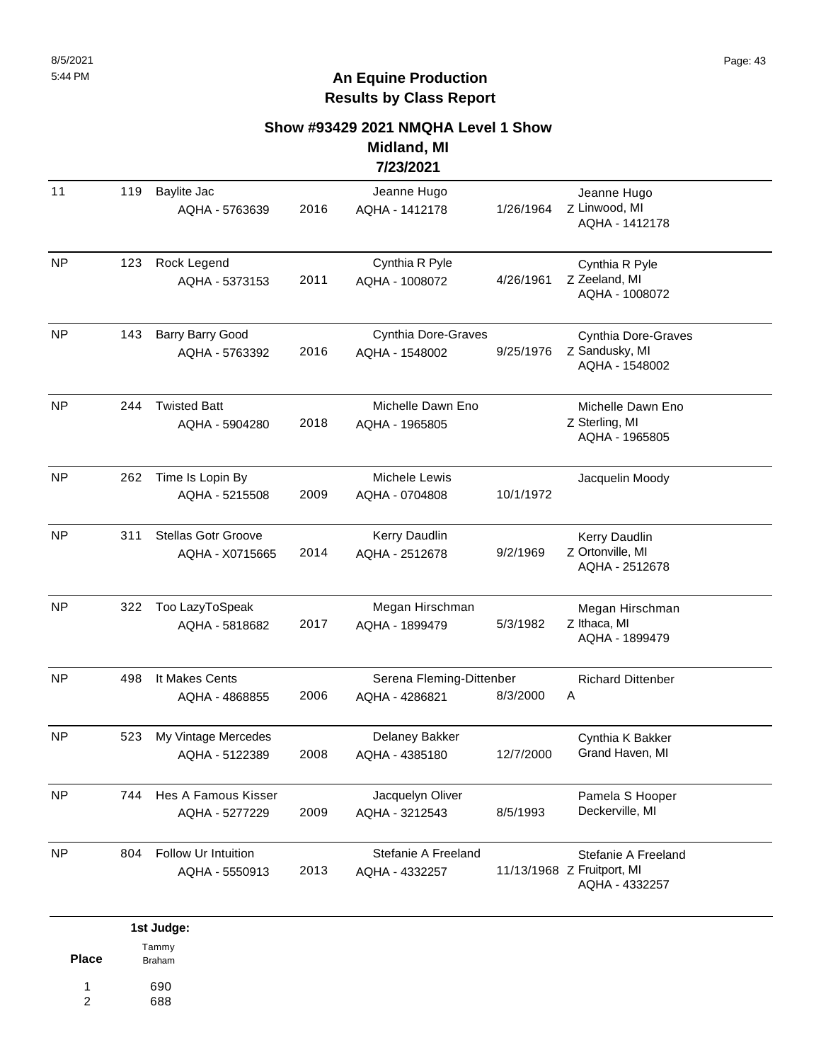## An Equine Production
## Results by Class Report

### Show #93429 2021 NMQHA Level 1 Show
### Midland, MI
### 7/23/2021

| Place | Back # | Horse | Year | Rider | Rider DOB | Owner |
|---|---|---|---|---|---|---|
| 11 | 119 | Baylite Jac<br>AQHA - 5763639 | 2016 | Jeanne Hugo<br>AQHA - 1412178 | 1/26/1964 | Jeanne Hugo<br>Z Linwood, MI<br>AQHA - 1412178 |
| NP | 123 | Rock Legend<br>AQHA - 5373153 | 2011 | Cynthia R Pyle<br>AQHA - 1008072 | 4/26/1961 | Cynthia R Pyle<br>Z Zeeland, MI<br>AQHA - 1008072 |
| NP | 143 | Barry Barry Good<br>AQHA - 5763392 | 2016 | Cynthia Dore-Graves<br>AQHA - 1548002 | 9/25/1976 | Cynthia Dore-Graves<br>Z Sandusky, MI<br>AQHA - 1548002 |
| NP | 244 | Twisted Batt<br>AQHA - 5904280 | 2018 | Michelle Dawn Eno<br>AQHA - 1965805 | | Michelle Dawn Eno<br>Z Sterling, MI<br>AQHA - 1965805 |
| NP | 262 | Time Is Lopin By<br>AQHA - 5215508 | 2009 | Michele Lewis<br>AQHA - 0704808 | 10/1/1972 | Jacquelin Moody |
| NP | 311 | Stellas Gotr Groove<br>AQHA - X0715665 | 2014 | Kerry Daudlin<br>AQHA - 2512678 | 9/2/1969 | Kerry Daudlin<br>Z Ortonville, MI<br>AQHA - 2512678 |
| NP | 322 | Too LazyToSpeak<br>AQHA - 5818682 | 2017 | Megan Hirschman<br>AQHA - 1899479 | 5/3/1982 | Megan Hirschman<br>Z Ithaca, MI<br>AQHA - 1899479 |
| NP | 498 | It Makes Cents<br>AQHA - 4868855 | 2006 | Serena Fleming-Dittenber<br>AQHA - 4286821 | 8/3/2000 | Richard Dittenber<br>A |
| NP | 523 | My Vintage Mercedes<br>AQHA - 5122389 | 2008 | Delaney Bakker<br>AQHA - 4385180 | 12/7/2000 | Cynthia K Bakker<br>Grand Haven, MI |
| NP | 744 | Hes A Famous Kisser<br>AQHA - 5277229 | 2009 | Jacquelyn Oliver<br>AQHA - 3212543 | 8/5/1993 | Pamela S Hooper<br>Deckerville, MI |
| NP | 804 | Follow Ur Intuition<br>AQHA - 5550913 | 2013 | Stefanie A Freeland<br>AQHA - 4332257 | 11/13/1968 | Stefanie A Freeland<br>Z Fruitport, MI<br>AQHA - 4332257 |

| Place | 1st Judge: Tammy Braham |
|---|---|
| 1 | 690 |
| 2 | 688 |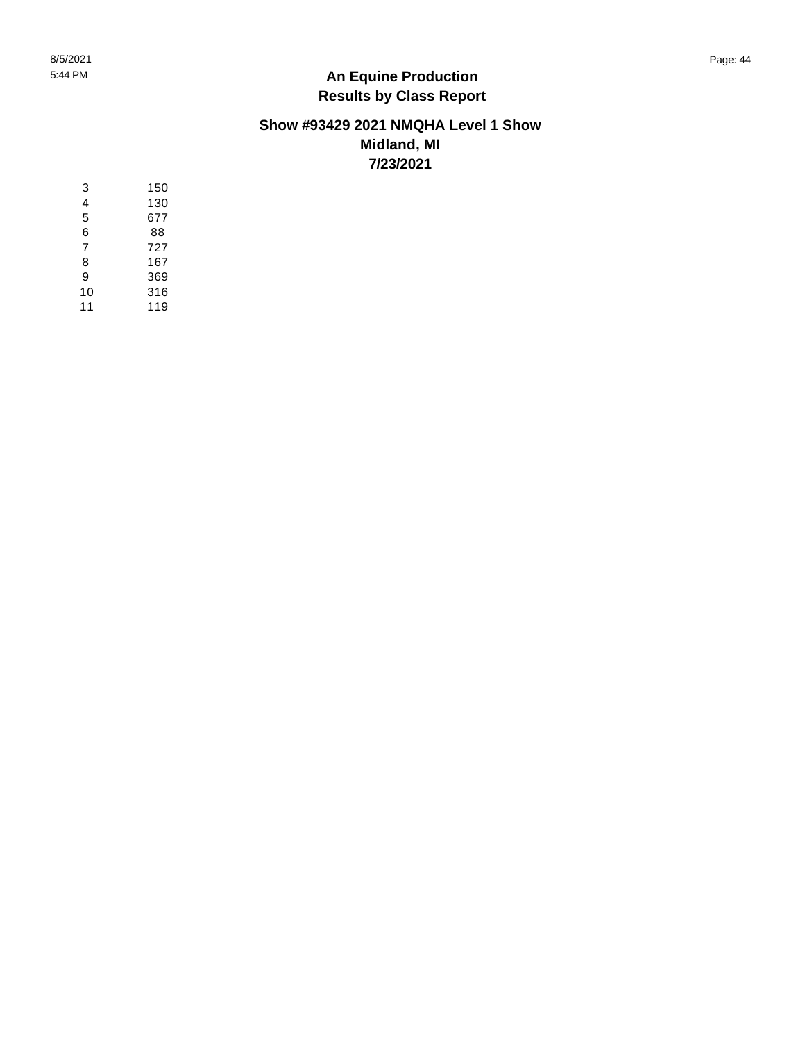# An Equine Production
## Results by Class Report

### Show #93429 2021 NMQHA Level 1 Show
### Midland, MI
### 7/23/2021

| | |
|---|---|
| 3 | 150 |
| 4 | 130 |
| 5 | 677 |
| 6 | 88 |
| 7 | 727 |
| 8 | 167 |
| 9 | 369 |
| 10 | 316 |
| 11 | 119 |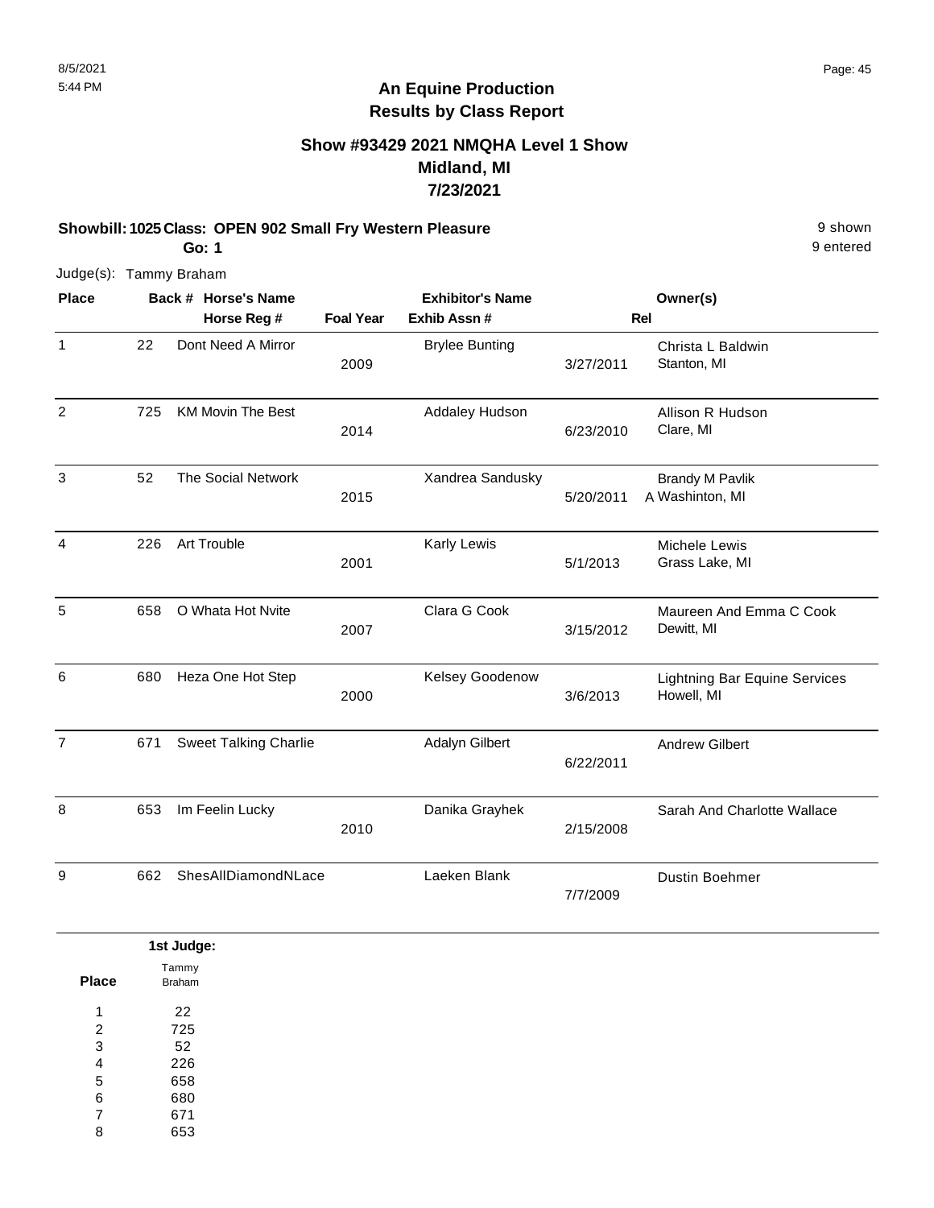8/5/2021
5:44 PM

# An Equine Production
## Results by Class Report

### Show #93429 2021 NMQHA Level 1 Show
### Midland, MI
### 7/23/2021

**Showbill: 1025 Class: OPEN 902 Small Fry Western Pleasure** — 9 shown

**Go: 1** — 9 entered

Judge(s): Tammy Braham

| Place | Back # | Horse's Name / Horse Reg # | Foal Year | Exhibitor's Name / Exhib Assn # | Rel | Owner(s) |
|---|---|---|---|---|---|---|
| 1 | 22 | Dont Need A Mirror | 2009 | Brylee Bunting | 3/27/2011 | Christa L Baldwin, Stanton, MI |
| 2 | 725 | KM Movin The Best | 2014 | Addaley Hudson | 6/23/2010 | Allison R Hudson, Clare, MI |
| 3 | 52 | The Social Network | 2015 | Xandrea Sandusky | 5/20/2011 A | Brandy M Pavlik, Washinton, MI |
| 4 | 226 | Art Trouble | 2001 | Karly Lewis | 5/1/2013 | Michele Lewis, Grass Lake, MI |
| 5 | 658 | O Whata Hot Nvite | 2007 | Clara G Cook | 3/15/2012 | Maureen And Emma C Cook, Dewitt, MI |
| 6 | 680 | Heza One Hot Step | 2000 | Kelsey Goodenow | 3/6/2013 | Lightning Bar Equine Services, Howell, MI |
| 7 | 671 | Sweet Talking Charlie | | Adalyn Gilbert | 6/22/2011 | Andrew Gilbert |
| 8 | 653 | Im Feelin Lucky | 2010 | Danika Grayhek | 2/15/2008 | Sarah And Charlotte Wallace |
| 9 | 662 | ShesAllDiamondNLace | | Laeken Blank | 7/7/2009 | Dustin Boehmer |

**1st Judge:**

| Place | Tammy Braham |
|---|---|
| 1 | 22 |
| 2 | 725 |
| 3 | 52 |
| 4 | 226 |
| 5 | 658 |
| 6 | 680 |
| 7 | 671 |
| 8 | 653 |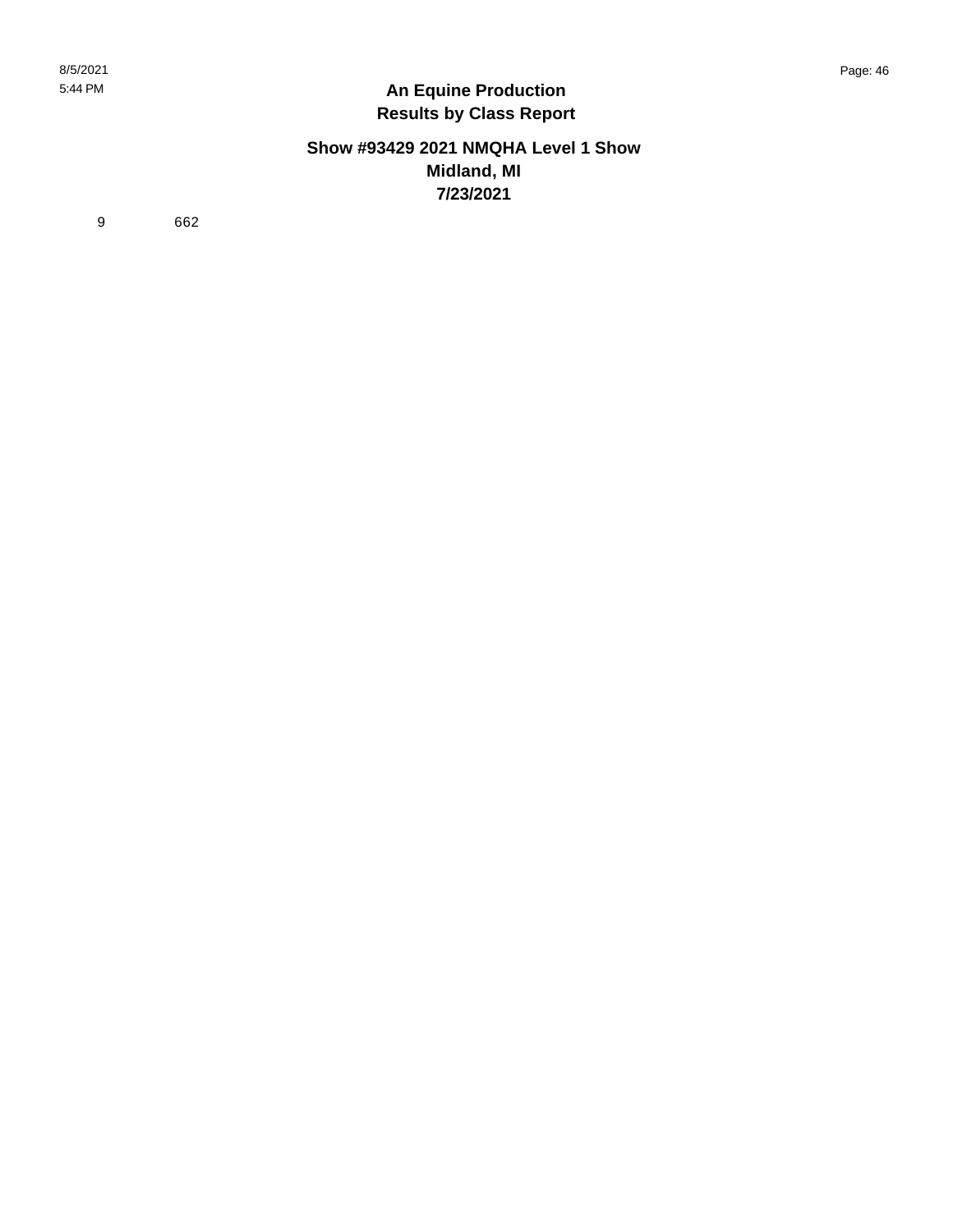# An Equine Production
## Results by Class Report

### Show #93429 2021 NMQHA Level 1 Show
### Midland, MI
### 7/23/2021

| | |
|---|---|
| 9 | 662 |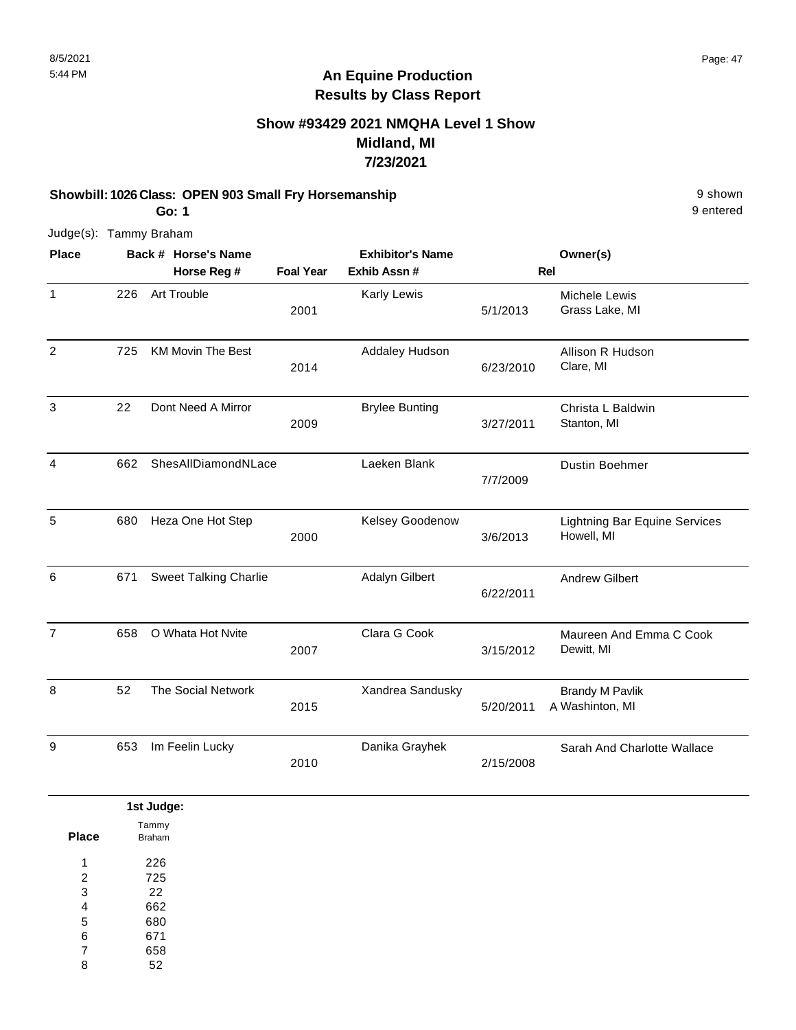# An Equine Production
## Results by Class Report

### Show #93429 2021 NMQHA Level 1 Show
### Midland, MI
### 7/23/2021

**Showbill: 1026 Class: OPEN 903 Small Fry Horsemanship** — 9 shown

**Go: 1** — 9 entered

Judge(s): Tammy Braham

| Place | Back # | Horse's Name / Horse Reg # | Foal Year | Exhibitor's Name / Exhib Assn # | Rel | Owner(s) |
|---|---|---|---|---|---|---|
| 1 | 226 | Art Trouble | 2001 | Karly Lewis | 5/1/2013 | Michele Lewis<br>Grass Lake, MI |
| 2 | 725 | KM Movin The Best | 2014 | Addaley Hudson | 6/23/2010 | Allison R Hudson<br>Clare, MI |
| 3 | 22 | Dont Need A Mirror | 2009 | Brylee Bunting | 3/27/2011 | Christa L Baldwin<br>Stanton, MI |
| 4 | 662 | ShesAllDiamondNLace | | Laeken Blank | 7/7/2009 | Dustin Boehmer |
| 5 | 680 | Heza One Hot Step | 2000 | Kelsey Goodenow | 3/6/2013 | Lightning Bar Equine Services<br>Howell, MI |
| 6 | 671 | Sweet Talking Charlie | | Adalyn Gilbert | 6/22/2011 | Andrew Gilbert |
| 7 | 658 | O Whata Hot Nvite | 2007 | Clara G Cook | 3/15/2012 | Maureen And Emma C Cook<br>Dewitt, MI |
| 8 | 52 | The Social Network | 2015 | Xandrea Sandusky | 5/20/2011 | Brandy M Pavlik<br>A Washinton, MI |
| 9 | 653 | Im Feelin Lucky | 2010 | Danika Grayhek | 2/15/2008 | Sarah And Charlotte Wallace |

**1st Judge:**

| Place | Tammy Braham |
|---|---|
| 1 | 226 |
| 2 | 725 |
| 3 | 22 |
| 4 | 662 |
| 5 | 680 |
| 6 | 671 |
| 7 | 658 |
| 8 | 52 |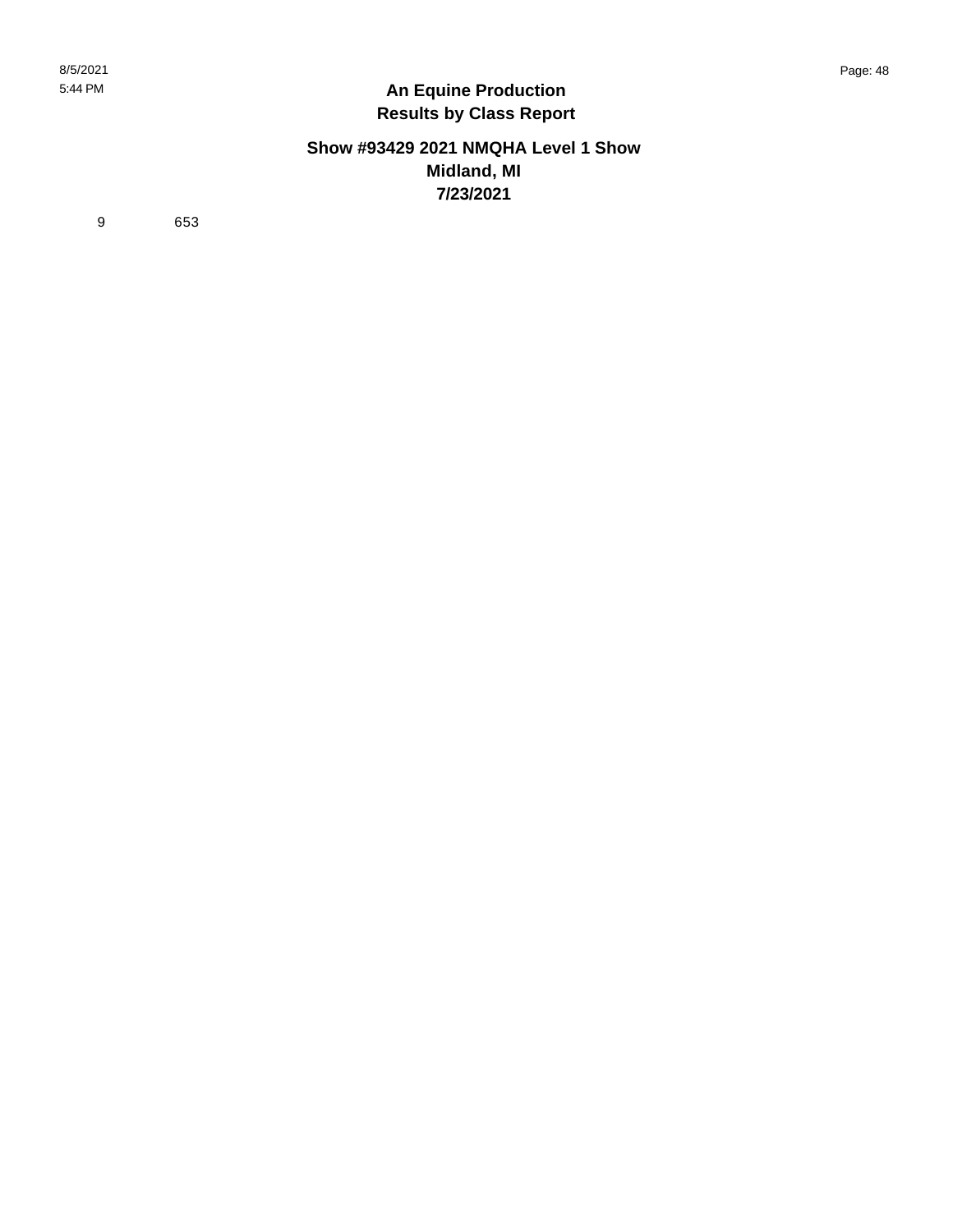9 653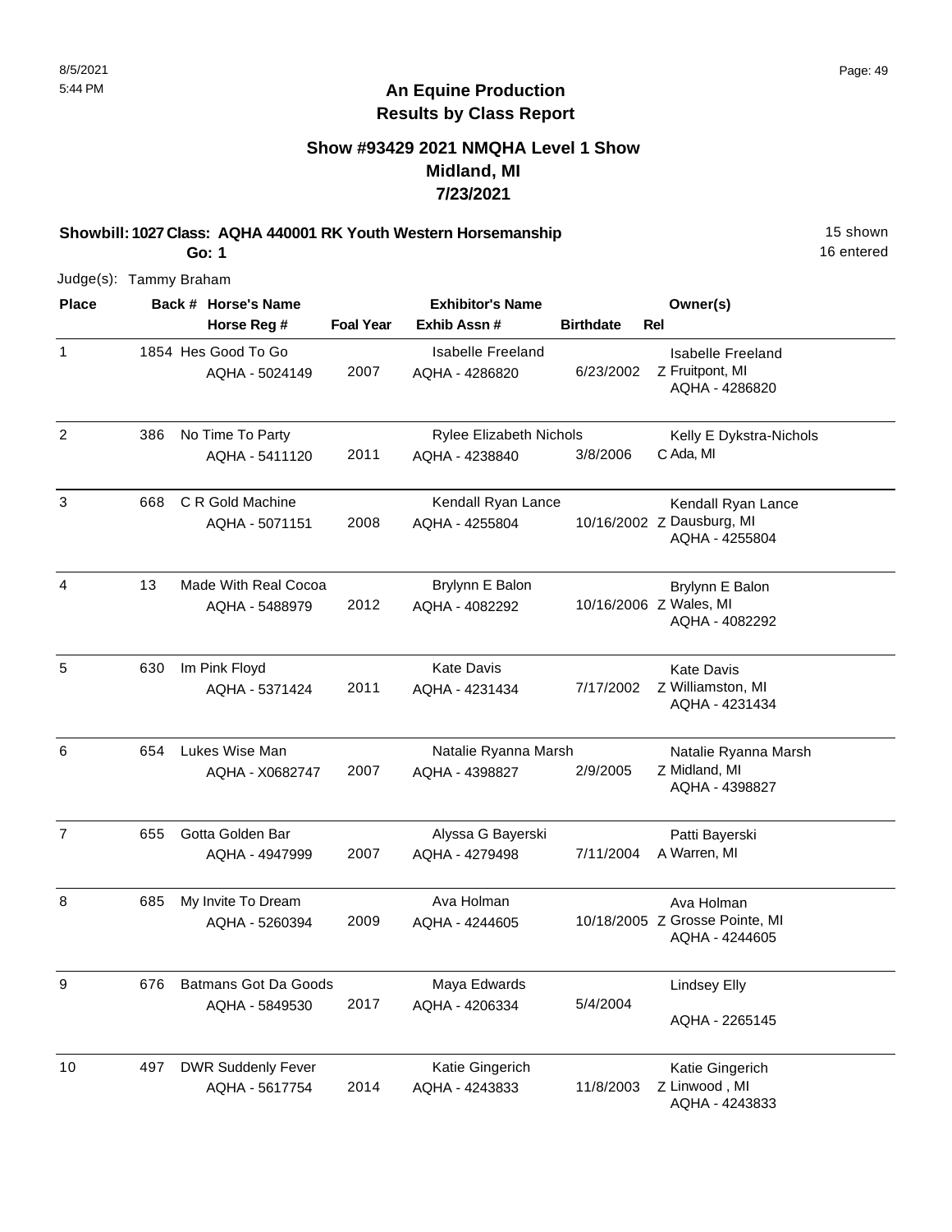# An Equine Production
## Results by Class Report

### Show #93429 2021 NMQHA Level 1 Show
### Midland, MI
### 7/23/2021

**Showbill: 1027 Class: AQHA 440001 RK Youth Western Horsemanship** 15 shown
**Go: 1** 16 entered

Judge(s): Tammy Braham

| Place | Back # | Horse's Name / Horse Reg # | Foal Year | Exhibitor's Name / Exhib Assn # | Birthdate | Rel | Owner(s) |
|---|---|---|---|---|---|---|---|
| 1 | 1854 | Hes Good To Go<br>AQHA - 5024149 | 2007 | Isabelle Freeland<br>AQHA - 4286820 | 6/23/2002 | Z | Isabelle Freeland<br>Fruitpont, MI<br>AQHA - 4286820 |
| 2 | 386 | No Time To Party<br>AQHA - 5411120 | 2011 | Rylee Elizabeth Nichols<br>AQHA - 4238840 | 3/8/2006 | C | Kelly E Dykstra-Nichols<br>Ada, MI |
| 3 | 668 | C R Gold Machine<br>AQHA - 5071151 | 2008 | Kendall Ryan Lance<br>AQHA - 4255804 | 10/16/2002 | Z | Kendall Ryan Lance<br>Dausburg, MI<br>AQHA - 4255804 |
| 4 | 13 | Made With Real Cocoa<br>AQHA - 5488979 | 2012 | Brylynn E Balon<br>AQHA - 4082292 | 10/16/2006 | Z | Brylynn E Balon<br>Wales, MI<br>AQHA - 4082292 |
| 5 | 630 | Im Pink Floyd<br>AQHA - 5371424 | 2011 | Kate Davis<br>AQHA - 4231434 | 7/17/2002 | Z | Kate Davis<br>Williamston, MI<br>AQHA - 4231434 |
| 6 | 654 | Lukes Wise Man<br>AQHA - X0682747 | 2007 | Natalie Ryanna Marsh<br>AQHA - 4398827 | 2/9/2005 | Z | Natalie Ryanna Marsh<br>Midland, MI<br>AQHA - 4398827 |
| 7 | 655 | Gotta Golden Bar<br>AQHA - 4947999 | 2007 | Alyssa G Bayerski<br>AQHA - 4279498 | 7/11/2004 | A | Patti Bayerski<br>Warren, MI |
| 8 | 685 | My Invite To Dream<br>AQHA - 5260394 | 2009 | Ava Holman<br>AQHA - 4244605 | 10/18/2005 | Z | Ava Holman<br>Grosse Pointe, MI<br>AQHA - 4244605 |
| 9 | 676 | Batmans Got Da Goods<br>AQHA - 5849530 | 2017 | Maya Edwards<br>AQHA - 4206334 | 5/4/2004 | | Lindsey Elly<br>AQHA - 2265145 |
| 10 | 497 | DWR Suddenly Fever<br>AQHA - 5617754 | 2014 | Katie Gingerich<br>AQHA - 4243833 | 11/8/2003 | Z | Katie Gingerich<br>Linwood , MI<br>AQHA - 4243833 |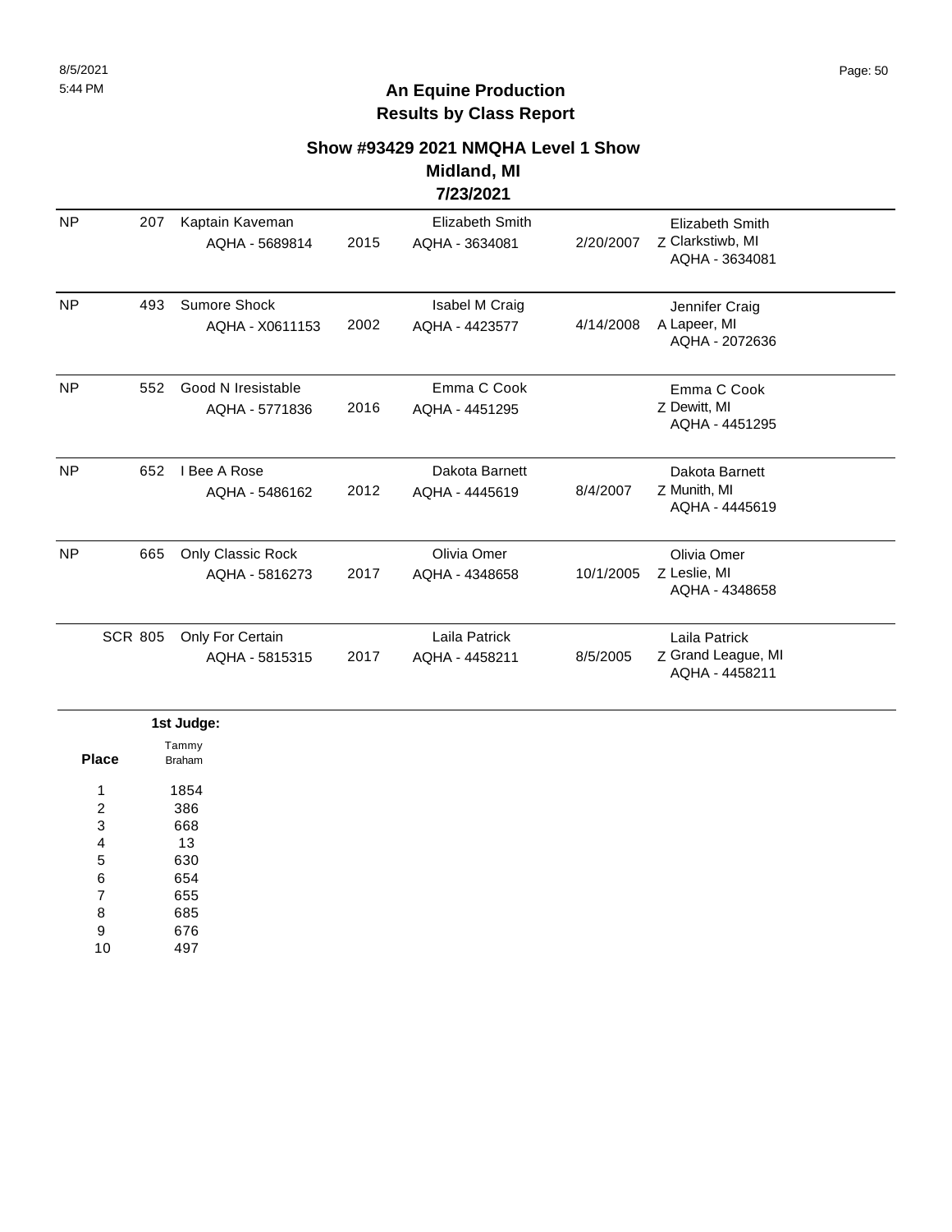# An Equine Production
## Results by Class Report

### Show #93429 2021 NMQHA Level 1 Show
### Midland, MI
### 7/23/2021

| Place | Back # | Horse | Year | Rider | Rider DOB | Owner |
|---|---|---|---|---|---|---|
| NP | 207 | Kaptain Kaveman<br>AQHA - 5689814 | 2015 | Elizabeth Smith<br>AQHA - 3634081 | 2/20/2007 | Elizabeth Smith<br>Z Clarkstiwb, MI<br>AQHA - 3634081 |
| NP | 493 | Sumore Shock<br>AQHA - X0611153 | 2002 | Isabel M Craig<br>AQHA - 4423577 | 4/14/2008 | Jennifer Craig<br>A Lapeer, MI<br>AQHA - 2072636 |
| NP | 552 | Good N Iresistable<br>AQHA - 5771836 | 2016 | Emma C Cook<br>AQHA - 4451295 | | Emma C Cook<br>Z Dewitt, MI<br>AQHA - 4451295 |
| NP | 652 | I Bee A Rose<br>AQHA - 5486162 | 2012 | Dakota Barnett<br>AQHA - 4445619 | 8/4/2007 | Dakota Barnett<br>Z Munith, MI<br>AQHA - 4445619 |
| NP | 665 | Only Classic Rock<br>AQHA - 5816273 | 2017 | Olivia Omer<br>AQHA - 4348658 | 10/1/2005 | Olivia Omer<br>Z Leslie, MI<br>AQHA - 4348658 |
| SCR | 805 | Only For Certain<br>AQHA - 5815315 | 2017 | Laila Patrick<br>AQHA - 4458211 | 8/5/2005 | Laila Patrick<br>Z Grand League, MI<br>AQHA - 4458211 |

**1st Judge:**

| Place | Tammy Braham |
|---|---|
| 1 | 1854 |
| 2 | 386 |
| 3 | 668 |
| 4 | 13 |
| 5 | 630 |
| 6 | 654 |
| 7 | 655 |
| 8 | 685 |
| 9 | 676 |
| 10 | 497 |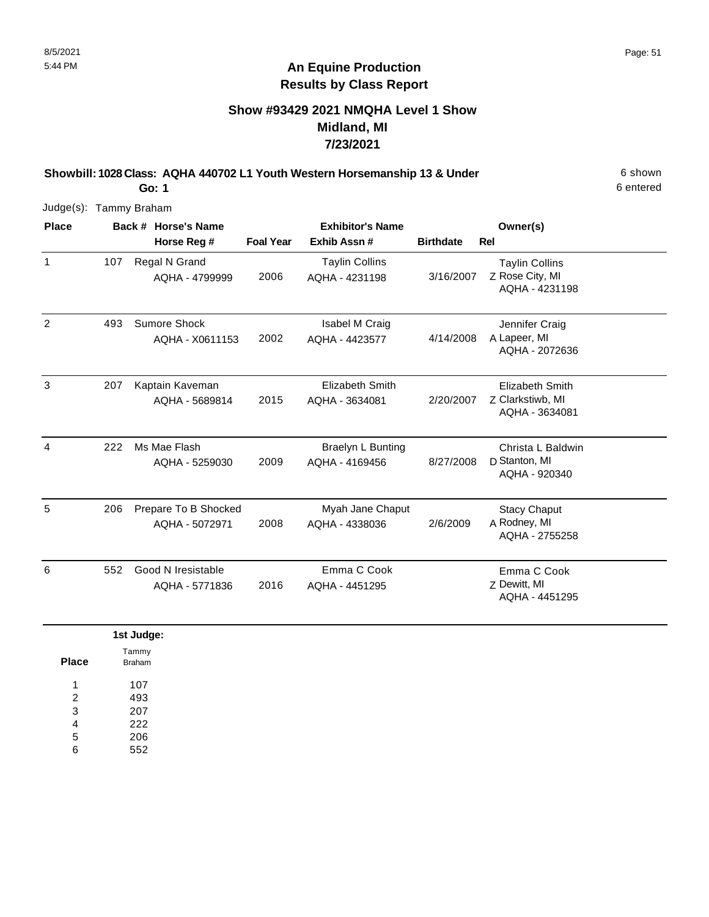# An Equine Production
## Results by Class Report

### Show #93429 2021 NMQHA Level 1 Show
### Midland, MI
### 7/23/2021

**Showbill: 1028 Class: AQHA 440702 L1 Youth Western Horsemanship 13 & Under** — 6 shown, 6 entered

**Go: 1**

Judge(s): Tammy Braham

| Place | Back # | Horse's Name / Horse Reg # | Foal Year | Exhibitor's Name / Exhib Assn # | Birthdate | Rel | Owner(s) |
|---|---|---|---|---|---|---|---|
| 1 | 107 | Regal N Grand<br>AQHA - 4799999 | 2006 | Taylin Collins<br>AQHA - 4231198 | 3/16/2007 | Z | Taylin Collins<br>Rose City, MI<br>AQHA - 4231198 |
| 2 | 493 | Sumore Shock<br>AQHA - X0611153 | 2002 | Isabel M Craig<br>AQHA - 4423577 | 4/14/2008 | A | Jennifer Craig<br>Lapeer, MI<br>AQHA - 2072636 |
| 3 | 207 | Kaptain Kaveman<br>AQHA - 5689814 | 2015 | Elizabeth Smith<br>AQHA - 3634081 | 2/20/2007 | Z | Elizabeth Smith<br>Clarkstiwb, MI<br>AQHA - 3634081 |
| 4 | 222 | Ms Mae Flash<br>AQHA - 5259030 | 2009 | Braelyn L Bunting<br>AQHA - 4169456 | 8/27/2008 | D | Christa L Baldwin<br>Stanton, MI<br>AQHA - 920340 |
| 5 | 206 | Prepare To B Shocked<br>AQHA - 5072971 | 2008 | Myah Jane Chaput<br>AQHA - 4338036 | 2/6/2009 | A | Stacy Chaput<br>Rodney, MI<br>AQHA - 2755258 |
| 6 | 552 | Good N Iresistable<br>AQHA - 5771836 | 2016 | Emma C Cook<br>AQHA - 4451295 | | Z | Emma C Cook<br>Dewitt, MI<br>AQHA - 4451295 |

**1st Judge:**

| Place | Tammy Braham |
|---|---|
| 1 | 107 |
| 2 | 493 |
| 3 | 207 |
| 4 | 222 |
| 5 | 206 |
| 6 | 552 |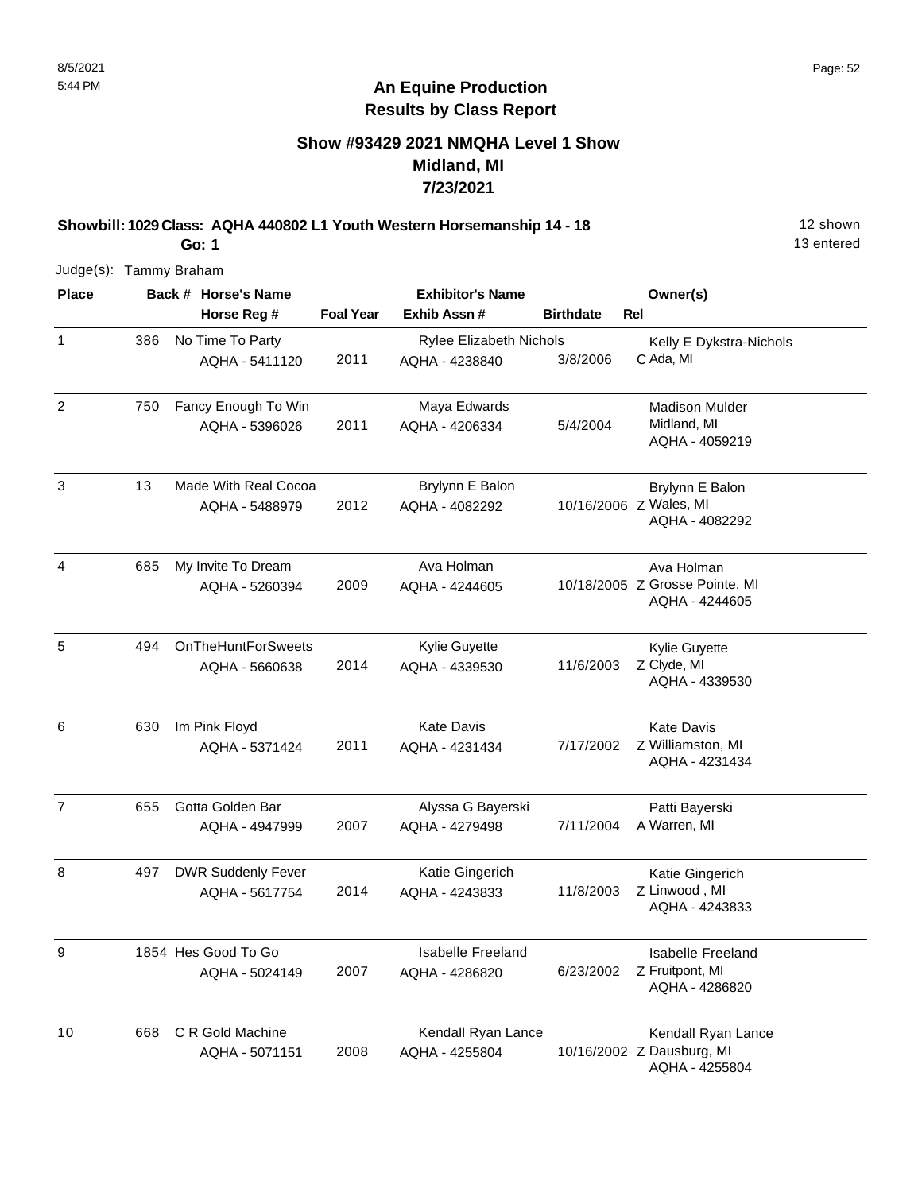## An Equine Production
## Results by Class Report

### Show #93429 2021 NMQHA Level 1 Show
### Midland, MI
### 7/23/2021

**Showbill: 1029 Class: AQHA 440802 L1 Youth Western Horsemanship 14 - 18** 12 shown

**Go: 1** 13 entered

Judge(s): Tammy Braham

| Place | Back # | Horse's Name / Horse Reg # | Foal Year | Exhibitor's Name / Exhib Assn # | Birthdate | Rel | Owner(s) |
|---|---|---|---|---|---|---|---|
| 1 | 386 | No Time To Party<br>AQHA - 5411120 | 2011 | Rylee Elizabeth Nichols<br>AQHA - 4238840 | 3/8/2006 | C | Kelly E Dykstra-Nichols<br>Ada, MI |
| 2 | 750 | Fancy Enough To Win<br>AQHA - 5396026 | 2011 | Maya Edwards<br>AQHA - 4206334 | 5/4/2004 | | Madison Mulder<br>Midland, MI<br>AQHA - 4059219 |
| 3 | 13 | Made With Real Cocoa<br>AQHA - 5488979 | 2012 | Brylynn E Balon<br>AQHA - 4082292 | 10/16/2006 | Z | Brylynn E Balon<br>Wales, MI<br>AQHA - 4082292 |
| 4 | 685 | My Invite To Dream<br>AQHA - 5260394 | 2009 | Ava Holman<br>AQHA - 4244605 | 10/18/2005 | Z | Ava Holman<br>Grosse Pointe, MI<br>AQHA - 4244605 |
| 5 | 494 | OnTheHuntForSweets<br>AQHA - 5660638 | 2014 | Kylie Guyette<br>AQHA - 4339530 | 11/6/2003 | Z | Kylie Guyette<br>Clyde, MI<br>AQHA - 4339530 |
| 6 | 630 | Im Pink Floyd<br>AQHA - 5371424 | 2011 | Kate Davis<br>AQHA - 4231434 | 7/17/2002 | Z | Kate Davis<br>Williamston, MI<br>AQHA - 4231434 |
| 7 | 655 | Gotta Golden Bar<br>AQHA - 4947999 | 2007 | Alyssa G Bayerski<br>AQHA - 4279498 | 7/11/2004 | A | Patti Bayerski<br>Warren, MI |
| 8 | 497 | DWR Suddenly Fever<br>AQHA - 5617754 | 2014 | Katie Gingerich<br>AQHA - 4243833 | 11/8/2003 | Z | Katie Gingerich<br>Linwood , MI<br>AQHA - 4243833 |
| 9 | 1854 | Hes Good To Go<br>AQHA - 5024149 | 2007 | Isabelle Freeland<br>AQHA - 4286820 | 6/23/2002 | Z | Isabelle Freeland<br>Fruitpont, MI<br>AQHA - 4286820 |
| 10 | 668 | C R Gold Machine<br>AQHA - 5071151 | 2008 | Kendall Ryan Lance<br>AQHA - 4255804 | 10/16/2002 | Z | Kendall Ryan Lance<br>Dausburg, MI<br>AQHA - 4255804 |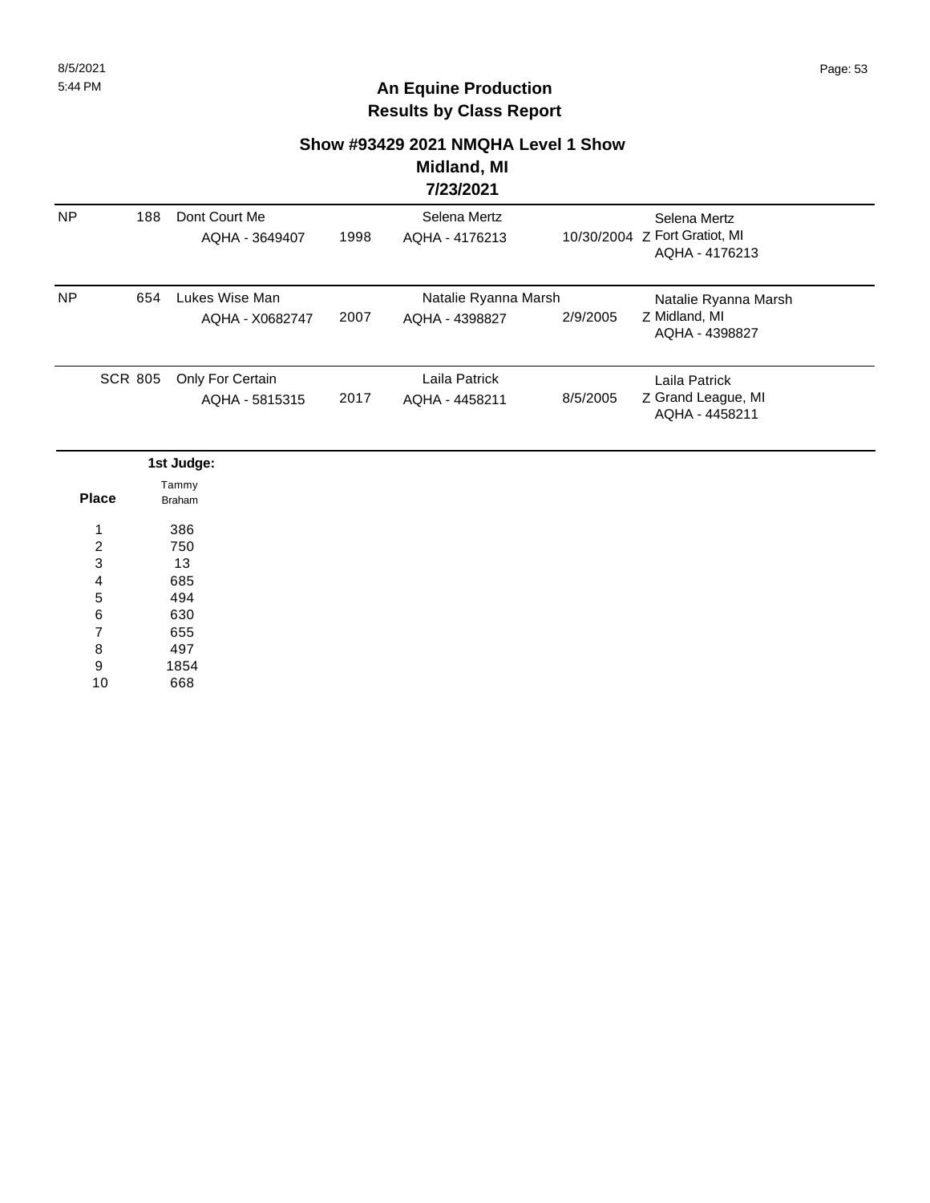## An Equine Production
## Results by Class Report

### Show #93429 2021 NMQHA Level 1 Show
### Midland, MI
### 7/23/2021

| Place | Back # | Horse | Year | Rider | Birth Date | Owner |
|---|---|---|---|---|---|---|
| NP | 188 | Dont Court Me AQHA - 3649407 | 1998 | Selena Mertz AQHA - 4176213 | 10/30/2004 | Z Selena Mertz Fort Gratiot, MI AQHA - 4176213 |
| NP | 654 | Lukes Wise Man AQHA - X0682747 | 2007 | Natalie Ryanna Marsh AQHA - 4398827 | 2/9/2005 | Z Natalie Ryanna Marsh Midland, MI AQHA - 4398827 |
| SCR | 805 | Only For Certain AQHA - 5815315 | 2017 | Laila Patrick AQHA - 4458211 | 8/5/2005 | Z Laila Patrick Grand League, MI AQHA - 4458211 |

| Place | 1st Judge: Tammy Braham |
|---|---|
| 1 | 386 |
| 2 | 750 |
| 3 | 13 |
| 4 | 685 |
| 5 | 494 |
| 6 | 630 |
| 7 | 655 |
| 8 | 497 |
| 9 | 1854 |
| 10 | 668 |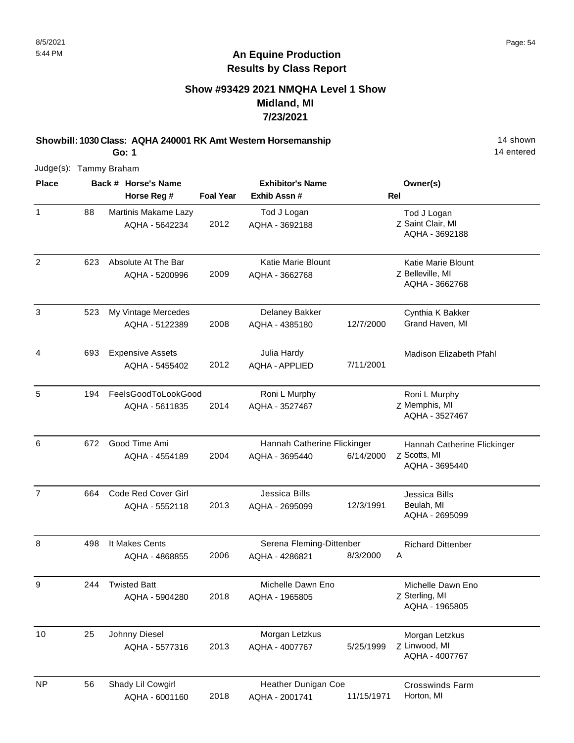# An Equine Production
## Results by Class Report

### Show #93429 2021 NMQHA Level 1 Show
### Midland, MI
### 7/23/2021

**Showbill: 1030 Class: AQHA 240001 RK Amt Western Horsemanship** 14 shown
**Go: 1** 14 entered

Judge(s): Tammy Braham

| Place | Back # | Horse's Name / Horse Reg # | Foal Year | Exhibitor's Name / Exhib Assn # | | Rel | Owner(s) |
|---|---|---|---|---|---|---|---|
| 1 | 88 | Martinis Makame Lazy<br>AQHA - 5642234 | 2012 | Tod J Logan<br>AQHA - 3692188 | | Z | Tod J Logan<br>Saint Clair, MI<br>AQHA - 3692188 |
| 2 | 623 | Absolute At The Bar<br>AQHA - 5200996 | 2009 | Katie Marie Blount<br>AQHA - 3662768 | | Z | Katie Marie Blount<br>Belleville, MI<br>AQHA - 3662768 |
| 3 | 523 | My Vintage Mercedes<br>AQHA - 5122389 | 2008 | Delaney Bakker<br>AQHA - 4385180 | 12/7/2000 | | Cynthia K Bakker<br>Grand Haven, MI |
| 4 | 693 | Expensive Assets<br>AQHA - 5455402 | 2012 | Julia Hardy<br>AQHA - APPLIED | 7/11/2001 | | Madison Elizabeth Pfahl |
| 5 | 194 | FeelsGoodToLookGood<br>AQHA - 5611835 | 2014 | Roni L Murphy<br>AQHA - 3527467 | | Z | Roni L Murphy<br>Memphis, MI<br>AQHA - 3527467 |
| 6 | 672 | Good Time Ami<br>AQHA - 4554189 | 2004 | Hannah Catherine Flickinger<br>AQHA - 3695440 | 6/14/2000 | Z | Hannah Catherine Flickinger<br>Scotts, MI<br>AQHA - 3695440 |
| 7 | 664 | Code Red Cover Girl<br>AQHA - 5552118 | 2013 | Jessica Bills<br>AQHA - 2695099 | 12/3/1991 | | Jessica Bills<br>Beulah, MI<br>AQHA - 2695099 |
| 8 | 498 | It Makes Cents<br>AQHA - 4868855 | 2006 | Serena Fleming-Dittenber<br>AQHA - 4286821 | 8/3/2000 | A | Richard Dittenber |
| 9 | 244 | Twisted Batt<br>AQHA - 5904280 | 2018 | Michelle Dawn Eno<br>AQHA - 1965805 | | Z | Michelle Dawn Eno<br>Sterling, MI<br>AQHA - 1965805 |
| 10 | 25 | Johnny Diesel<br>AQHA - 5577316 | 2013 | Morgan Letzkus<br>AQHA - 4007767 | 5/25/1999 | Z | Morgan Letzkus<br>Linwood, MI<br>AQHA - 4007767 |
| NP | 56 | Shady Lil Cowgirl<br>AQHA - 6001160 | 2018 | Heather Dunigan Coe<br>AQHA - 2001741 | 11/15/1971 | | Crosswinds Farm<br>Horton, MI |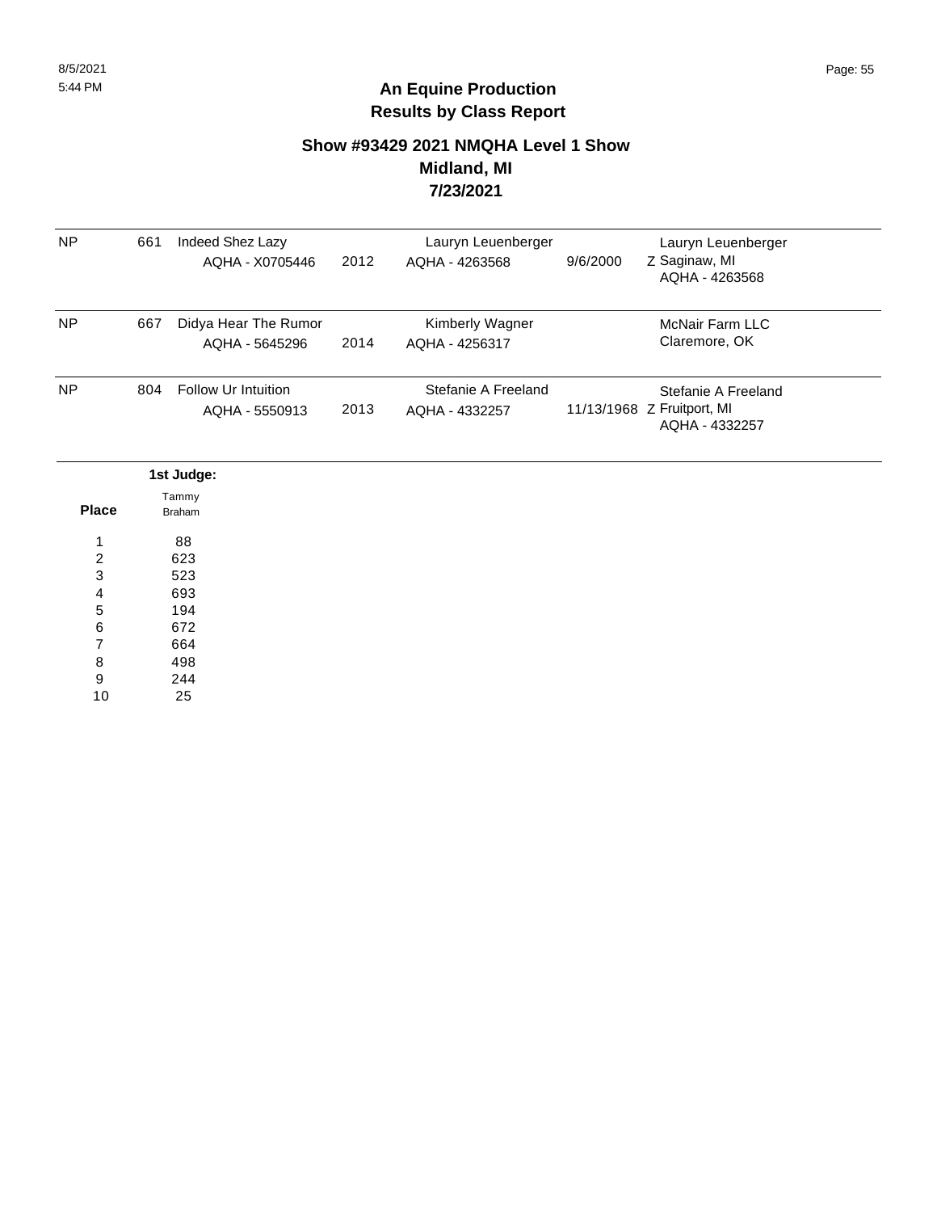## An Equine Production
## Results by Class Report

### Show #93429 2021 NMQHA Level 1 Show
### Midland, MI
### 7/23/2021

| Place | Back # | Horse | Year | Rider | Birth Date | Owner |
|---|---|---|---|---|---|---|
| NP | 661 | Indeed Shez Lazy AQHA - X0705446 | 2012 | Lauryn Leuenberger AQHA - 4263568 | 9/6/2000 | Lauryn Leuenberger Z Saginaw, MI AQHA - 4263568 |
| NP | 667 | Didya Hear The Rumor AQHA - 5645296 | 2014 | Kimberly Wagner AQHA - 4256317 | | McNair Farm LLC Claremore, OK |
| NP | 804 | Follow Ur Intuition AQHA - 5550913 | 2013 | Stefanie A Freeland AQHA - 4332257 | 11/13/1968 | Stefanie A Freeland Z Fruitport, MI AQHA - 4332257 |

| Place | 1st Judge: Tammy Braham |
|---|---|
| 1 | 88 |
| 2 | 623 |
| 3 | 523 |
| 4 | 693 |
| 5 | 194 |
| 6 | 672 |
| 7 | 664 |
| 8 | 498 |
| 9 | 244 |
| 10 | 25 |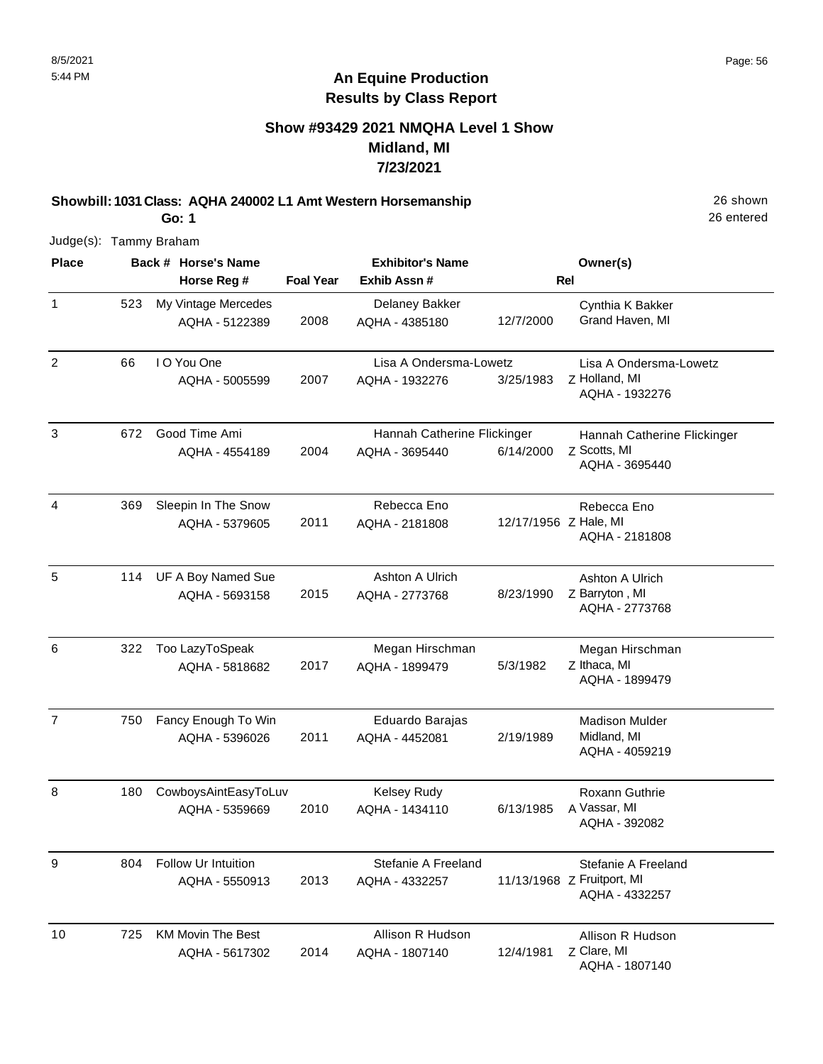## An Equine Production
## Results by Class Report

### Show #93429 2021 NMQHA Level 1 Show
### Midland, MI
### 7/23/2021

**Showbill: 1031 Class: AQHA 240002 L1 Amt Western Horsemanship** 26 shown

**Go: 1** 26 entered

Judge(s): Tammy Braham

| Place | Back # | Horse's Name / Horse Reg # | Foal Year | Exhibitor's Name / Exhib Assn # | | Rel | Owner(s) |
|---|---|---|---|---|---|---|---|
| 1 | 523 | My Vintage Mercedes<br>AQHA - 5122389 | 2008 | Delaney Bakker<br>AQHA - 4385180 | 12/7/2000 | | Cynthia K Bakker<br>Grand Haven, MI |
| 2 | 66 | I O You One<br>AQHA - 5005599 | 2007 | Lisa A Ondersma-Lowetz<br>AQHA - 1932276 | 3/25/1983 | Z | Lisa A Ondersma-Lowetz<br>Holland, MI<br>AQHA - 1932276 |
| 3 | 672 | Good Time Ami<br>AQHA - 4554189 | 2004 | Hannah Catherine Flickinger<br>AQHA - 3695440 | 6/14/2000 | Z | Hannah Catherine Flickinger<br>Scotts, MI<br>AQHA - 3695440 |
| 4 | 369 | Sleepin In The Snow<br>AQHA - 5379605 | 2011 | Rebecca Eno<br>AQHA - 2181808 | 12/17/1956 | Z | Rebecca Eno<br>Hale, MI<br>AQHA - 2181808 |
| 5 | 114 | UF A Boy Named Sue<br>AQHA - 5693158 | 2015 | Ashton A Ulrich<br>AQHA - 2773768 | 8/23/1990 | Z | Ashton A Ulrich<br>Barryton , MI<br>AQHA - 2773768 |
| 6 | 322 | Too LazyToSpeak<br>AQHA - 5818682 | 2017 | Megan Hirschman<br>AQHA - 1899479 | 5/3/1982 | Z | Megan Hirschman<br>Ithaca, MI<br>AQHA - 1899479 |
| 7 | 750 | Fancy Enough To Win<br>AQHA - 5396026 | 2011 | Eduardo Barajas<br>AQHA - 4452081 | 2/19/1989 | | Madison Mulder<br>Midland, MI<br>AQHA - 4059219 |
| 8 | 180 | CowboysAintEasyToLuv<br>AQHA - 5359669 | 2010 | Kelsey Rudy<br>AQHA - 1434110 | 6/13/1985 | A | Roxann Guthrie<br>Vassar, MI<br>AQHA - 392082 |
| 9 | 804 | Follow Ur Intuition<br>AQHA - 5550913 | 2013 | Stefanie A Freeland<br>AQHA - 4332257 | 11/13/1968 | Z | Stefanie A Freeland<br>Fruitport, MI<br>AQHA - 4332257 |
| 10 | 725 | KM Movin The Best<br>AQHA - 5617302 | 2014 | Allison R Hudson<br>AQHA - 1807140 | 12/4/1981 | Z | Allison R Hudson<br>Clare, MI<br>AQHA - 1807140 |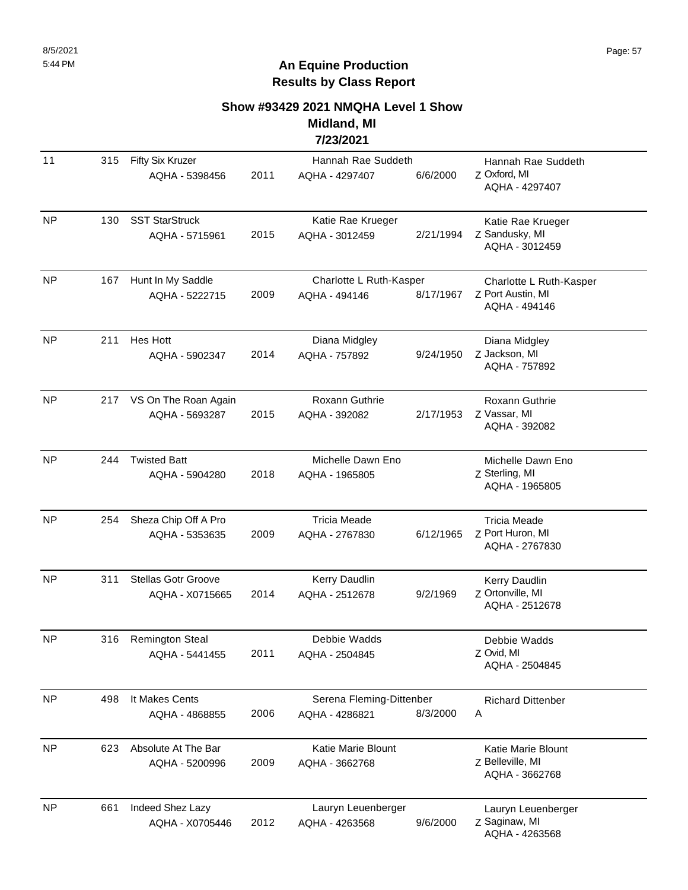# An Equine Production
## Results by Class Report

### Show #93429 2021 NMQHA Level 1 Show
### Midland, MI
### 7/23/2021

| Place | Back # | Horse | Year | Rider | DOB | Owner |
|---|---|---|---|---|---|---|
| 11 | 315 | Fifty Six Kruzer<br>AQHA - 5398456 | 2011 | Hannah Rae Suddeth<br>AQHA - 4297407 | 6/6/2000 | Hannah Rae Suddeth<br>Z Oxford, MI<br>AQHA - 4297407 |
| NP | 130 | SST StarStruck<br>AQHA - 5715961 | 2015 | Katie Rae Krueger<br>AQHA - 3012459 | 2/21/1994 | Katie Rae Krueger<br>Z Sandusky, MI<br>AQHA - 3012459 |
| NP | 167 | Hunt In My Saddle<br>AQHA - 5222715 | 2009 | Charlotte L Ruth-Kasper<br>AQHA - 494146 | 8/17/1967 | Charlotte L Ruth-Kasper<br>Z Port Austin, MI<br>AQHA - 494146 |
| NP | 211 | Hes Hott<br>AQHA - 5902347 | 2014 | Diana Midgley<br>AQHA - 757892 | 9/24/1950 | Diana Midgley<br>Z Jackson, MI<br>AQHA - 757892 |
| NP | 217 | VS On The Roan Again<br>AQHA - 5693287 | 2015 | Roxann Guthrie<br>AQHA - 392082 | 2/17/1953 | Roxann Guthrie<br>Z Vassar, MI<br>AQHA - 392082 |
| NP | 244 | Twisted Batt<br>AQHA - 5904280 | 2018 | Michelle Dawn Eno<br>AQHA - 1965805 | | Michelle Dawn Eno<br>Z Sterling, MI<br>AQHA - 1965805 |
| NP | 254 | Sheza Chip Off A Pro<br>AQHA - 5353635 | 2009 | Tricia Meade<br>AQHA - 2767830 | 6/12/1965 | Tricia Meade<br>Z Port Huron, MI<br>AQHA - 2767830 |
| NP | 311 | Stellas Gotr Groove<br>AQHA - X0715665 | 2014 | Kerry Daudlin<br>AQHA - 2512678 | 9/2/1969 | Kerry Daudlin<br>Z Ortonville, MI<br>AQHA - 2512678 |
| NP | 316 | Remington Steal<br>AQHA - 5441455 | 2011 | Debbie Wadds<br>AQHA - 2504845 | | Debbie Wadds<br>Z Ovid, MI<br>AQHA - 2504845 |
| NP | 498 | It Makes Cents<br>AQHA - 4868855 | 2006 | Serena Fleming-Dittenber<br>AQHA - 4286821 | 8/3/2000 | Richard Dittenber<br>A |
| NP | 623 | Absolute At The Bar<br>AQHA - 5200996 | 2009 | Katie Marie Blount<br>AQHA - 3662768 | | Katie Marie Blount<br>Z Belleville, MI<br>AQHA - 3662768 |
| NP | 661 | Indeed Shez Lazy<br>AQHA - X0705446 | 2012 | Lauryn Leuenberger<br>AQHA - 4263568 | 9/6/2000 | Lauryn Leuenberger<br>Z Saginaw, MI<br>AQHA - 4263568 |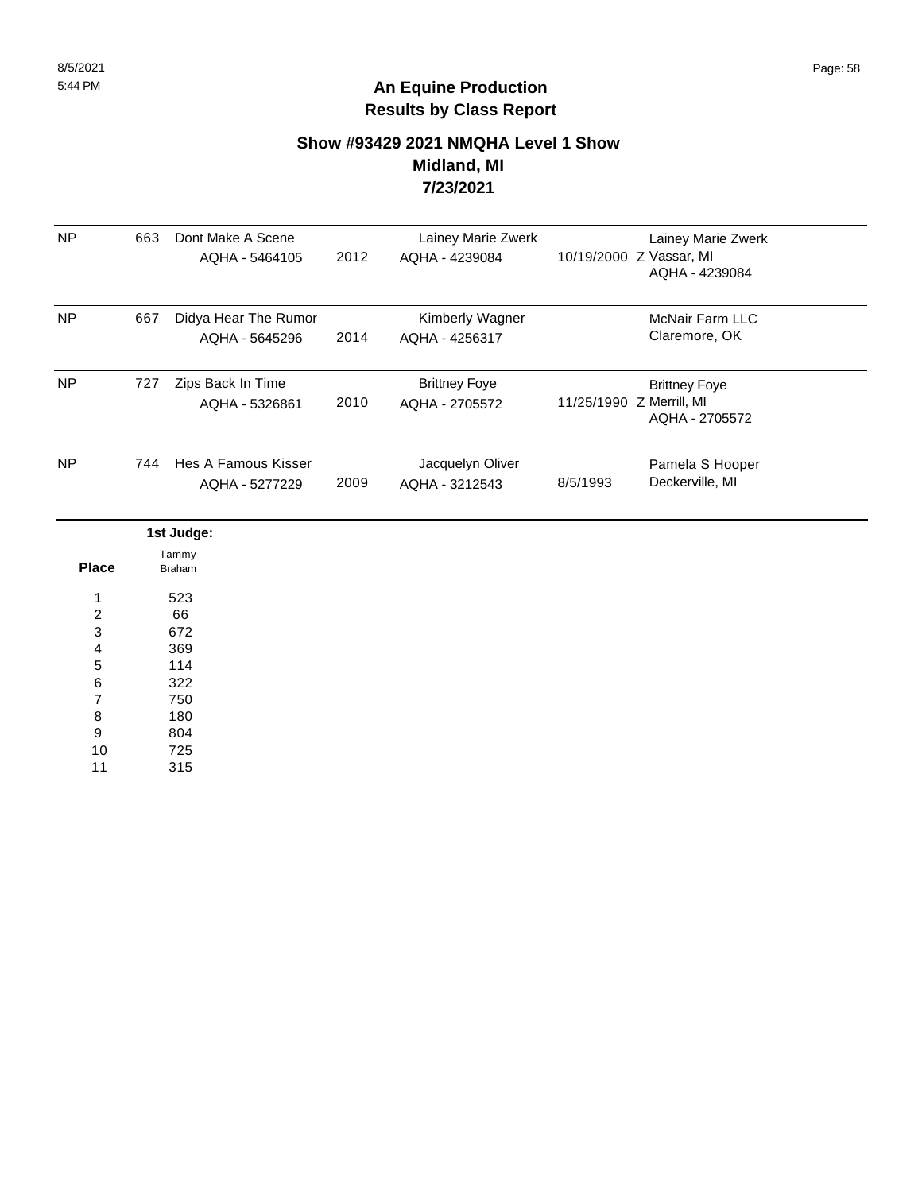## An Equine Production
## Results by Class Report

### Show #93429 2021 NMQHA Level 1 Show
### Midland, MI
### 7/23/2021

| Place | Back # | Horse | Year | Rider | Rider DOB | Owner |
|---|---|---|---|---|---|---|
| NP | 663 | Dont Make A Scene AQHA - 5464105 | 2012 | Lainey Marie Zwerk AQHA - 4239084 | 10/19/2000 Z | Lainey Marie Zwerk Vassar, MI AQHA - 4239084 |
| NP | 667 | Didya Hear The Rumor AQHA - 5645296 | 2014 | Kimberly Wagner AQHA - 4256317 | | McNair Farm LLC Claremore, OK |
| NP | 727 | Zips Back In Time AQHA - 5326861 | 2010 | Brittney Foye AQHA - 2705572 | 11/25/1990 Z | Brittney Foye Merrill, MI AQHA - 2705572 |
| NP | 744 | Hes A Famous Kisser AQHA - 5277229 | 2009 | Jacquelyn Oliver AQHA - 3212543 | 8/5/1993 | Pamela S Hooper Deckerville, MI |

**1st Judge:**

| Place | Tammy Braham |
|---|---|
| 1 | 523 |
| 2 | 66 |
| 3 | 672 |
| 4 | 369 |
| 5 | 114 |
| 6 | 322 |
| 7 | 750 |
| 8 | 180 |
| 9 | 804 |
| 10 | 725 |
| 11 | 315 |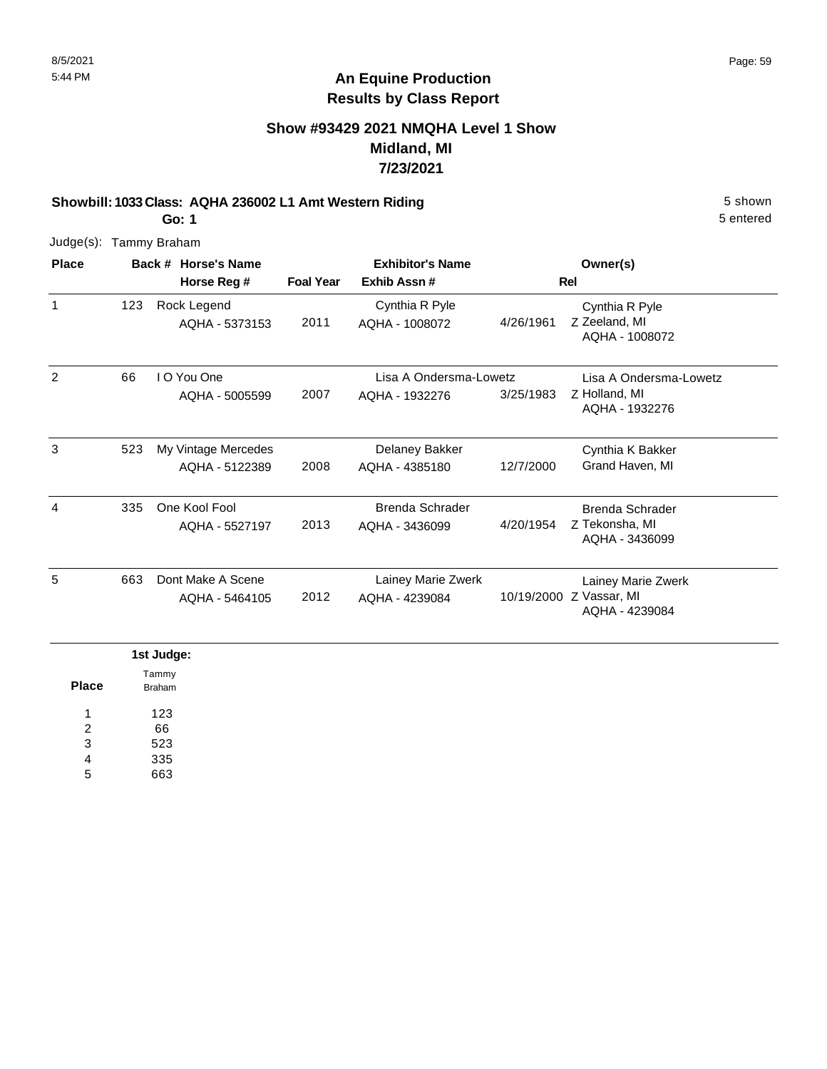## An Equine Production
## Results by Class Report

### Show #93429 2021 NMQHA Level 1 Show
### Midland, MI
### 7/23/2021

**Showbill: 1033 Class: AQHA 236002 L1 Amt Western Riding** 5 shown

**Go: 1** 5 entered

Judge(s): Tammy Braham

| Place | Back # | Horse's Name / Horse Reg # | Foal Year | Exhibitor's Name / Exhib Assn # | | Owner(s) / Rel |
|---|---|---|---|---|---|---|
| 1 | 123 | Rock Legend<br>AQHA - 5373153 | 2011 | Cynthia R Pyle<br>AQHA - 1008072 | 4/26/1961 | Cynthia R Pyle<br>Z Zeeland, MI<br>AQHA - 1008072 |
| 2 | 66 | I O You One<br>AQHA - 5005599 | 2007 | Lisa A Ondersma-Lowetz<br>AQHA - 1932276 | 3/25/1983 | Lisa A Ondersma-Lowetz<br>Z Holland, MI<br>AQHA - 1932276 |
| 3 | 523 | My Vintage Mercedes<br>AQHA - 5122389 | 2008 | Delaney Bakker<br>AQHA - 4385180 | 12/7/2000 | Cynthia K Bakker<br>Grand Haven, MI |
| 4 | 335 | One Kool Fool<br>AQHA - 5527197 | 2013 | Brenda Schrader<br>AQHA - 3436099 | 4/20/1954 | Brenda Schrader<br>Z Tekonsha, MI<br>AQHA - 3436099 |
| 5 | 663 | Dont Make A Scene<br>AQHA - 5464105 | 2012 | Lainey Marie Zwerk<br>AQHA - 4239084 | 10/19/2000 | Lainey Marie Zwerk<br>Z Vassar, MI<br>AQHA - 4239084 |

**1st Judge:**

| Place | Tammy Braham |
|---|---|
| 1 | 123 |
| 2 | 66 |
| 3 | 523 |
| 4 | 335 |
| 5 | 663 |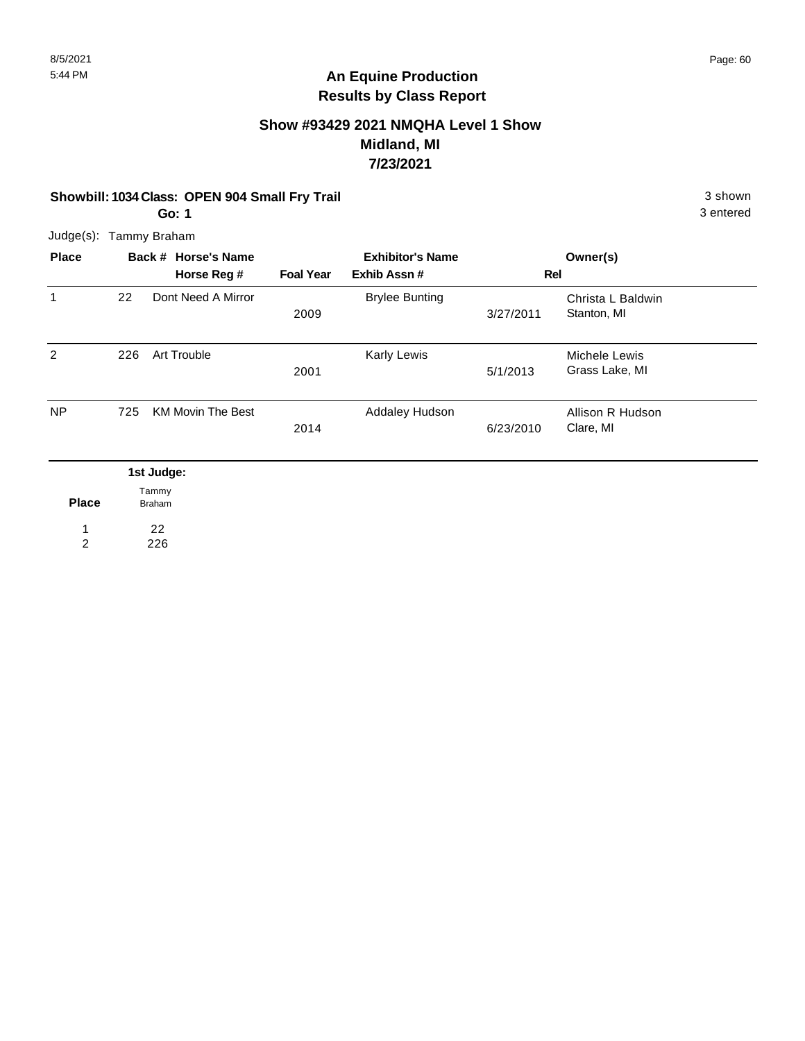# An Equine Production
## Results by Class Report

### Show #93429 2021 NMQHA Level 1 Show
### Midland, MI
### 7/23/2021

**Showbill: 1034 Class: OPEN 904 Small Fry Trail** — 3 shown

**Go: 1** — 3 entered

Judge(s): Tammy Braham

| Place | Back # | Horse's Name / Horse Reg # | Foal Year | Exhibitor's Name / Exhib Assn # | Rel | Owner(s) |
|---|---|---|---|---|---|---|
| 1 | 22 | Dont Need A Mirror | 2009 | Brylee Bunting | 3/27/2011 | Christa L Baldwin, Stanton, MI |
| 2 | 226 | Art Trouble | 2001 | Karly Lewis | 5/1/2013 | Michele Lewis, Grass Lake, MI |
| NP | 725 | KM Movin The Best | 2014 | Addaley Hudson | 6/23/2010 | Allison R Hudson, Clare, MI |

| Place | 1st Judge: Tammy Braham |
|---|---|
| 1 | 22 |
| 2 | 226 |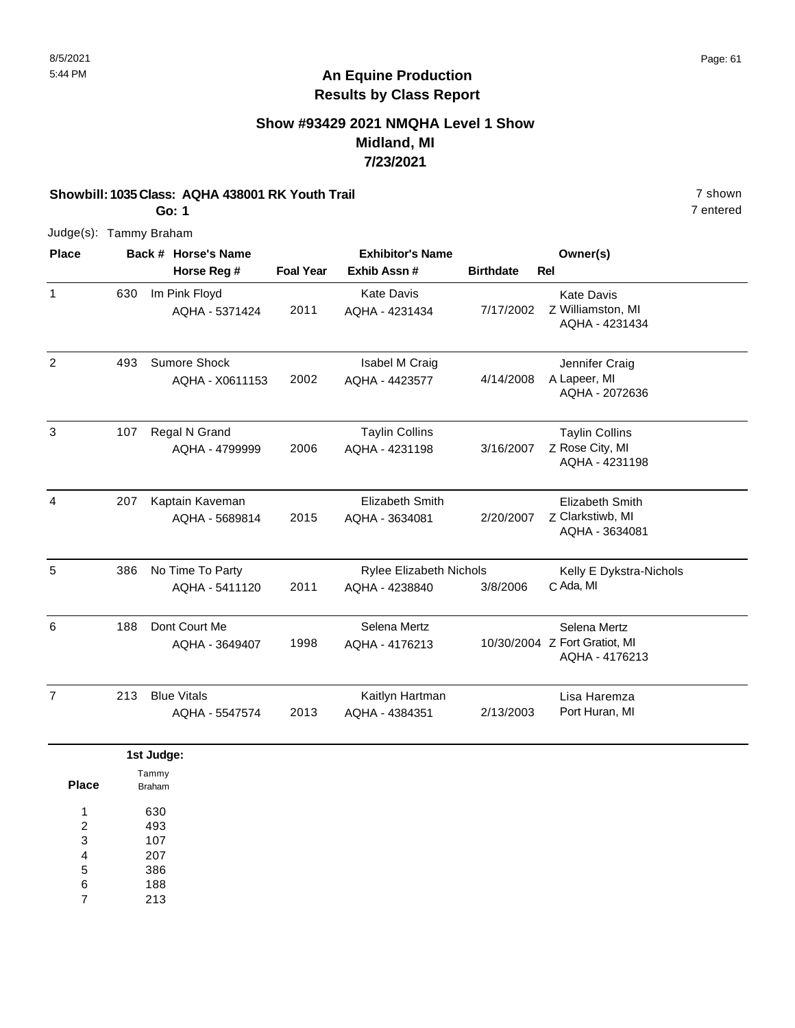# An Equine Production
## Results by Class Report

### Show #93429 2021 NMQHA Level 1 Show
### Midland, MI
### 7/23/2021

**Showbill: 1035 Class: AQHA 438001 RK Youth Trail** — 7 shown

**Go: 1** — 7 entered

Judge(s): Tammy Braham

| Place | Back # | Horse's Name / Horse Reg # | Foal Year | Exhibitor's Name / Exhib Assn # | Birthdate | Rel | Owner(s) |
|---|---|---|---|---|---|---|---|
| 1 | 630 | Im Pink Floyd<br>AQHA - 5371424 | 2011 | Kate Davis<br>AQHA - 4231434 | 7/17/2002 | Z | Kate Davis<br>Williamston, MI<br>AQHA - 4231434 |
| 2 | 493 | Sumore Shock<br>AQHA - X0611153 | 2002 | Isabel M Craig<br>AQHA - 4423577 | 4/14/2008 | A | Jennifer Craig<br>Lapeer, MI<br>AQHA - 2072636 |
| 3 | 107 | Regal N Grand<br>AQHA - 4799999 | 2006 | Taylin Collins<br>AQHA - 4231198 | 3/16/2007 | Z | Taylin Collins<br>Rose City, MI<br>AQHA - 4231198 |
| 4 | 207 | Kaptain Kaveman<br>AQHA - 5689814 | 2015 | Elizabeth Smith<br>AQHA - 3634081 | 2/20/2007 | Z | Elizabeth Smith<br>Clarkstiwb, MI<br>AQHA - 3634081 |
| 5 | 386 | No Time To Party<br>AQHA - 5411120 | 2011 | Rylee Elizabeth Nichols<br>AQHA - 4238840 | 3/8/2006 | C | Kelly E Dykstra-Nichols<br>Ada, MI |
| 6 | 188 | Dont Court Me<br>AQHA - 3649407 | 1998 | Selena Mertz<br>AQHA - 4176213 | 10/30/2004 | Z | Selena Mertz<br>Fort Gratiot, MI<br>AQHA - 4176213 |
| 7 | 213 | Blue Vitals<br>AQHA - 5547574 | 2013 | Kaitlyn Hartman<br>AQHA - 4384351 | 2/13/2003 | | Lisa Haremza<br>Port Huran, MI |

**1st Judge:**

| Place | Tammy Braham |
|---|---|
| 1 | 630 |
| 2 | 493 |
| 3 | 107 |
| 4 | 207 |
| 5 | 386 |
| 6 | 188 |
| 7 | 213 |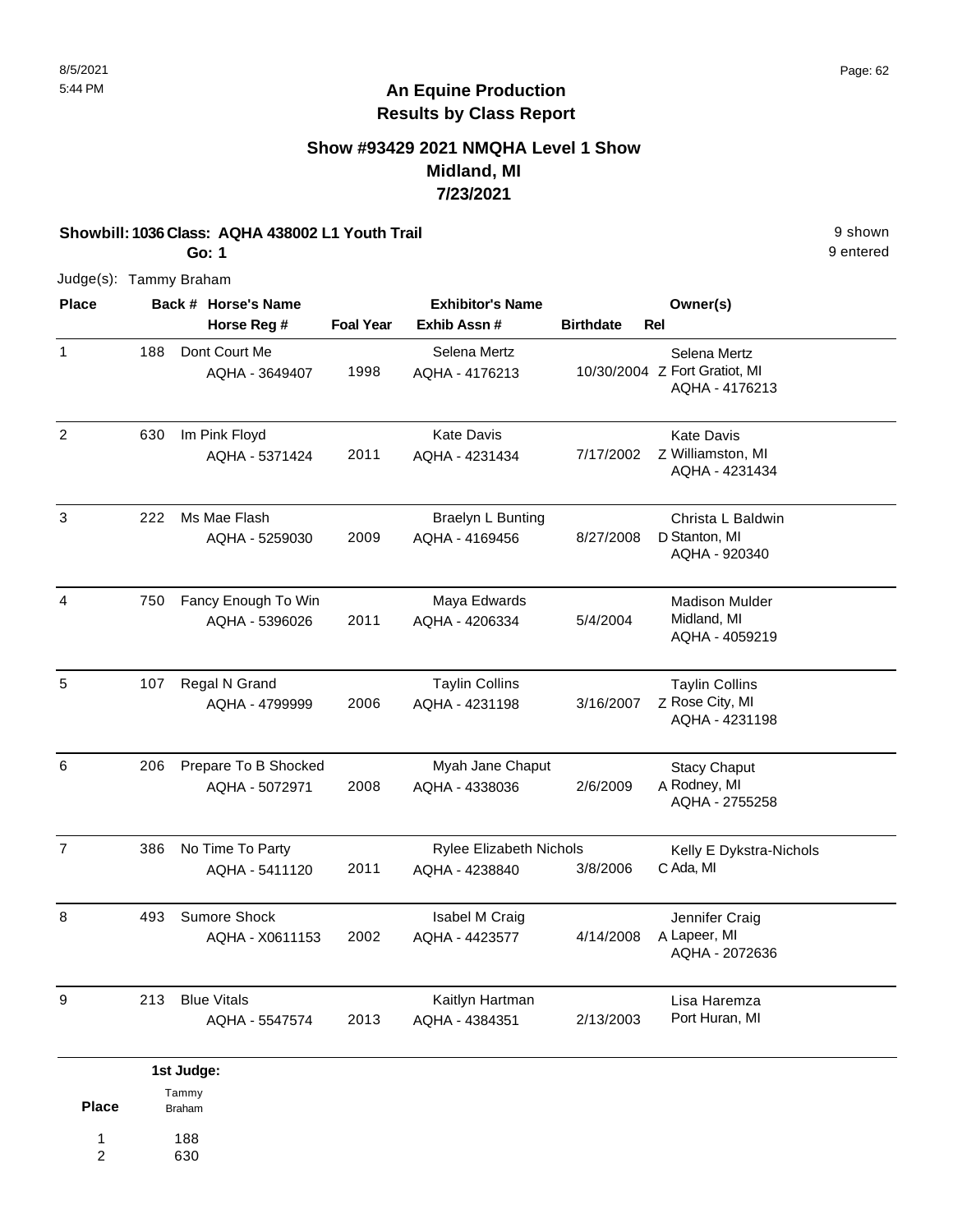# An Equine Production
## Results by Class Report

### Show #93429 2021 NMQHA Level 1 Show
### Midland, MI
### 7/23/2021

**Showbill: 1036 Class: AQHA 438002 L1 Youth Trail** — 9 shown

**Go: 1** — 9 entered

Judge(s): Tammy Braham

| Place | Back # | Horse's Name / Horse Reg # | Foal Year | Exhibitor's Name / Exhib Assn # | Birthdate | Rel | Owner(s) |
|---|---|---|---|---|---|---|---|
| 1 | 188 | Dont Court Me<br>AQHA - 3649407 | 1998 | Selena Mertz<br>AQHA - 4176213 | 10/30/2004 | Z | Selena Mertz<br>Fort Gratiot, MI<br>AQHA - 4176213 |
| 2 | 630 | Im Pink Floyd<br>AQHA - 5371424 | 2011 | Kate Davis<br>AQHA - 4231434 | 7/17/2002 | Z | Kate Davis<br>Williamston, MI<br>AQHA - 4231434 |
| 3 | 222 | Ms Mae Flash<br>AQHA - 5259030 | 2009 | Braelyn L Bunting<br>AQHA - 4169456 | 8/27/2008 | D | Christa L Baldwin<br>Stanton, MI<br>AQHA - 920340 |
| 4 | 750 | Fancy Enough To Win<br>AQHA - 5396026 | 2011 | Maya Edwards<br>AQHA - 4206334 | 5/4/2004 | | Madison Mulder<br>Midland, MI<br>AQHA - 4059219 |
| 5 | 107 | Regal N Grand<br>AQHA - 4799999 | 2006 | Taylin Collins<br>AQHA - 4231198 | 3/16/2007 | Z | Taylin Collins<br>Rose City, MI<br>AQHA - 4231198 |
| 6 | 206 | Prepare To B Shocked<br>AQHA - 5072971 | 2008 | Myah Jane Chaput<br>AQHA - 4338036 | 2/6/2009 | A | Stacy Chaput<br>Rodney, MI<br>AQHA - 2755258 |
| 7 | 386 | No Time To Party<br>AQHA - 5411120 | 2011 | Rylee Elizabeth Nichols<br>AQHA - 4238840 | 3/8/2006 | C | Kelly E Dykstra-Nichols<br>Ada, MI |
| 8 | 493 | Sumore Shock<br>AQHA - X0611153 | 2002 | Isabel M Craig<br>AQHA - 4423577 | 4/14/2008 | A | Jennifer Craig<br>Lapeer, MI<br>AQHA - 2072636 |
| 9 | 213 | Blue Vitals<br>AQHA - 5547574 | 2013 | Kaitlyn Hartman<br>AQHA - 4384351 | 2/13/2003 | | Lisa Haremza<br>Port Huran, MI |

| Place | 1st Judge: Tammy Braham |
|---|---|
| 1 | 188 |
| 2 | 630 |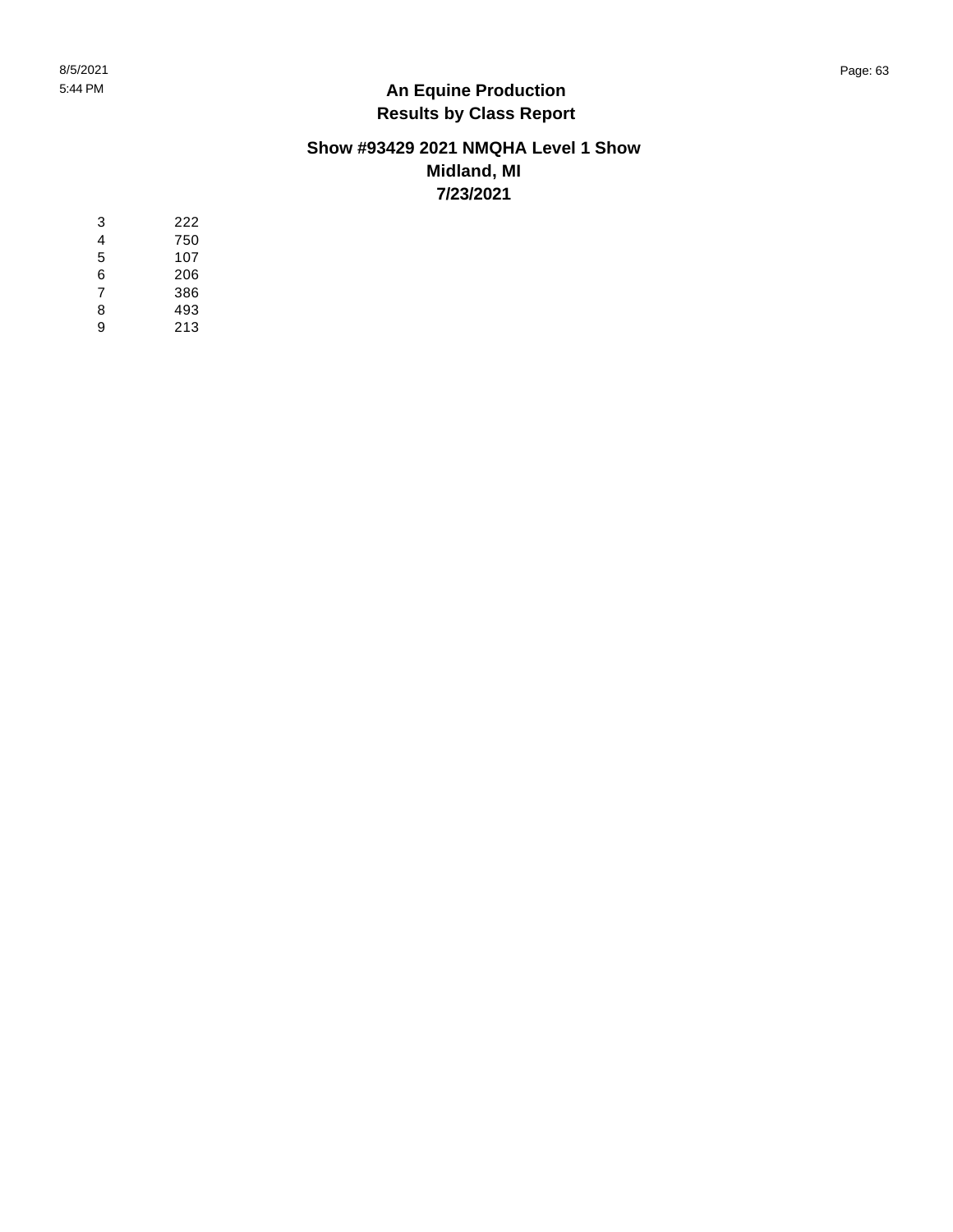## An Equine Production
## Results by Class Report

### Show #93429 2021 NMQHA Level 1 Show
### Midland, MI
### 7/23/2021

| | |
|---|---|
| 3 | 222 |
| 4 | 750 |
| 5 | 107 |
| 6 | 206 |
| 7 | 386 |
| 8 | 493 |
| 9 | 213 |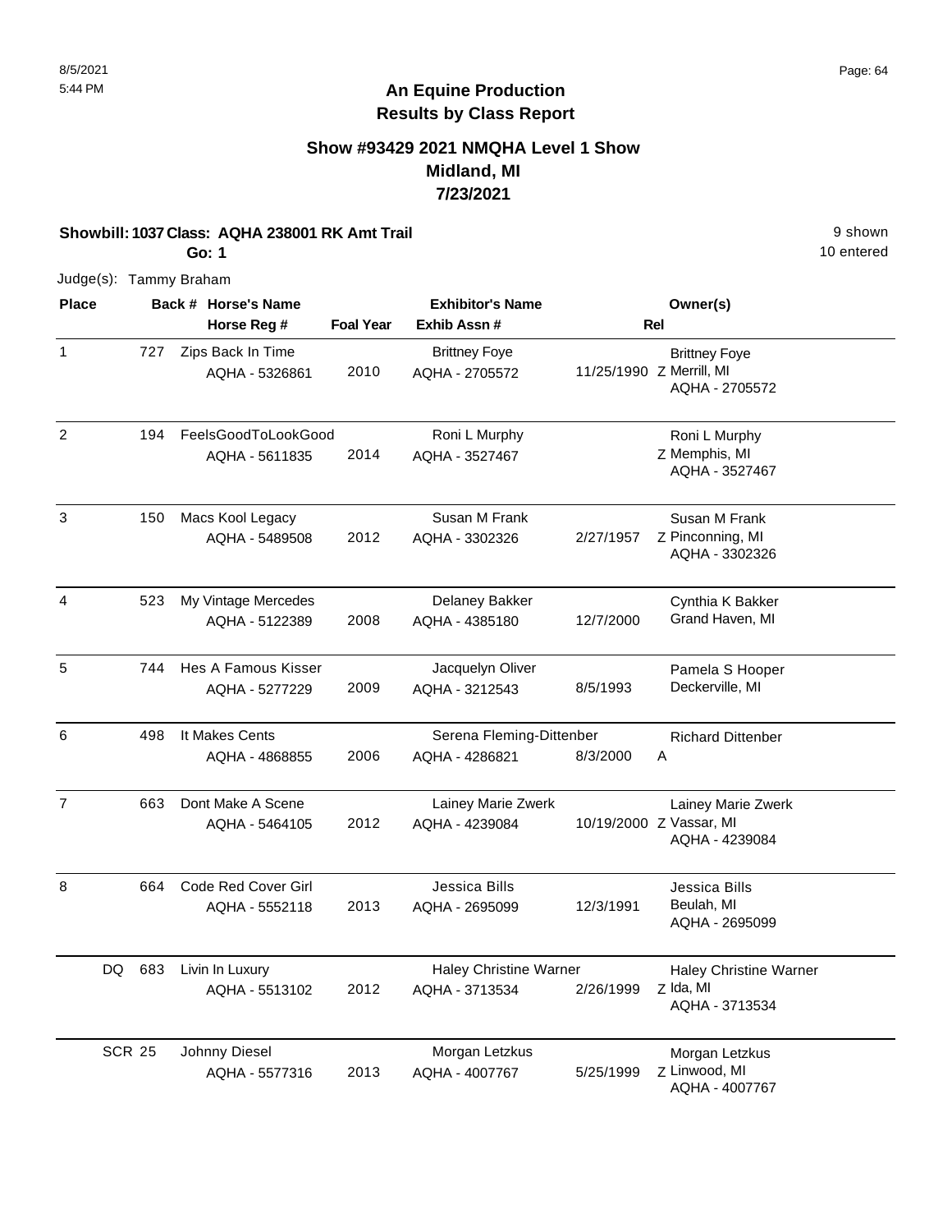## An Equine Production
## Results by Class Report

### Show #93429 2021 NMQHA Level 1 Show
### Midland, MI
### 7/23/2021

**Showbill: 1037 Class: AQHA 238001 RK Amt Trail** — 9 shown, 10 entered

**Go: 1**

Judge(s): Tammy Braham

| Place | Back # | Horse's Name / Horse Reg # | Foal Year | Exhibitor's Name / Exhib Assn # | Rel | Owner(s) |
|---|---|---|---|---|---|---|
| 1 | 727 | Zips Back In Time / AQHA - 5326861 | 2010 | Brittney Foye / AQHA - 2705572 | 11/25/1990 Z | Brittney Foye, Merrill, MI, AQHA - 2705572 |
| 2 | 194 | FeelsGoodToLookGood / AQHA - 5611835 | 2014 | Roni L Murphy / AQHA - 3527467 | Z | Roni L Murphy, Memphis, MI, AQHA - 3527467 |
| 3 | 150 | Macs Kool Legacy / AQHA - 5489508 | 2012 | Susan M Frank / AQHA - 3302326 | 2/27/1957 Z | Susan M Frank, Pinconning, MI, AQHA - 3302326 |
| 4 | 523 | My Vintage Mercedes / AQHA - 5122389 | 2008 | Delaney Bakker / AQHA - 4385180 | 12/7/2000 | Cynthia K Bakker, Grand Haven, MI |
| 5 | 744 | Hes A Famous Kisser / AQHA - 5277229 | 2009 | Jacquelyn Oliver / AQHA - 3212543 | 8/5/1993 | Pamela S Hooper, Deckerville, MI |
| 6 | 498 | It Makes Cents / AQHA - 4868855 | 2006 | Serena Fleming-Dittenber / AQHA - 4286821 | 8/3/2000 A | Richard Dittenber |
| 7 | 663 | Dont Make A Scene / AQHA - 5464105 | 2012 | Lainey Marie Zwerk / AQHA - 4239084 | 10/19/2000 Z | Lainey Marie Zwerk, Vassar, MI, AQHA - 4239084 |
| 8 | 664 | Code Red Cover Girl / AQHA - 5552118 | 2013 | Jessica Bills / AQHA - 2695099 | 12/3/1991 | Jessica Bills, Beulah, MI, AQHA - 2695099 |
| DQ | 683 | Livin In Luxury / AQHA - 5513102 | 2012 | Haley Christine Warner / AQHA - 3713534 | 2/26/1999 Z | Haley Christine Warner, Ida, MI, AQHA - 3713534 |
| SCR | 25 | Johnny Diesel / AQHA - 5577316 | 2013 | Morgan Letzkus / AQHA - 4007767 | 5/25/1999 Z | Morgan Letzkus, Linwood, MI, AQHA - 4007767 |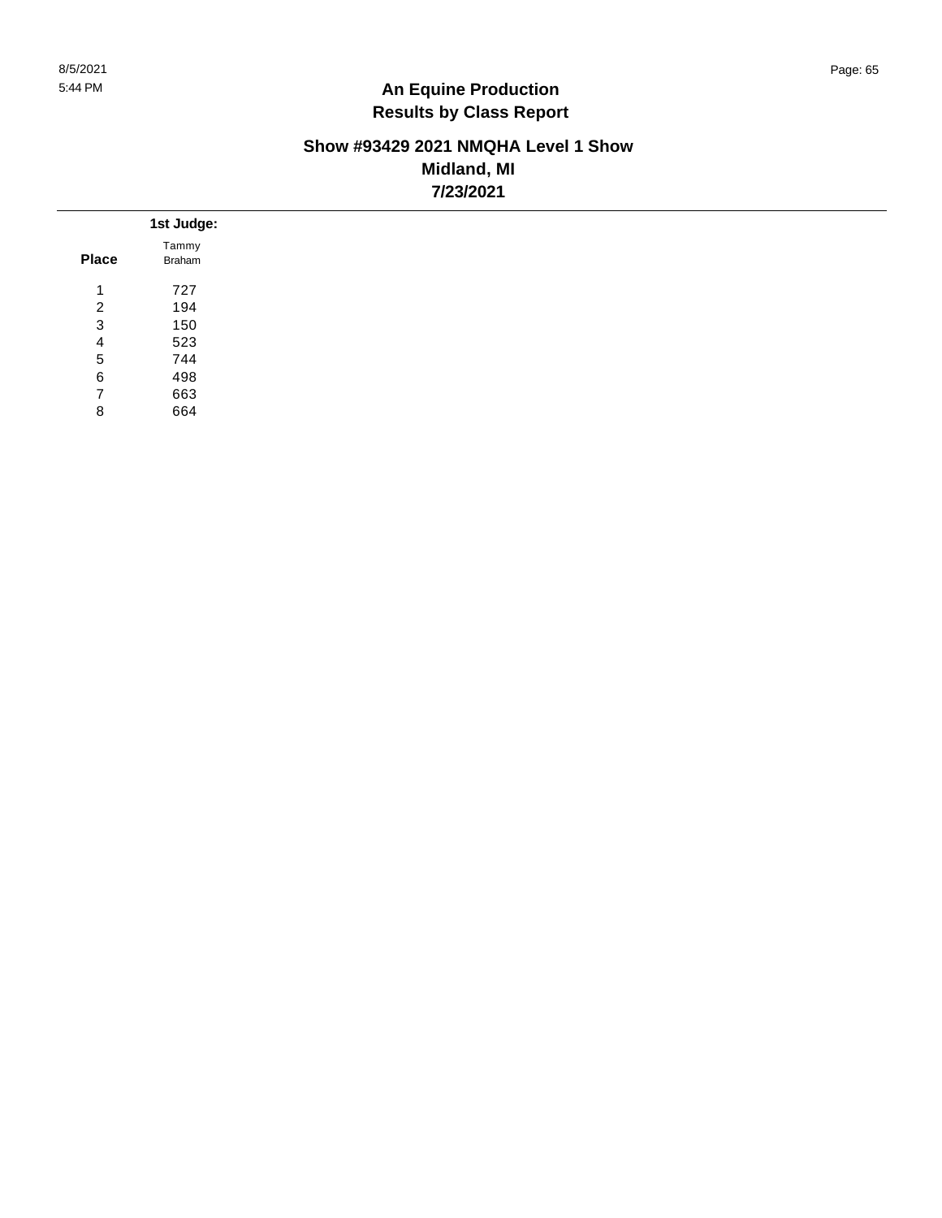# An Equine Production
## Results by Class Report

### Show #93429 2021 NMQHA Level 1 Show
### Midland, MI
### 7/23/2021

| Place | 1st Judge: Tammy Braham |
|---|---|
| 1 | 727 |
| 2 | 194 |
| 3 | 150 |
| 4 | 523 |
| 5 | 744 |
| 6 | 498 |
| 7 | 663 |
| 8 | 664 |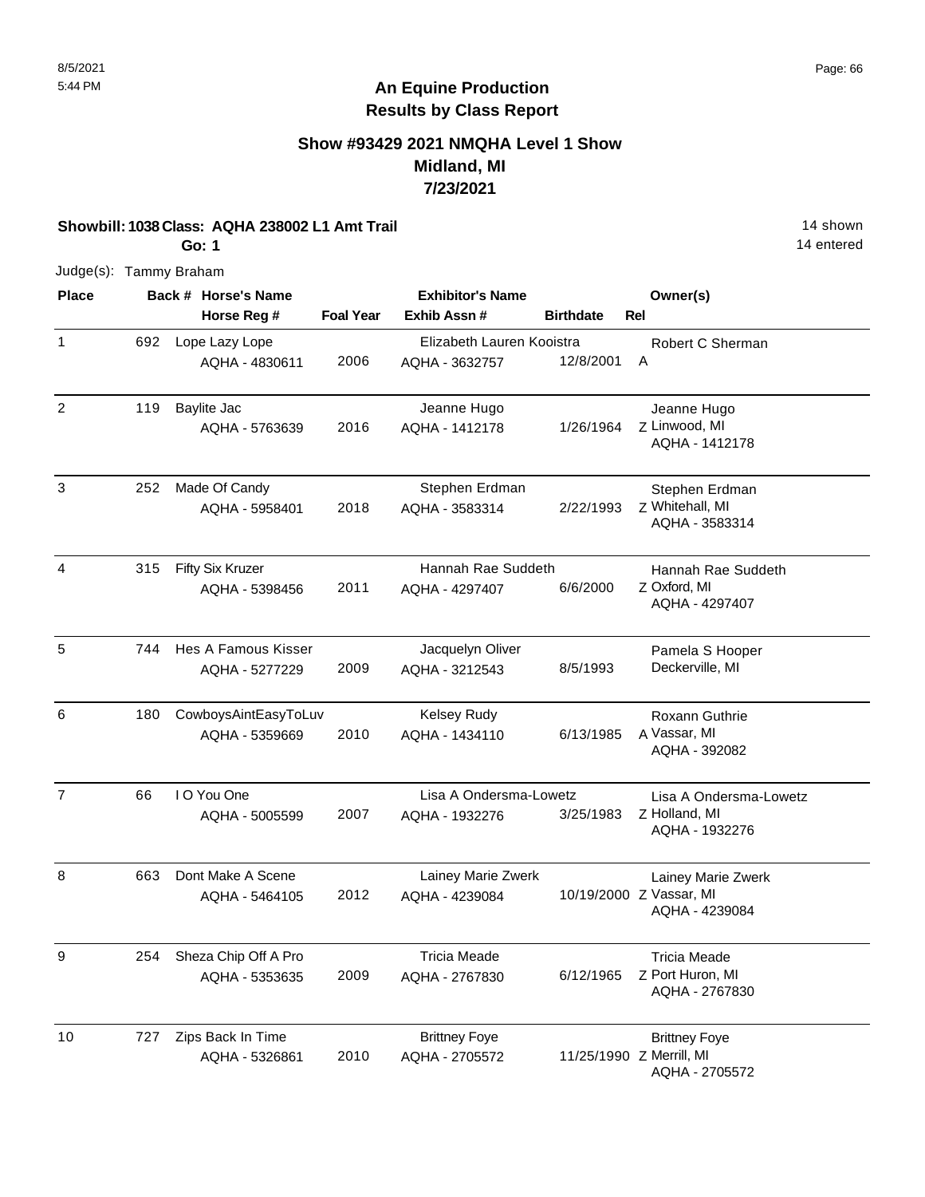# An Equine Production
## Results by Class Report

### Show #93429 2021 NMQHA Level 1 Show
### Midland, MI
### 7/23/2021

**Showbill: 1038 Class: AQHA 238002 L1 Amt Trail** — 14 shown, 14 entered

**Go: 1**

Judge(s): Tammy Braham

| Place | Back # | Horse's Name / Horse Reg # | Foal Year | Exhibitor's Name / Exhib Assn # | Birthdate | Rel | Owner(s) |
|---|---|---|---|---|---|---|---|
| 1 | 692 | Lope Lazy Lope<br>AQHA - 4830611 | 2006 | Elizabeth Lauren Kooistra<br>AQHA - 3632757 | 12/8/2001 | A | Robert C Sherman |
| 2 | 119 | Baylite Jac<br>AQHA - 5763639 | 2016 | Jeanne Hugo<br>AQHA - 1412178 | 1/26/1964 | Z | Jeanne Hugo<br>Linwood, MI<br>AQHA - 1412178 |
| 3 | 252 | Made Of Candy<br>AQHA - 5958401 | 2018 | Stephen Erdman<br>AQHA - 3583314 | 2/22/1993 | Z | Stephen Erdman<br>Whitehall, MI<br>AQHA - 3583314 |
| 4 | 315 | Fifty Six Kruzer<br>AQHA - 5398456 | 2011 | Hannah Rae Suddeth<br>AQHA - 4297407 | 6/6/2000 | Z | Hannah Rae Suddeth<br>Oxford, MI<br>AQHA - 4297407 |
| 5 | 744 | Hes A Famous Kisser<br>AQHA - 5277229 | 2009 | Jacquelyn Oliver<br>AQHA - 3212543 | 8/5/1993 | | Pamela S Hooper<br>Deckerville, MI |
| 6 | 180 | CowboysAintEasyToLuv<br>AQHA - 5359669 | 2010 | Kelsey Rudy<br>AQHA - 1434110 | 6/13/1985 | A | Roxann Guthrie<br>Vassar, MI<br>AQHA - 392082 |
| 7 | 66 | I O You One<br>AQHA - 5005599 | 2007 | Lisa A Ondersma-Lowetz<br>AQHA - 1932276 | 3/25/1983 | Z | Lisa A Ondersma-Lowetz<br>Holland, MI<br>AQHA - 1932276 |
| 8 | 663 | Dont Make A Scene<br>AQHA - 5464105 | 2012 | Lainey Marie Zwerk<br>AQHA - 4239084 | 10/19/2000 | Z | Lainey Marie Zwerk<br>Vassar, MI<br>AQHA - 4239084 |
| 9 | 254 | Sheza Chip Off A Pro<br>AQHA - 5353635 | 2009 | Tricia Meade<br>AQHA - 2767830 | 6/12/1965 | Z | Tricia Meade<br>Port Huron, MI<br>AQHA - 2767830 |
| 10 | 727 | Zips Back In Time<br>AQHA - 5326861 | 2010 | Brittney Foye<br>AQHA - 2705572 | 11/25/1990 | Z | Brittney Foye<br>Merrill, MI<br>AQHA - 2705572 |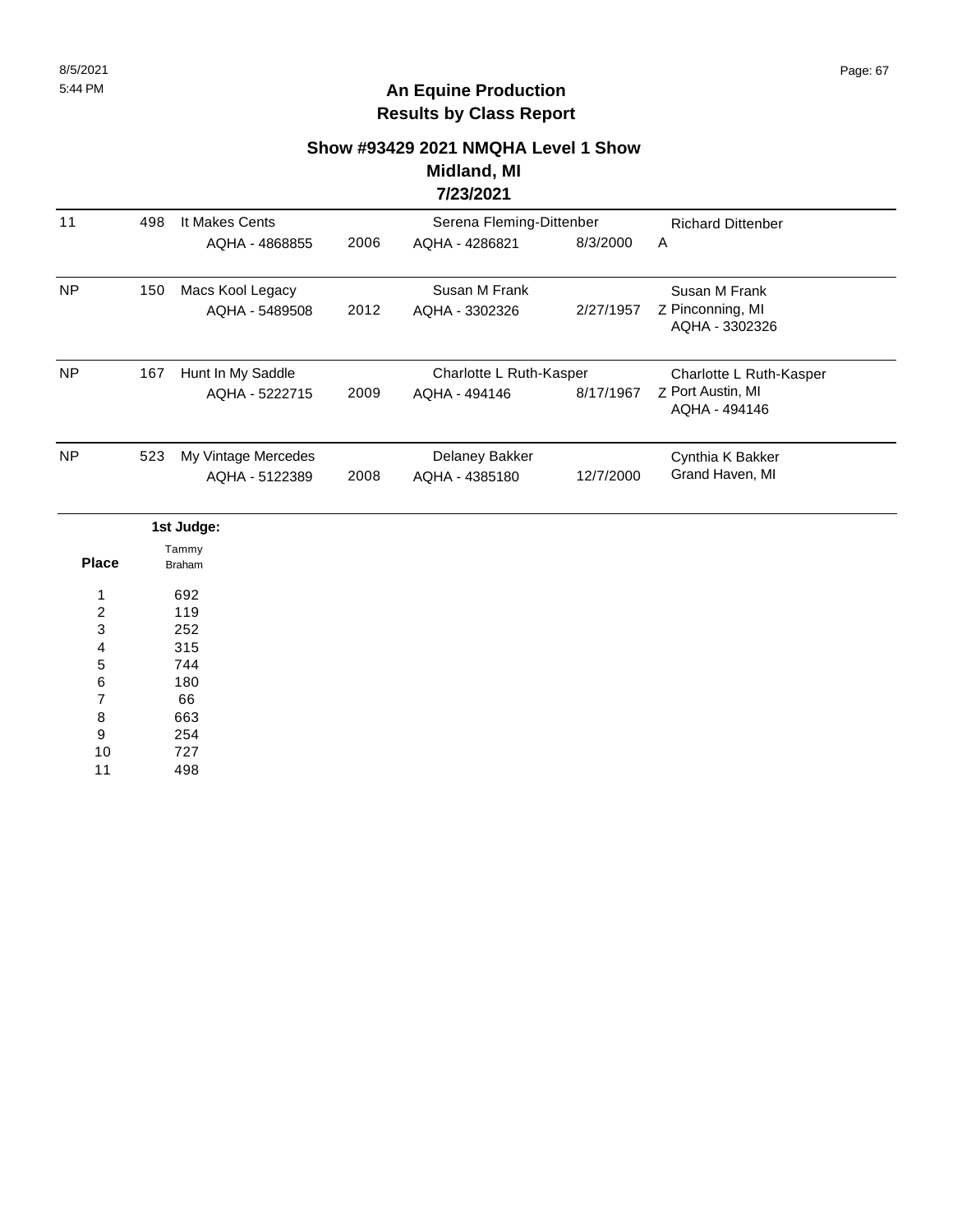# An Equine Production
## Results by Class Report

### Show #93429 2021 NMQHA Level 1 Show
### Midland, MI
### 7/23/2021

| Place | Back # | Horse | Year | Rider | Rider DOB | Owner |
|---|---|---|---|---|---|---|
| 11 | 498 | It Makes Cents<br>AQHA - 4868855 | 2006 | Serena Fleming-Dittenber<br>AQHA - 4286821 | 8/3/2000 | A Richard Dittenber |
| NP | 150 | Macs Kool Legacy<br>AQHA - 5489508 | 2012 | Susan M Frank<br>AQHA - 3302326 | 2/27/1957 | Z Susan M Frank<br>Pinconning, MI<br>AQHA - 3302326 |
| NP | 167 | Hunt In My Saddle<br>AQHA - 5222715 | 2009 | Charlotte L Ruth-Kasper<br>AQHA - 494146 | 8/17/1967 | Z Charlotte L Ruth-Kasper<br>Port Austin, MI<br>AQHA - 494146 |
| NP | 523 | My Vintage Mercedes<br>AQHA - 5122389 | 2008 | Delaney Bakker<br>AQHA - 4385180 | 12/7/2000 | Cynthia K Bakker<br>Grand Haven, MI |

| Place | 1st Judge: Tammy Braham |
|---|---|
| 1 | 692 |
| 2 | 119 |
| 3 | 252 |
| 4 | 315 |
| 5 | 744 |
| 6 | 180 |
| 7 | 66 |
| 8 | 663 |
| 9 | 254 |
| 10 | 727 |
| 11 | 498 |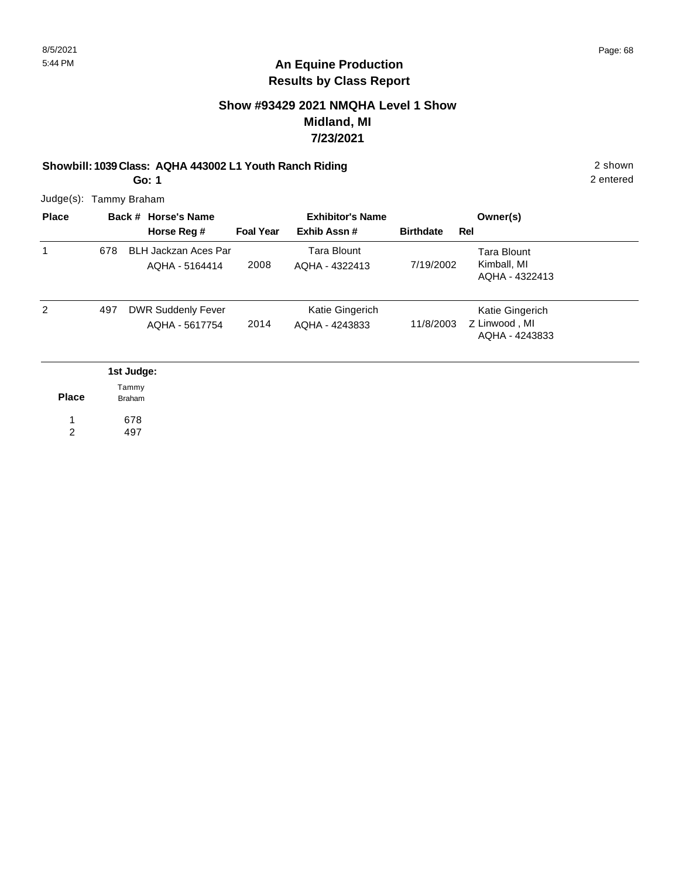# An Equine Production
## Results by Class Report

### Show #93429 2021 NMQHA Level 1 Show
### Midland, MI
### 7/23/2021

**Showbill: 1039 Class: AQHA 443002 L1 Youth Ranch Riding** — 2 shown, 2 entered

**Go: 1**

Judge(s): Tammy Braham

| Place | Back # | Horse's Name / Horse Reg # | Foal Year | Exhibitor's Name / Exhib Assn # | Birthdate | Rel | Owner(s) |
|---|---|---|---|---|---|---|---|
| 1 | 678 | BLH Jackzan Aces Par<br>AQHA - 5164414 | 2008 | Tara Blount<br>AQHA - 4322413 | 7/19/2002 | | Tara Blount<br>Kimball, MI<br>AQHA - 4322413 |
| 2 | 497 | DWR Suddenly Fever<br>AQHA - 5617754 | 2014 | Katie Gingerich<br>AQHA - 4243833 | 11/8/2003 | Z | Katie Gingerich<br>Linwood , MI<br>AQHA - 4243833 |

**1st Judge:**

| Place | Tammy Braham |
|---|---|
| 1 | 678 |
| 2 | 497 |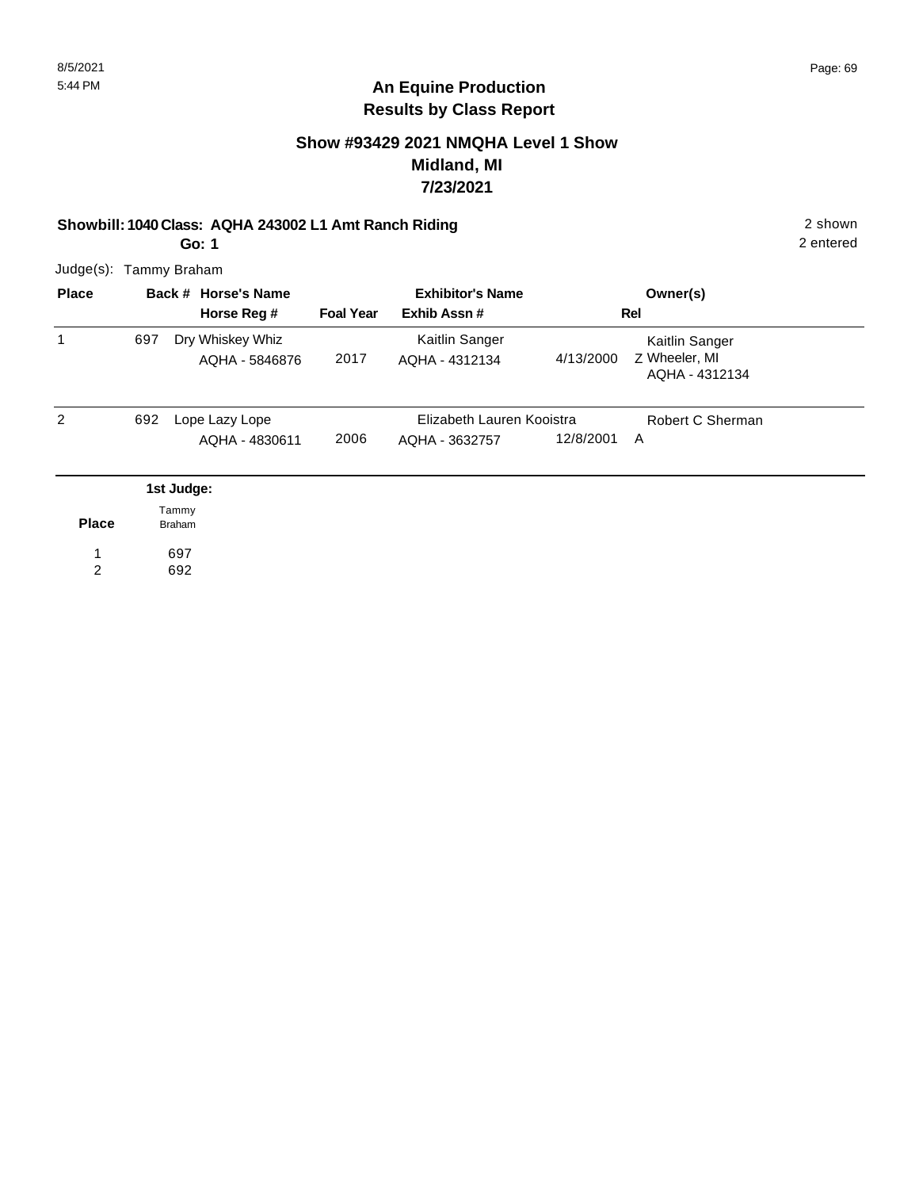# An Equine Production
## Results by Class Report

### Show #93429 2021 NMQHA Level 1 Show
### Midland, MI
### 7/23/2021

**Showbill: 1040 Class: AQHA 243002 L1 Amt Ranch Riding** 2 shown

**Go: 1** 2 entered

Judge(s): Tammy Braham

| Place | Back # | Horse's Name / Horse Reg # | Foal Year | Exhibitor's Name / Exhib Assn # | | Owner(s) / Rel |
|---|---|---|---|---|---|---|
| 1 | 697 | Dry Whiskey Whiz<br>AQHA - 5846876 | 2017 | Kaitlin Sanger<br>AQHA - 4312134 | 4/13/2000 | Kaitlin Sanger<br>Z Wheeler, MI<br>AQHA - 4312134 |
| 2 | 692 | Lope Lazy Lope<br>AQHA - 4830611 | 2006 | Elizabeth Lauren Kooistra<br>AQHA - 3632757 | 12/8/2001 | Robert C Sherman<br>A |

| Place | 1st Judge: Tammy Braham |
|---|---|
| 1 | 697 |
| 2 | 692 |